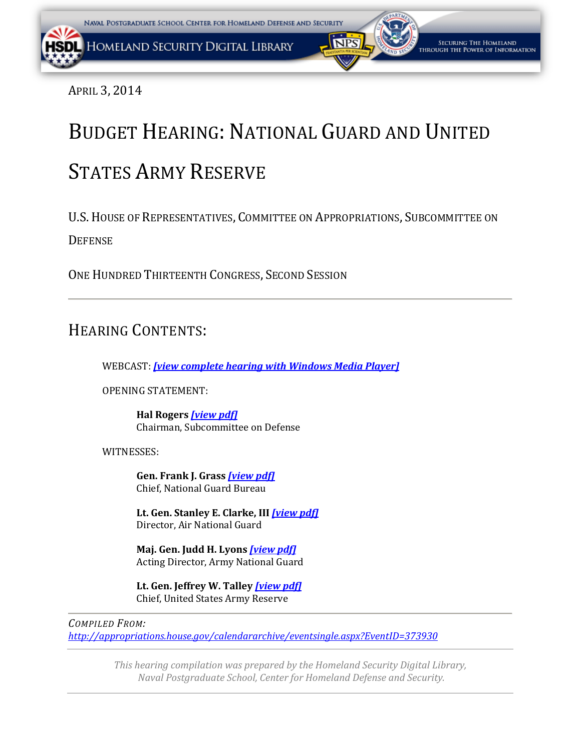APRIL 3, 2014

# BUDGET HEARING: NATIONAL GUARD AND UNITED STATES ARMY RESERVE

U.S. HOUSE OF REPRESENTATIVES, COMMITTEE ON APPROPRIATIONS, SUBCOMMITTEE ON DEFENSE

ONE HUNDRED THIRTEENTH CONGRESS, SECOND SESSION

---

## HEARING CONTENTS:

WEBCAST: ***[view complete hearing with Windows Media Player]***

OPENING STATEMENT:

**Hal Rogers** ***[view pdf]***
Chairman, Subcommittee on Defense

WITNESSES:

**Gen. Frank J. Grass** ***[view pdf]***
Chief, National Guard Bureau

**Lt. Gen. Stanley E. Clarke, III** ***[view pdf]***
Director, Air National Guard

**Maj. Gen. Judd H. Lyons** ***[view pdf]***
Acting Director, Army National Guard

**Lt. Gen. Jeffrey W. Talley** ***[view pdf]***
Chief, United States Army Reserve

---

*COMPILED FROM:*
*http://appropriations.house.gov/calendararchive/eventsingle.aspx?EventID=373930*

---

*This hearing compilation was prepared by the Homeland Security Digital Library, Naval Postgraduate School, Center for Homeland Defense and Security.*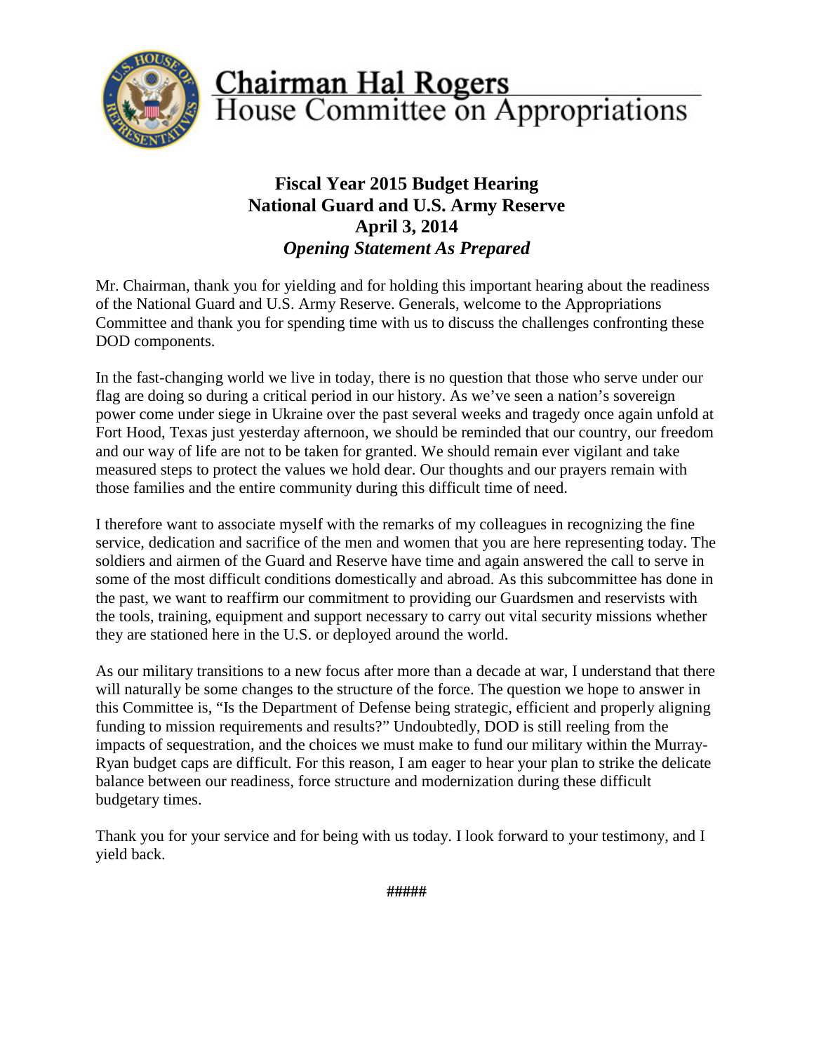# Chairman Hal Rogers
## House Committee on Appropriations

### Fiscal Year 2015 Budget Hearing
### National Guard and U.S. Army Reserve
### April 3, 2014
### *Opening Statement As Prepared*

Mr. Chairman, thank you for yielding and for holding this important hearing about the readiness of the National Guard and U.S. Army Reserve. Generals, welcome to the Appropriations Committee and thank you for spending time with us to discuss the challenges confronting these DOD components.

In the fast-changing world we live in today, there is no question that those who serve under our flag are doing so during a critical period in our history. As we've seen a nation's sovereign power come under siege in Ukraine over the past several weeks and tragedy once again unfold at Fort Hood, Texas just yesterday afternoon, we should be reminded that our country, our freedom and our way of life are not to be taken for granted. We should remain ever vigilant and take measured steps to protect the values we hold dear. Our thoughts and our prayers remain with those families and the entire community during this difficult time of need.

I therefore want to associate myself with the remarks of my colleagues in recognizing the fine service, dedication and sacrifice of the men and women that you are here representing today. The soldiers and airmen of the Guard and Reserve have time and again answered the call to serve in some of the most difficult conditions domestically and abroad. As this subcommittee has done in the past, we want to reaffirm our commitment to providing our Guardsmen and reservists with the tools, training, equipment and support necessary to carry out vital security missions whether they are stationed here in the U.S. or deployed around the world.

As our military transitions to a new focus after more than a decade at war, I understand that there will naturally be some changes to the structure of the force. The question we hope to answer in this Committee is, "Is the Department of Defense being strategic, efficient and properly aligning funding to mission requirements and results?" Undoubtedly, DOD is still reeling from the impacts of sequestration, and the choices we must make to fund our military within the Murray-Ryan budget caps are difficult. For this reason, I am eager to hear your plan to strike the delicate balance between our readiness, force structure and modernization during these difficult budgetary times.

Thank you for your service and for being with us today. I look forward to your testimony, and I yield back.

#####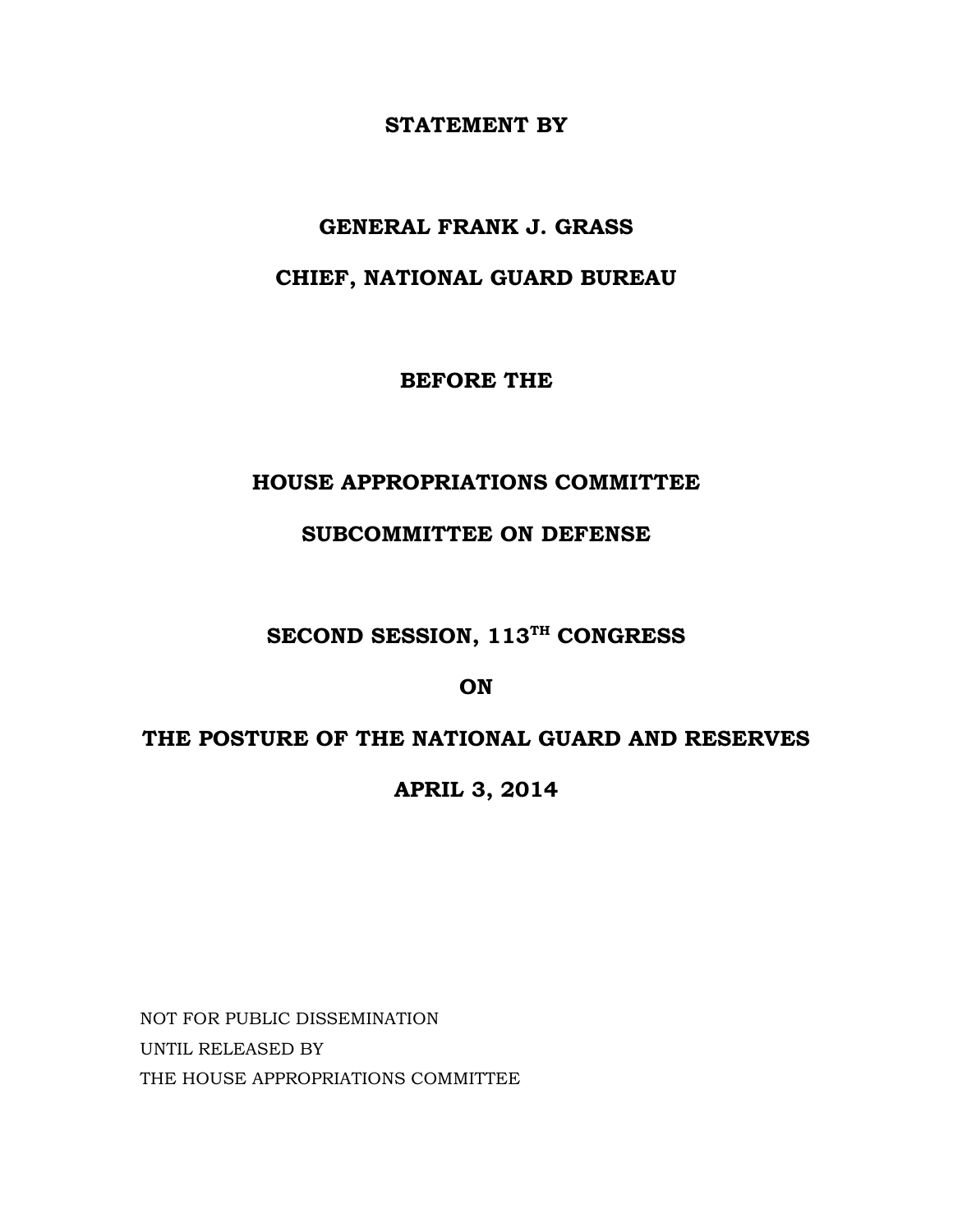**STATEMENT BY**

**GENERAL FRANK J. GRASS**

**CHIEF, NATIONAL GUARD BUREAU**

**BEFORE THE**

**HOUSE APPROPRIATIONS COMMITTEE**

**SUBCOMMITTEE ON DEFENSE**

**SECOND SESSION, 113TH CONGRESS**

**ON**

**THE POSTURE OF THE NATIONAL GUARD AND RESERVES**

**APRIL 3, 2014**

NOT FOR PUBLIC DISSEMINATION

UNTIL RELEASED BY

THE HOUSE APPROPRIATIONS COMMITTEE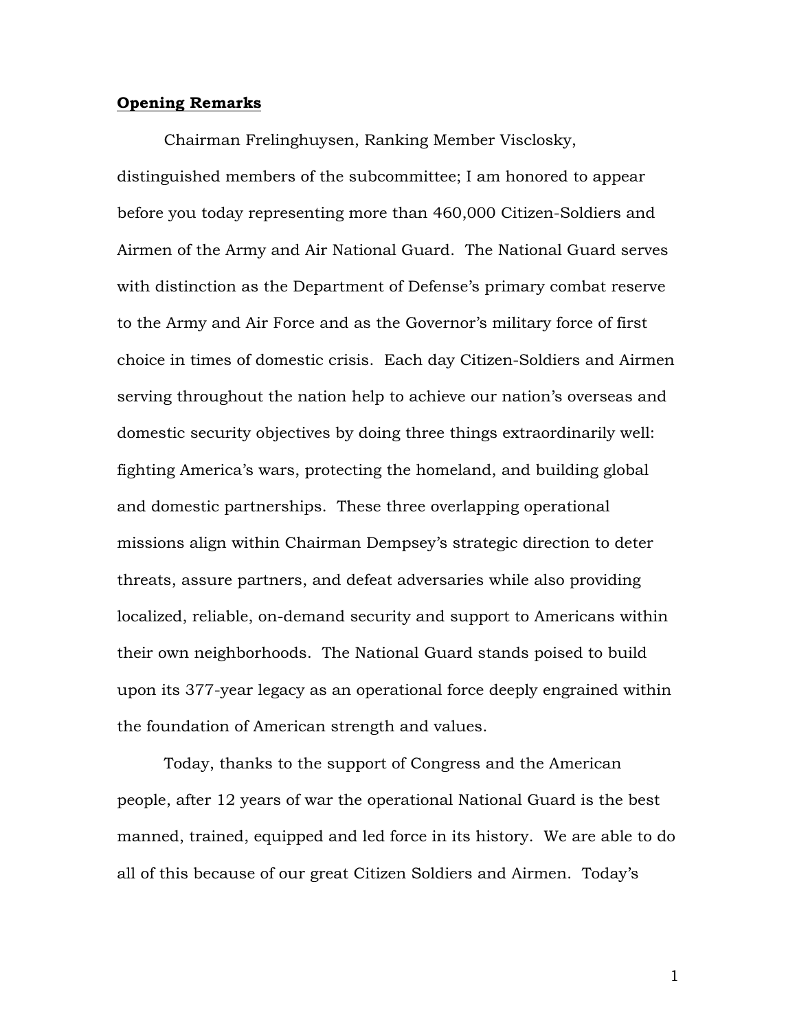**Opening Remarks**

Chairman Frelinghuysen, Ranking Member Visclosky, distinguished members of the subcommittee; I am honored to appear before you today representing more than 460,000 Citizen-Soldiers and Airmen of the Army and Air National Guard. The National Guard serves with distinction as the Department of Defense's primary combat reserve to the Army and Air Force and as the Governor's military force of first choice in times of domestic crisis. Each day Citizen-Soldiers and Airmen serving throughout the nation help to achieve our nation's overseas and domestic security objectives by doing three things extraordinarily well: fighting America's wars, protecting the homeland, and building global and domestic partnerships. These three overlapping operational missions align within Chairman Dempsey's strategic direction to deter threats, assure partners, and defeat adversaries while also providing localized, reliable, on-demand security and support to Americans within their own neighborhoods. The National Guard stands poised to build upon its 377-year legacy as an operational force deeply engrained within the foundation of American strength and values.

Today, thanks to the support of Congress and the American people, after 12 years of war the operational National Guard is the best manned, trained, equipped and led force in its history. We are able to do all of this because of our great Citizen Soldiers and Airmen. Today's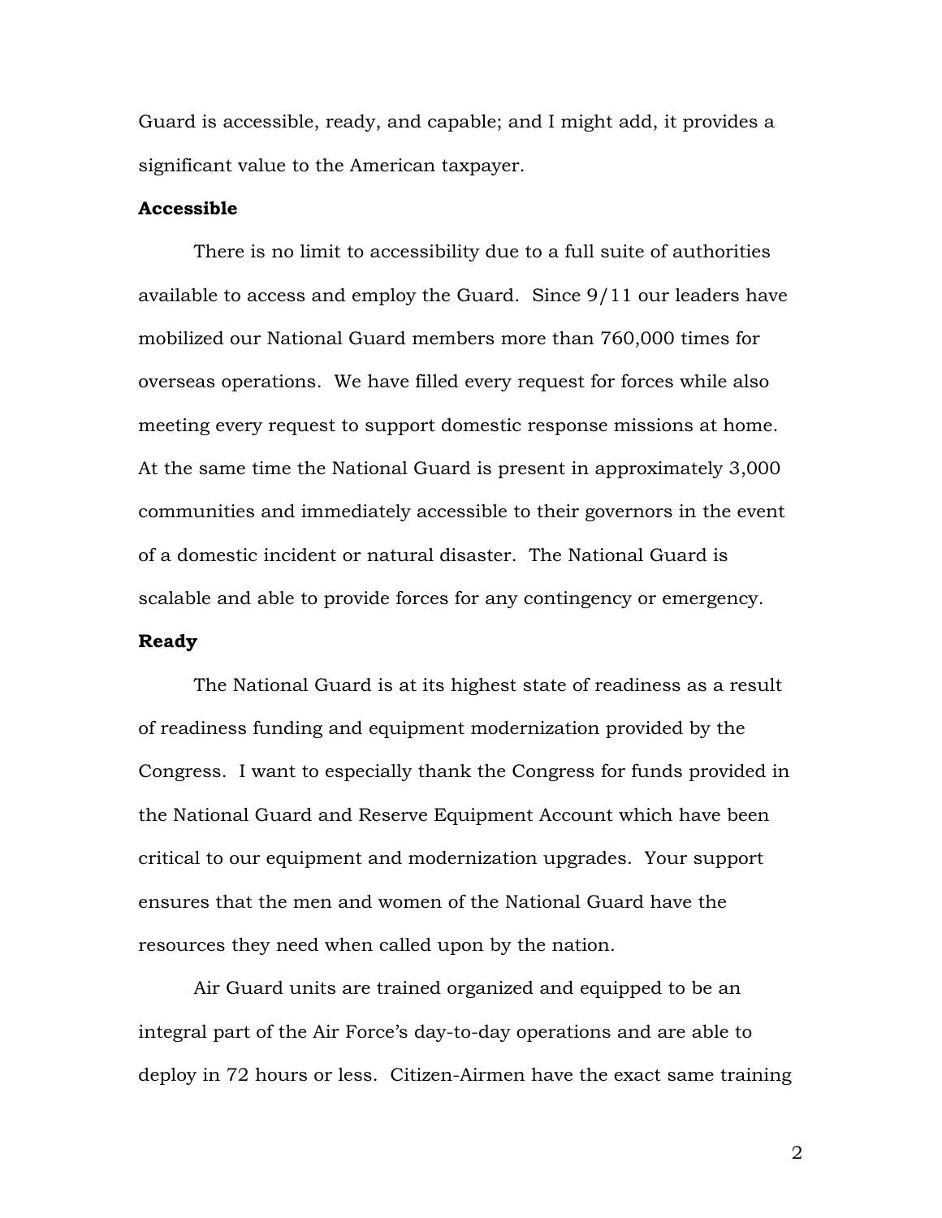Guard is accessible, ready, and capable; and I might add, it provides a significant value to the American taxpayer.

**Accessible**

There is no limit to accessibility due to a full suite of authorities available to access and employ the Guard. Since 9/11 our leaders have mobilized our National Guard members more than 760,000 times for overseas operations. We have filled every request for forces while also meeting every request to support domestic response missions at home. At the same time the National Guard is present in approximately 3,000 communities and immediately accessible to their governors in the event of a domestic incident or natural disaster. The National Guard is scalable and able to provide forces for any contingency or emergency.

**Ready**

The National Guard is at its highest state of readiness as a result of readiness funding and equipment modernization provided by the Congress. I want to especially thank the Congress for funds provided in the National Guard and Reserve Equipment Account which have been critical to our equipment and modernization upgrades. Your support ensures that the men and women of the National Guard have the resources they need when called upon by the nation.

Air Guard units are trained organized and equipped to be an integral part of the Air Force's day-to-day operations and are able to deploy in 72 hours or less. Citizen-Airmen have the exact same training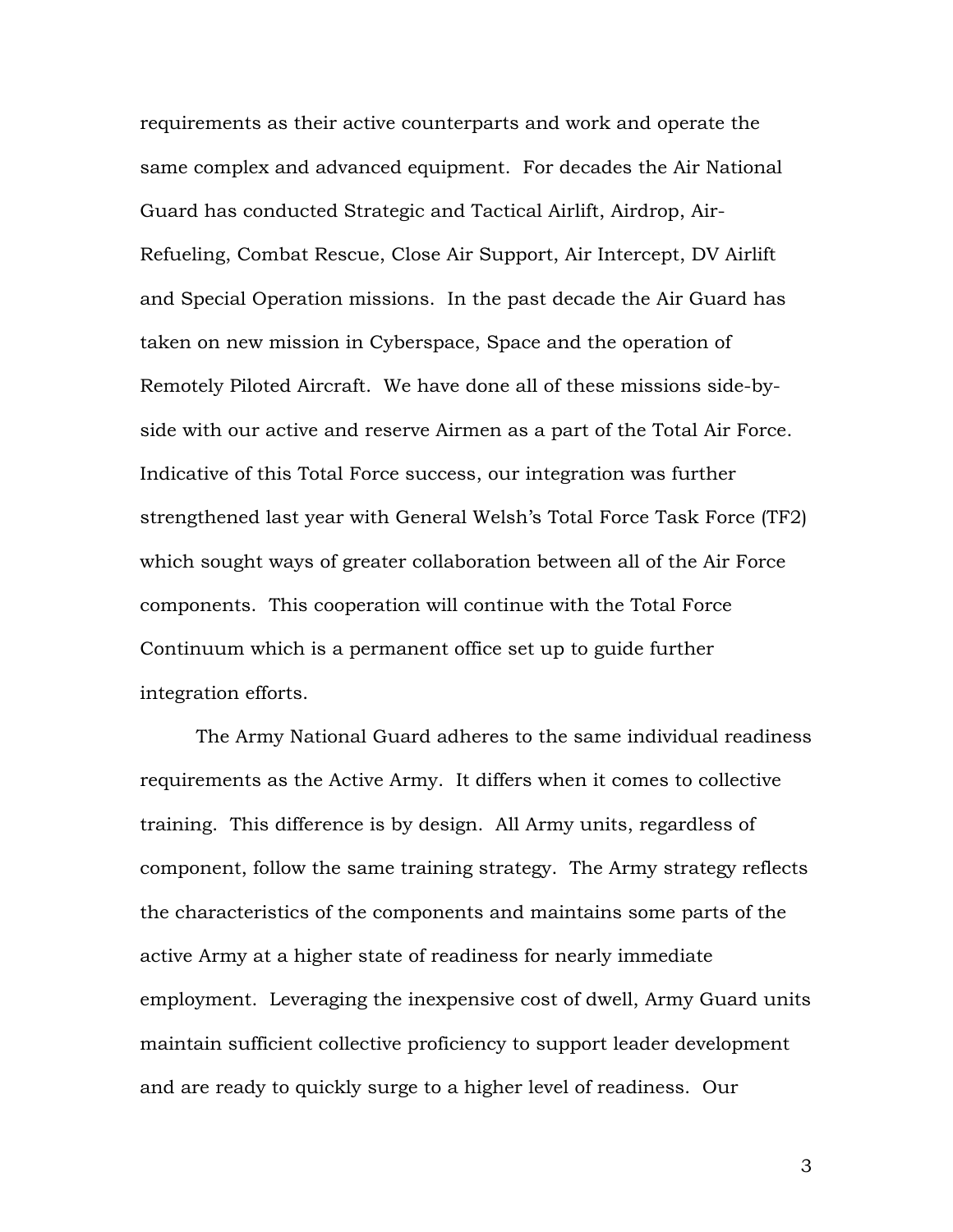requirements as their active counterparts and work and operate the same complex and advanced equipment. For decades the Air National Guard has conducted Strategic and Tactical Airlift, Airdrop, Air-Refueling, Combat Rescue, Close Air Support, Air Intercept, DV Airlift and Special Operation missions. In the past decade the Air Guard has taken on new mission in Cyberspace, Space and the operation of Remotely Piloted Aircraft. We have done all of these missions side-by-side with our active and reserve Airmen as a part of the Total Air Force. Indicative of this Total Force success, our integration was further strengthened last year with General Welsh's Total Force Task Force (TF2) which sought ways of greater collaboration between all of the Air Force components. This cooperation will continue with the Total Force Continuum which is a permanent office set up to guide further integration efforts.

The Army National Guard adheres to the same individual readiness requirements as the Active Army. It differs when it comes to collective training. This difference is by design. All Army units, regardless of component, follow the same training strategy. The Army strategy reflects the characteristics of the components and maintains some parts of the active Army at a higher state of readiness for nearly immediate employment. Leveraging the inexpensive cost of dwell, Army Guard units maintain sufficient collective proficiency to support leader development and are ready to quickly surge to a higher level of readiness. Our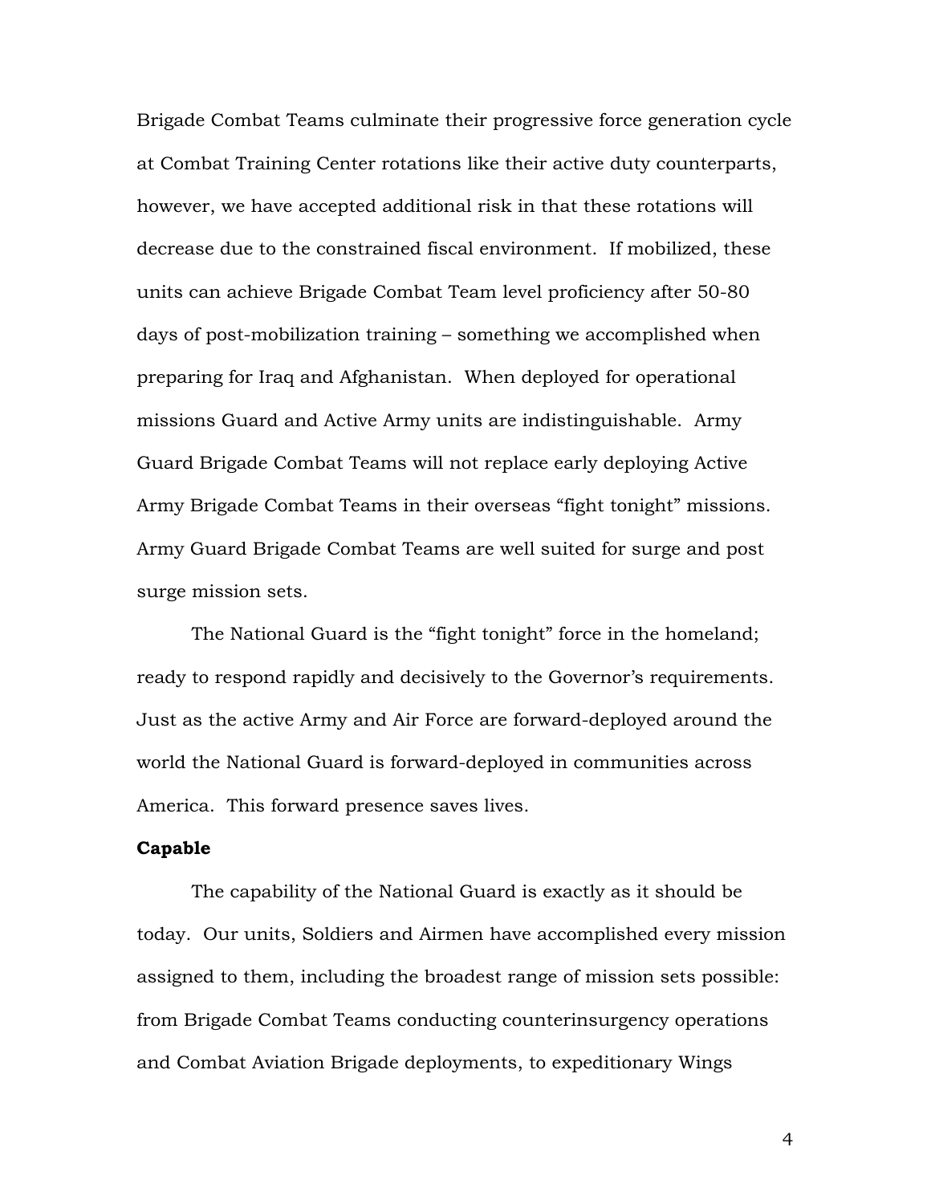Brigade Combat Teams culminate their progressive force generation cycle at Combat Training Center rotations like their active duty counterparts, however, we have accepted additional risk in that these rotations will decrease due to the constrained fiscal environment. If mobilized, these units can achieve Brigade Combat Team level proficiency after 50-80 days of post-mobilization training – something we accomplished when preparing for Iraq and Afghanistan. When deployed for operational missions Guard and Active Army units are indistinguishable. Army Guard Brigade Combat Teams will not replace early deploying Active Army Brigade Combat Teams in their overseas "fight tonight" missions. Army Guard Brigade Combat Teams are well suited for surge and post surge mission sets.

The National Guard is the "fight tonight" force in the homeland; ready to respond rapidly and decisively to the Governor's requirements. Just as the active Army and Air Force are forward-deployed around the world the National Guard is forward-deployed in communities across America. This forward presence saves lives.

**Capable**

The capability of the National Guard is exactly as it should be today. Our units, Soldiers and Airmen have accomplished every mission assigned to them, including the broadest range of mission sets possible: from Brigade Combat Teams conducting counterinsurgency operations and Combat Aviation Brigade deployments, to expeditionary Wings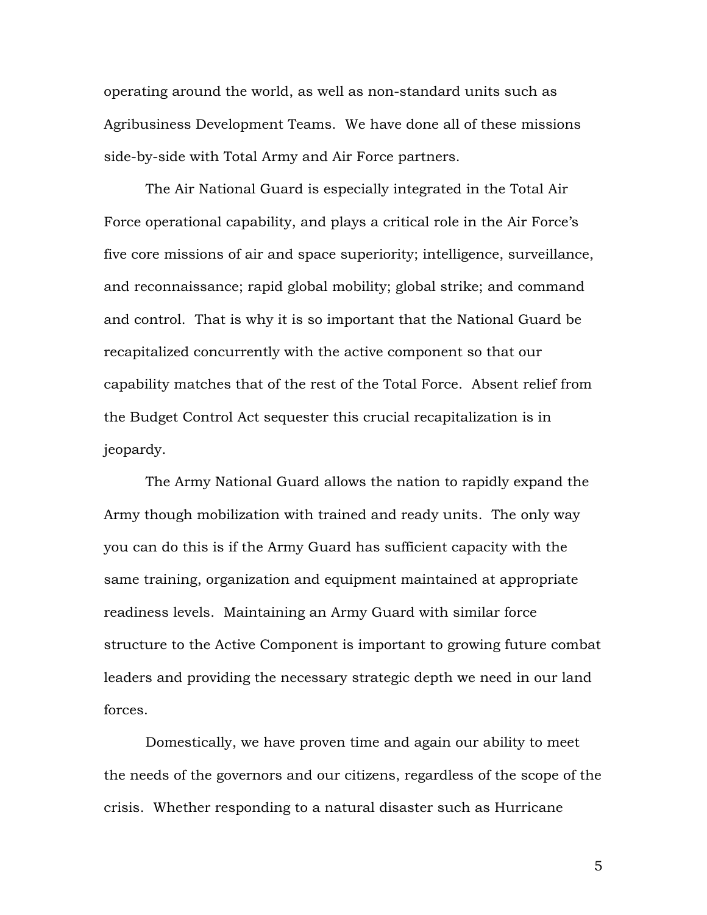operating around the world, as well as non-standard units such as Agribusiness Development Teams. We have done all of these missions side-by-side with Total Army and Air Force partners.

The Air National Guard is especially integrated in the Total Air Force operational capability, and plays a critical role in the Air Force's five core missions of air and space superiority; intelligence, surveillance, and reconnaissance; rapid global mobility; global strike; and command and control. That is why it is so important that the National Guard be recapitalized concurrently with the active component so that our capability matches that of the rest of the Total Force. Absent relief from the Budget Control Act sequester this crucial recapitalization is in jeopardy.

The Army National Guard allows the nation to rapidly expand the Army though mobilization with trained and ready units. The only way you can do this is if the Army Guard has sufficient capacity with the same training, organization and equipment maintained at appropriate readiness levels. Maintaining an Army Guard with similar force structure to the Active Component is important to growing future combat leaders and providing the necessary strategic depth we need in our land forces.

Domestically, we have proven time and again our ability to meet the needs of the governors and our citizens, regardless of the scope of the crisis. Whether responding to a natural disaster such as Hurricane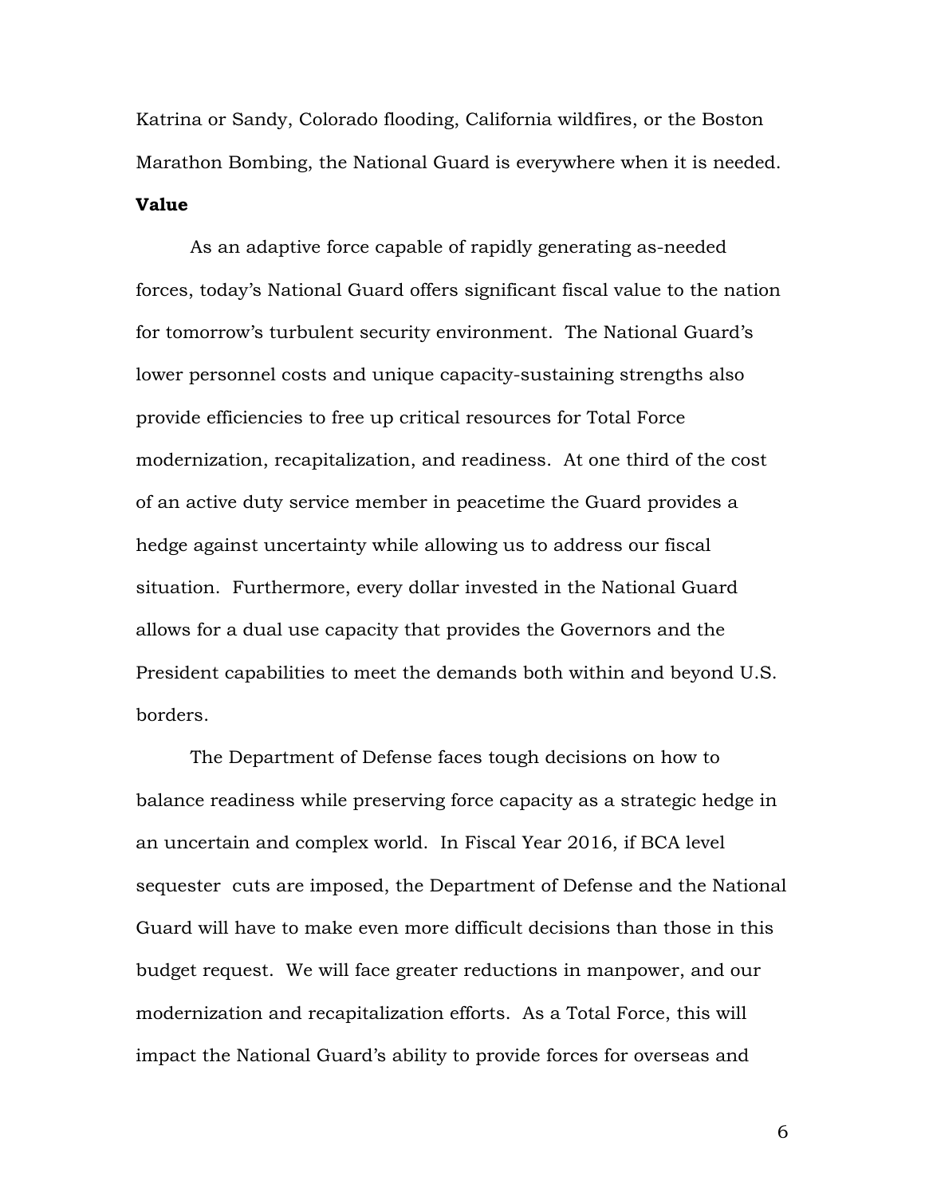Katrina or Sandy, Colorado flooding, California wildfires, or the Boston Marathon Bombing, the National Guard is everywhere when it is needed.

**Value**

As an adaptive force capable of rapidly generating as-needed forces, today's National Guard offers significant fiscal value to the nation for tomorrow's turbulent security environment. The National Guard's lower personnel costs and unique capacity-sustaining strengths also provide efficiencies to free up critical resources for Total Force modernization, recapitalization, and readiness. At one third of the cost of an active duty service member in peacetime the Guard provides a hedge against uncertainty while allowing us to address our fiscal situation. Furthermore, every dollar invested in the National Guard allows for a dual use capacity that provides the Governors and the President capabilities to meet the demands both within and beyond U.S. borders.

The Department of Defense faces tough decisions on how to balance readiness while preserving force capacity as a strategic hedge in an uncertain and complex world. In Fiscal Year 2016, if BCA level sequester cuts are imposed, the Department of Defense and the National Guard will have to make even more difficult decisions than those in this budget request. We will face greater reductions in manpower, and our modernization and recapitalization efforts. As a Total Force, this will impact the National Guard's ability to provide forces for overseas and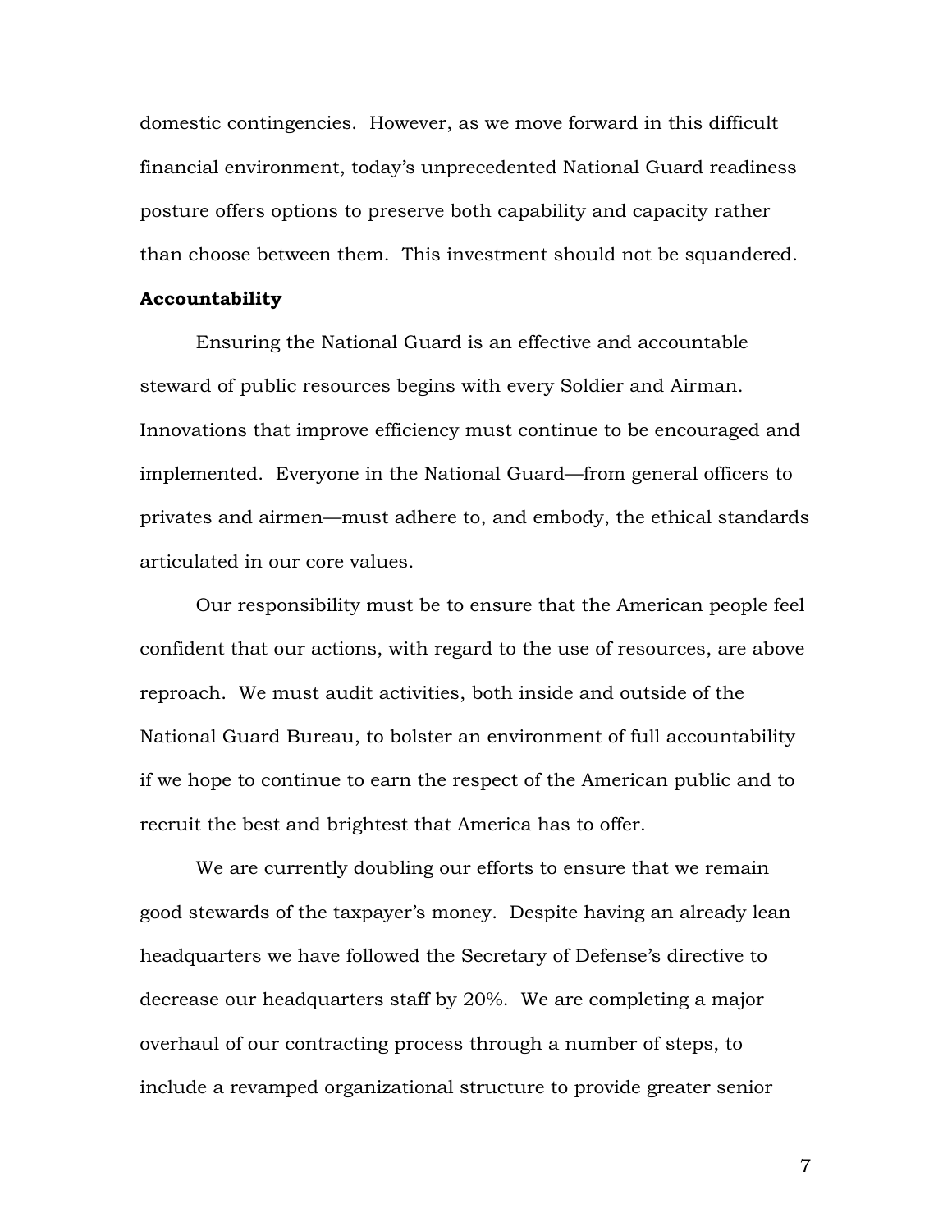domestic contingencies. However, as we move forward in this difficult financial environment, today's unprecedented National Guard readiness posture offers options to preserve both capability and capacity rather than choose between them. This investment should not be squandered.

**Accountability**

Ensuring the National Guard is an effective and accountable steward of public resources begins with every Soldier and Airman. Innovations that improve efficiency must continue to be encouraged and implemented. Everyone in the National Guard—from general officers to privates and airmen—must adhere to, and embody, the ethical standards articulated in our core values.

Our responsibility must be to ensure that the American people feel confident that our actions, with regard to the use of resources, are above reproach. We must audit activities, both inside and outside of the National Guard Bureau, to bolster an environment of full accountability if we hope to continue to earn the respect of the American public and to recruit the best and brightest that America has to offer.

We are currently doubling our efforts to ensure that we remain good stewards of the taxpayer's money. Despite having an already lean headquarters we have followed the Secretary of Defense's directive to decrease our headquarters staff by 20%. We are completing a major overhaul of our contracting process through a number of steps, to include a revamped organizational structure to provide greater senior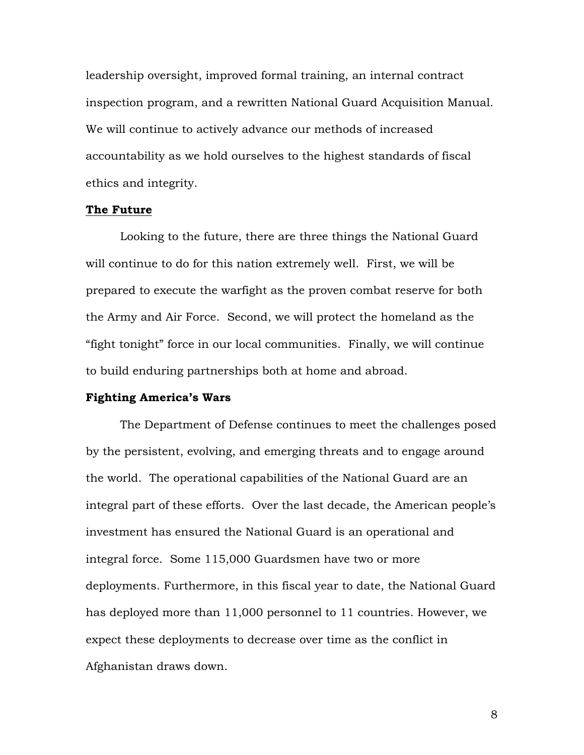leadership oversight, improved formal training, an internal contract inspection program, and a rewritten National Guard Acquisition Manual. We will continue to actively advance our methods of increased accountability as we hold ourselves to the highest standards of fiscal ethics and integrity.

## The Future

Looking to the future, there are three things the National Guard will continue to do for this nation extremely well. First, we will be prepared to execute the warfight as the proven combat reserve for both the Army and Air Force. Second, we will protect the homeland as the "fight tonight" force in our local communities. Finally, we will continue to build enduring partnerships both at home and abroad.

### Fighting America's Wars

The Department of Defense continues to meet the challenges posed by the persistent, evolving, and emerging threats and to engage around the world. The operational capabilities of the National Guard are an integral part of these efforts. Over the last decade, the American people's investment has ensured the National Guard is an operational and integral force. Some 115,000 Guardsmen have two or more deployments. Furthermore, in this fiscal year to date, the National Guard has deployed more than 11,000 personnel to 11 countries. However, we expect these deployments to decrease over time as the conflict in Afghanistan draws down.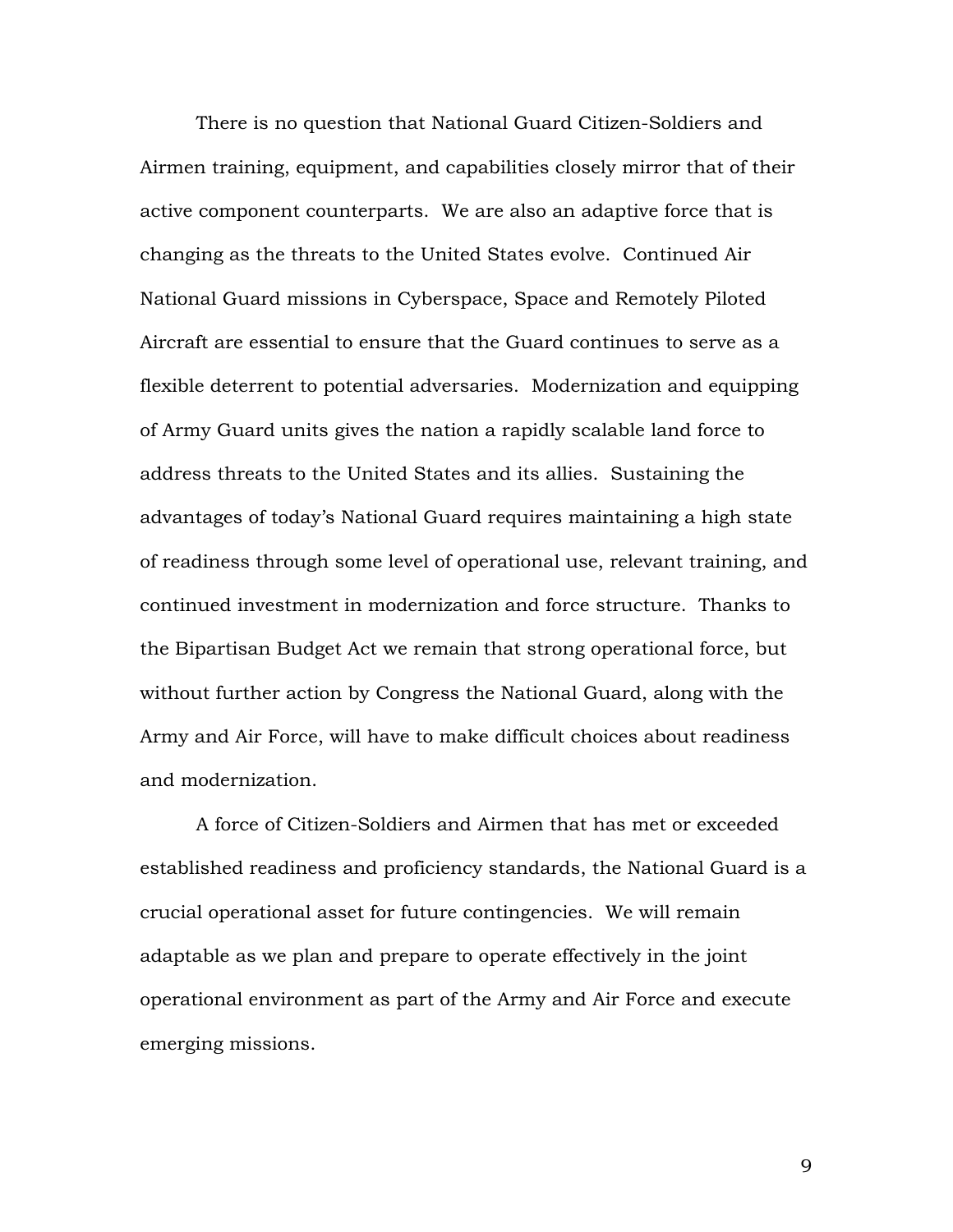There is no question that National Guard Citizen-Soldiers and Airmen training, equipment, and capabilities closely mirror that of their active component counterparts. We are also an adaptive force that is changing as the threats to the United States evolve. Continued Air National Guard missions in Cyberspace, Space and Remotely Piloted Aircraft are essential to ensure that the Guard continues to serve as a flexible deterrent to potential adversaries. Modernization and equipping of Army Guard units gives the nation a rapidly scalable land force to address threats to the United States and its allies. Sustaining the advantages of today's National Guard requires maintaining a high state of readiness through some level of operational use, relevant training, and continued investment in modernization and force structure. Thanks to the Bipartisan Budget Act we remain that strong operational force, but without further action by Congress the National Guard, along with the Army and Air Force, will have to make difficult choices about readiness and modernization.

A force of Citizen-Soldiers and Airmen that has met or exceeded established readiness and proficiency standards, the National Guard is a crucial operational asset for future contingencies. We will remain adaptable as we plan and prepare to operate effectively in the joint operational environment as part of the Army and Air Force and execute emerging missions.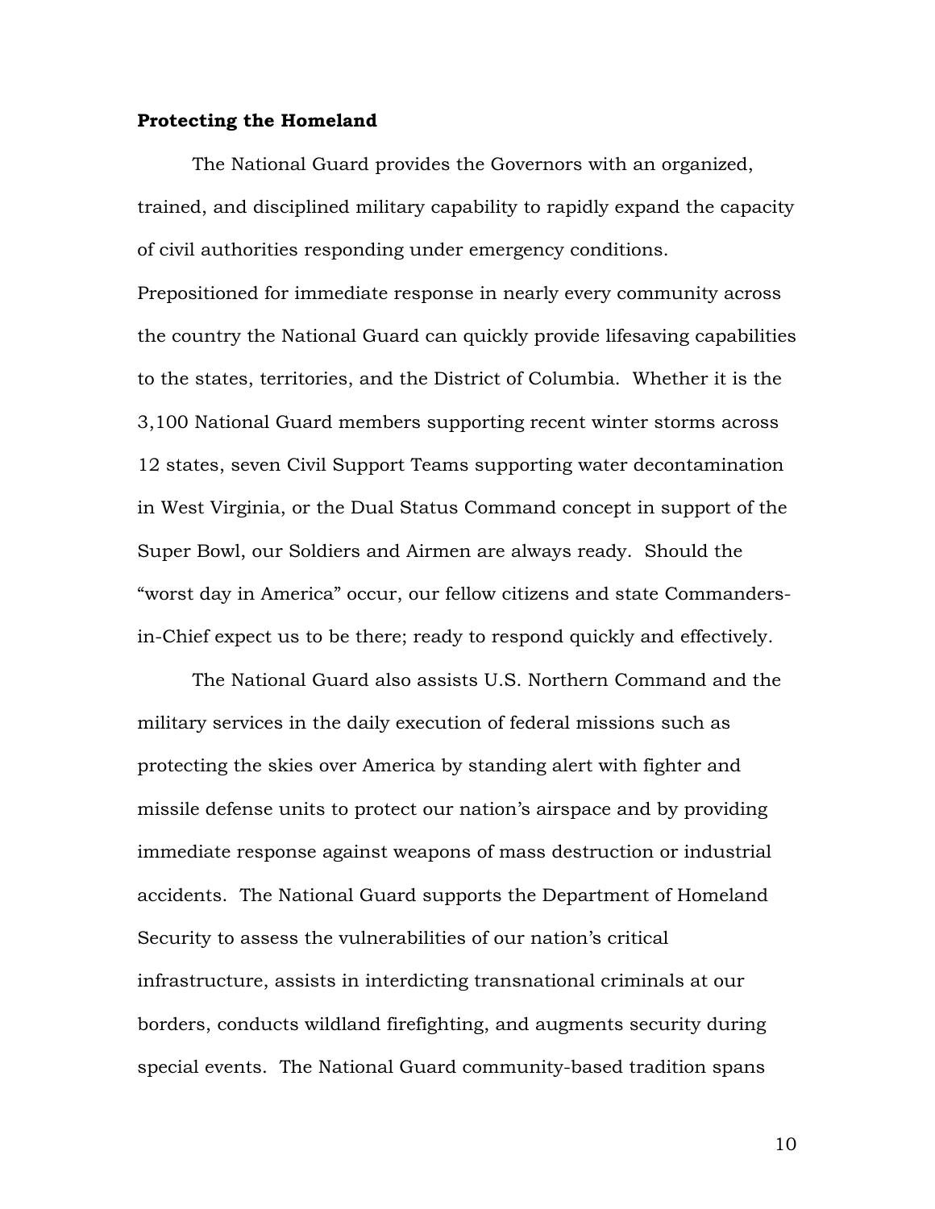**Protecting the Homeland**

The National Guard provides the Governors with an organized, trained, and disciplined military capability to rapidly expand the capacity of civil authorities responding under emergency conditions. Prepositioned for immediate response in nearly every community across the country the National Guard can quickly provide lifesaving capabilities to the states, territories, and the District of Columbia. Whether it is the 3,100 National Guard members supporting recent winter storms across 12 states, seven Civil Support Teams supporting water decontamination in West Virginia, or the Dual Status Command concept in support of the Super Bowl, our Soldiers and Airmen are always ready. Should the "worst day in America" occur, our fellow citizens and state Commanders-in-Chief expect us to be there; ready to respond quickly and effectively.

The National Guard also assists U.S. Northern Command and the military services in the daily execution of federal missions such as protecting the skies over America by standing alert with fighter and missile defense units to protect our nation's airspace and by providing immediate response against weapons of mass destruction or industrial accidents. The National Guard supports the Department of Homeland Security to assess the vulnerabilities of our nation's critical infrastructure, assists in interdicting transnational criminals at our borders, conducts wildland firefighting, and augments security during special events. The National Guard community-based tradition spans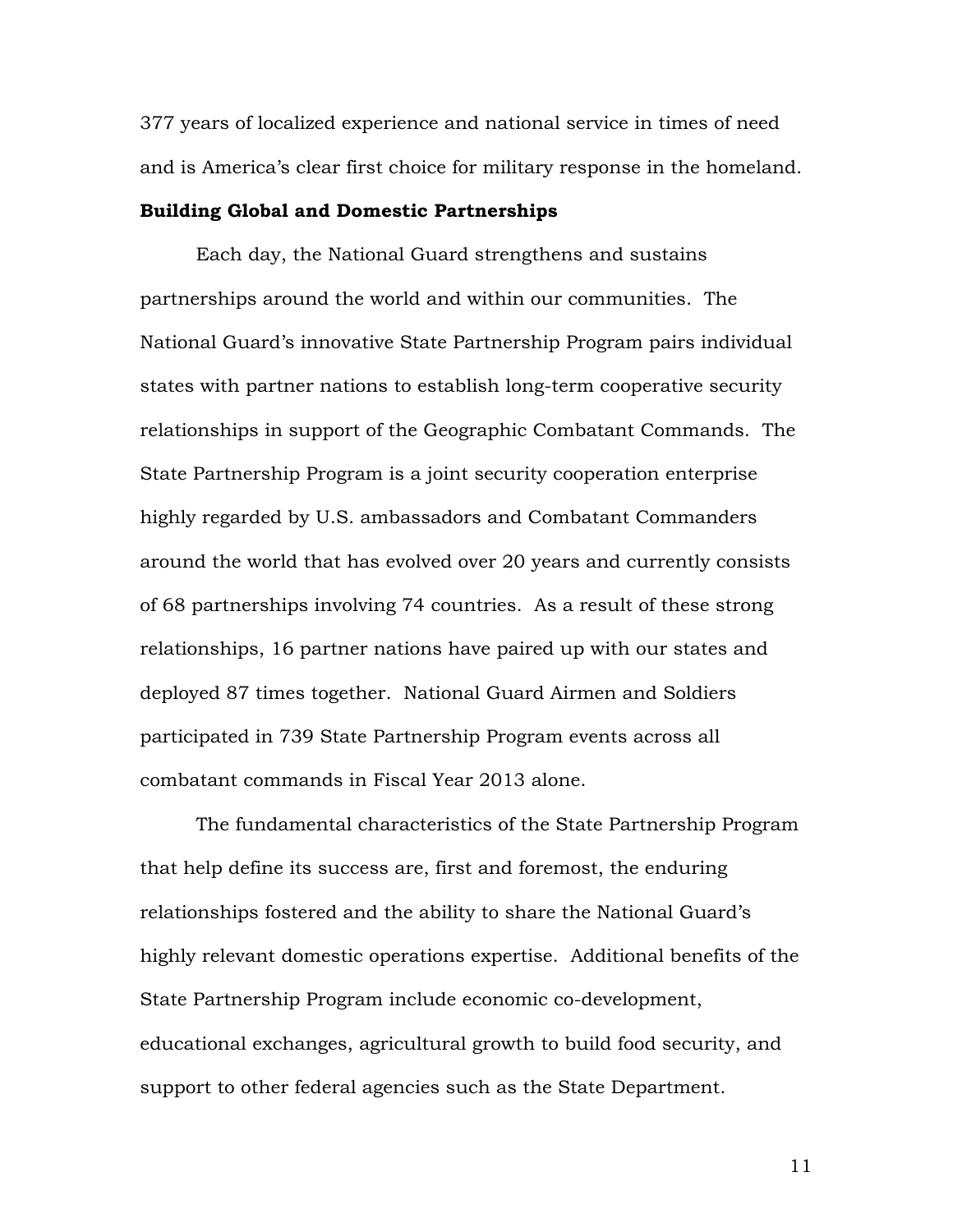377 years of localized experience and national service in times of need and is America's clear first choice for military response in the homeland.

**Building Global and Domestic Partnerships**

Each day, the National Guard strengthens and sustains partnerships around the world and within our communities. The National Guard's innovative State Partnership Program pairs individual states with partner nations to establish long-term cooperative security relationships in support of the Geographic Combatant Commands. The State Partnership Program is a joint security cooperation enterprise highly regarded by U.S. ambassadors and Combatant Commanders around the world that has evolved over 20 years and currently consists of 68 partnerships involving 74 countries. As a result of these strong relationships, 16 partner nations have paired up with our states and deployed 87 times together. National Guard Airmen and Soldiers participated in 739 State Partnership Program events across all combatant commands in Fiscal Year 2013 alone.

The fundamental characteristics of the State Partnership Program that help define its success are, first and foremost, the enduring relationships fostered and the ability to share the National Guard's highly relevant domestic operations expertise. Additional benefits of the State Partnership Program include economic co-development, educational exchanges, agricultural growth to build food security, and support to other federal agencies such as the State Department.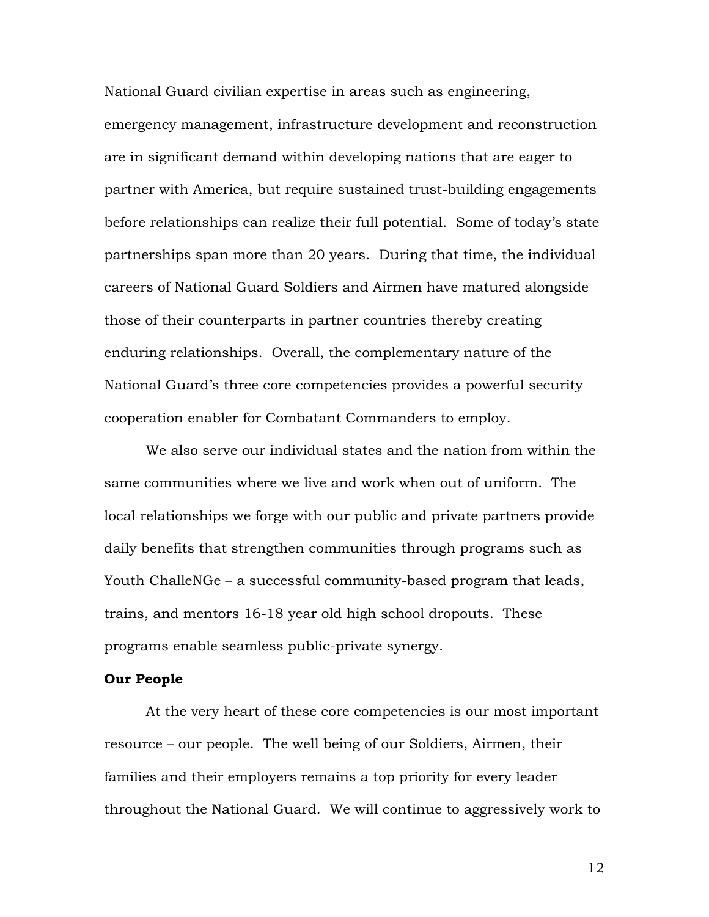National Guard civilian expertise in areas such as engineering, emergency management, infrastructure development and reconstruction are in significant demand within developing nations that are eager to partner with America, but require sustained trust-building engagements before relationships can realize their full potential. Some of today's state partnerships span more than 20 years. During that time, the individual careers of National Guard Soldiers and Airmen have matured alongside those of their counterparts in partner countries thereby creating enduring relationships. Overall, the complementary nature of the National Guard's three core competencies provides a powerful security cooperation enabler for Combatant Commanders to employ.

We also serve our individual states and the nation from within the same communities where we live and work when out of uniform. The local relationships we forge with our public and private partners provide daily benefits that strengthen communities through programs such as Youth ChalleNGe – a successful community-based program that leads, trains, and mentors 16-18 year old high school dropouts. These programs enable seamless public-private synergy.

**Our People**

At the very heart of these core competencies is our most important resource – our people. The well being of our Soldiers, Airmen, their families and their employers remains a top priority for every leader throughout the National Guard. We will continue to aggressively work to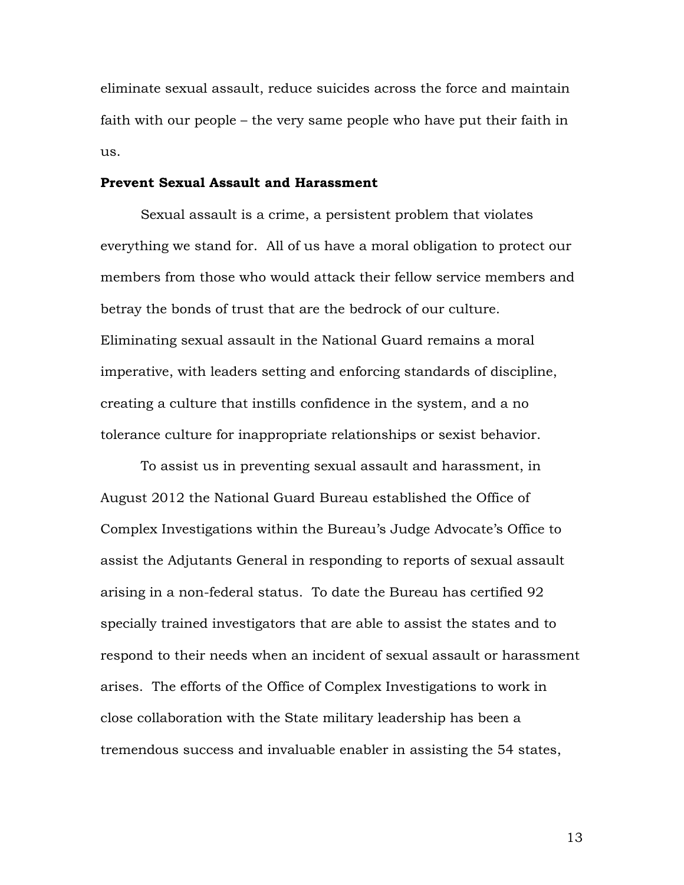eliminate sexual assault, reduce suicides across the force and maintain faith with our people – the very same people who have put their faith in us.

**Prevent Sexual Assault and Harassment**

Sexual assault is a crime, a persistent problem that violates everything we stand for. All of us have a moral obligation to protect our members from those who would attack their fellow service members and betray the bonds of trust that are the bedrock of our culture. Eliminating sexual assault in the National Guard remains a moral imperative, with leaders setting and enforcing standards of discipline, creating a culture that instills confidence in the system, and a no tolerance culture for inappropriate relationships or sexist behavior.

To assist us in preventing sexual assault and harassment, in August 2012 the National Guard Bureau established the Office of Complex Investigations within the Bureau's Judge Advocate's Office to assist the Adjutants General in responding to reports of sexual assault arising in a non-federal status. To date the Bureau has certified 92 specially trained investigators that are able to assist the states and to respond to their needs when an incident of sexual assault or harassment arises. The efforts of the Office of Complex Investigations to work in close collaboration with the State military leadership has been a tremendous success and invaluable enabler in assisting the 54 states,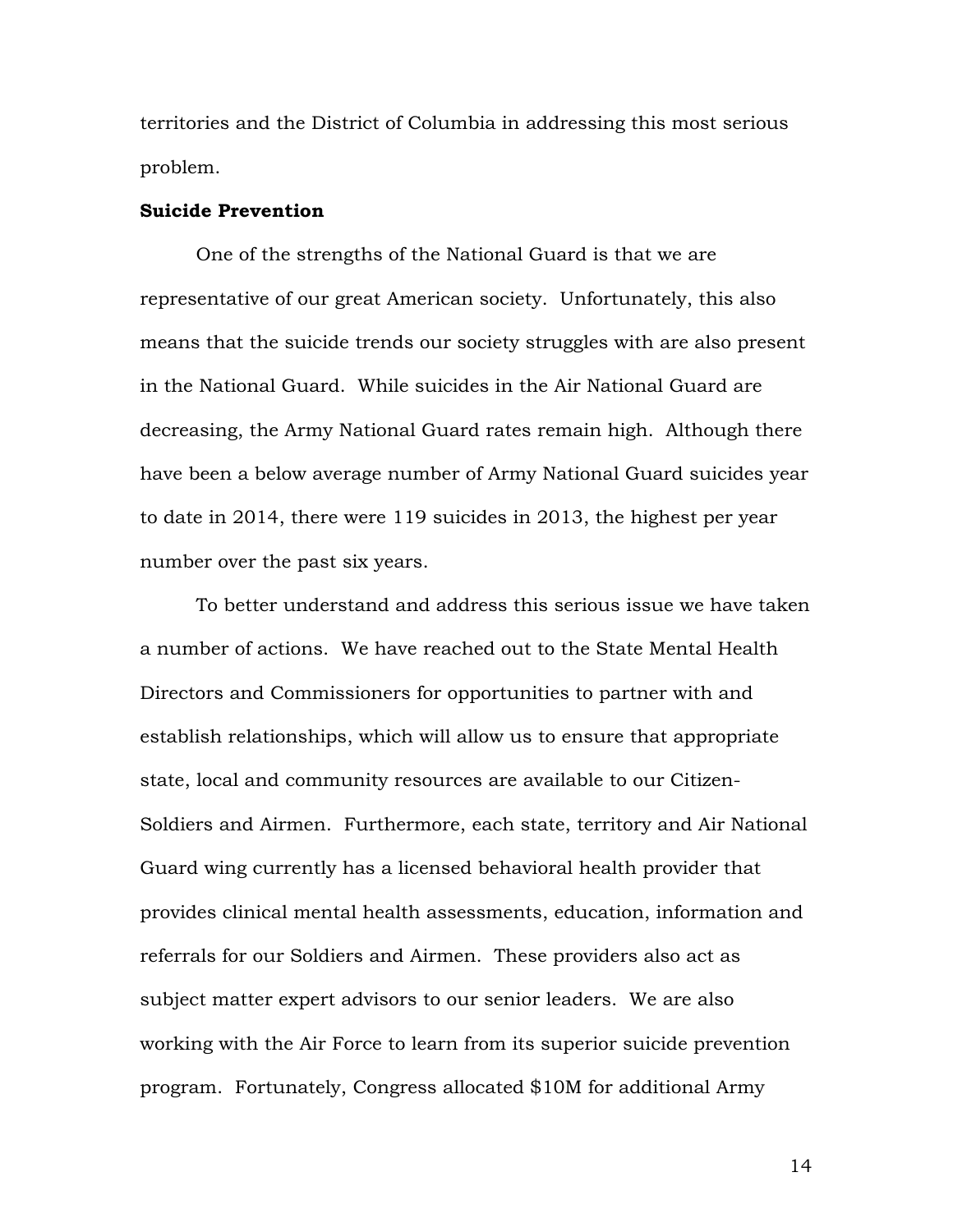territories and the District of Columbia in addressing this most serious problem.

**Suicide Prevention**

One of the strengths of the National Guard is that we are representative of our great American society. Unfortunately, this also means that the suicide trends our society struggles with are also present in the National Guard. While suicides in the Air National Guard are decreasing, the Army National Guard rates remain high. Although there have been a below average number of Army National Guard suicides year to date in 2014, there were 119 suicides in 2013, the highest per year number over the past six years.

To better understand and address this serious issue we have taken a number of actions. We have reached out to the State Mental Health Directors and Commissioners for opportunities to partner with and establish relationships, which will allow us to ensure that appropriate state, local and community resources are available to our Citizen-Soldiers and Airmen. Furthermore, each state, territory and Air National Guard wing currently has a licensed behavioral health provider that provides clinical mental health assessments, education, information and referrals for our Soldiers and Airmen. These providers also act as subject matter expert advisors to our senior leaders. We are also working with the Air Force to learn from its superior suicide prevention program. Fortunately, Congress allocated $10M for additional Army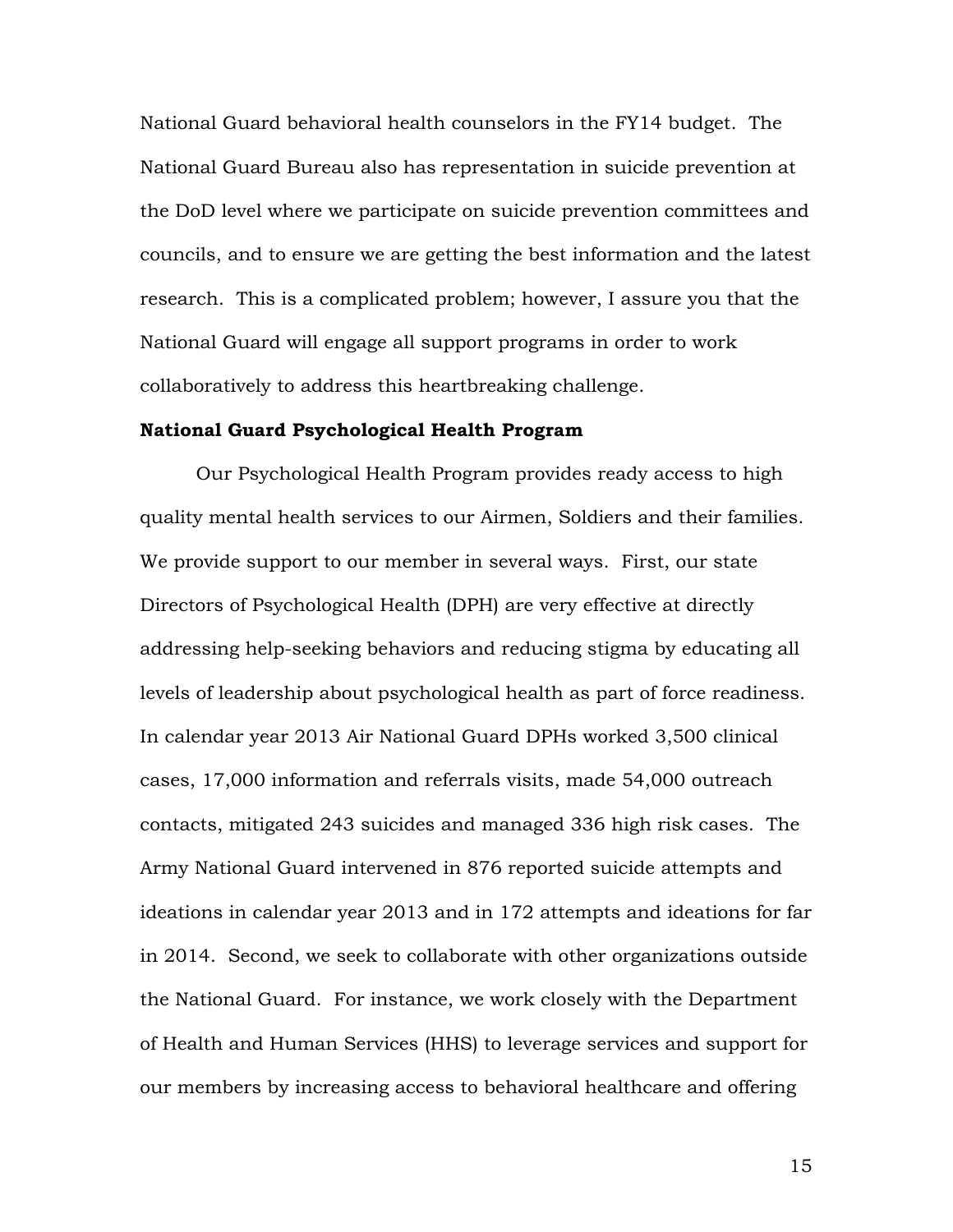National Guard behavioral health counselors in the FY14 budget. The National Guard Bureau also has representation in suicide prevention at the DoD level where we participate on suicide prevention committees and councils, and to ensure we are getting the best information and the latest research. This is a complicated problem; however, I assure you that the National Guard will engage all support programs in order to work collaboratively to address this heartbreaking challenge.

**National Guard Psychological Health Program**

Our Psychological Health Program provides ready access to high quality mental health services to our Airmen, Soldiers and their families. We provide support to our member in several ways. First, our state Directors of Psychological Health (DPH) are very effective at directly addressing help-seeking behaviors and reducing stigma by educating all levels of leadership about psychological health as part of force readiness. In calendar year 2013 Air National Guard DPHs worked 3,500 clinical cases, 17,000 information and referrals visits, made 54,000 outreach contacts, mitigated 243 suicides and managed 336 high risk cases. The Army National Guard intervened in 876 reported suicide attempts and ideations in calendar year 2013 and in 172 attempts and ideations for far in 2014. Second, we seek to collaborate with other organizations outside the National Guard. For instance, we work closely with the Department of Health and Human Services (HHS) to leverage services and support for our members by increasing access to behavioral healthcare and offering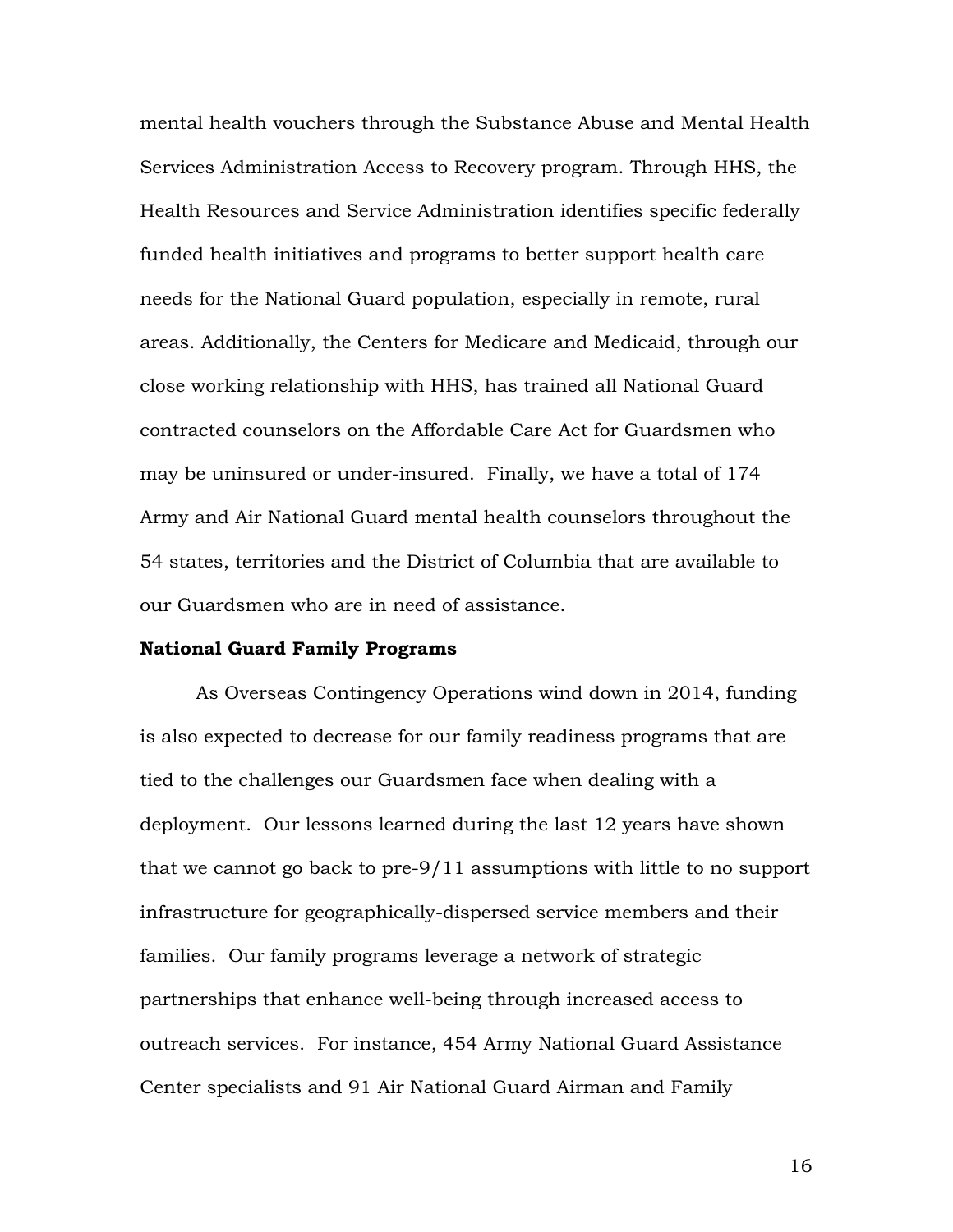mental health vouchers through the Substance Abuse and Mental Health Services Administration Access to Recovery program. Through HHS, the Health Resources and Service Administration identifies specific federally funded health initiatives and programs to better support health care needs for the National Guard population, especially in remote, rural areas. Additionally, the Centers for Medicare and Medicaid, through our close working relationship with HHS, has trained all National Guard contracted counselors on the Affordable Care Act for Guardsmen who may be uninsured or under-insured. Finally, we have a total of 174 Army and Air National Guard mental health counselors throughout the 54 states, territories and the District of Columbia that are available to our Guardsmen who are in need of assistance.

**National Guard Family Programs**

As Overseas Contingency Operations wind down in 2014, funding is also expected to decrease for our family readiness programs that are tied to the challenges our Guardsmen face when dealing with a deployment. Our lessons learned during the last 12 years have shown that we cannot go back to pre-9/11 assumptions with little to no support infrastructure for geographically-dispersed service members and their families. Our family programs leverage a network of strategic partnerships that enhance well-being through increased access to outreach services. For instance, 454 Army National Guard Assistance Center specialists and 91 Air National Guard Airman and Family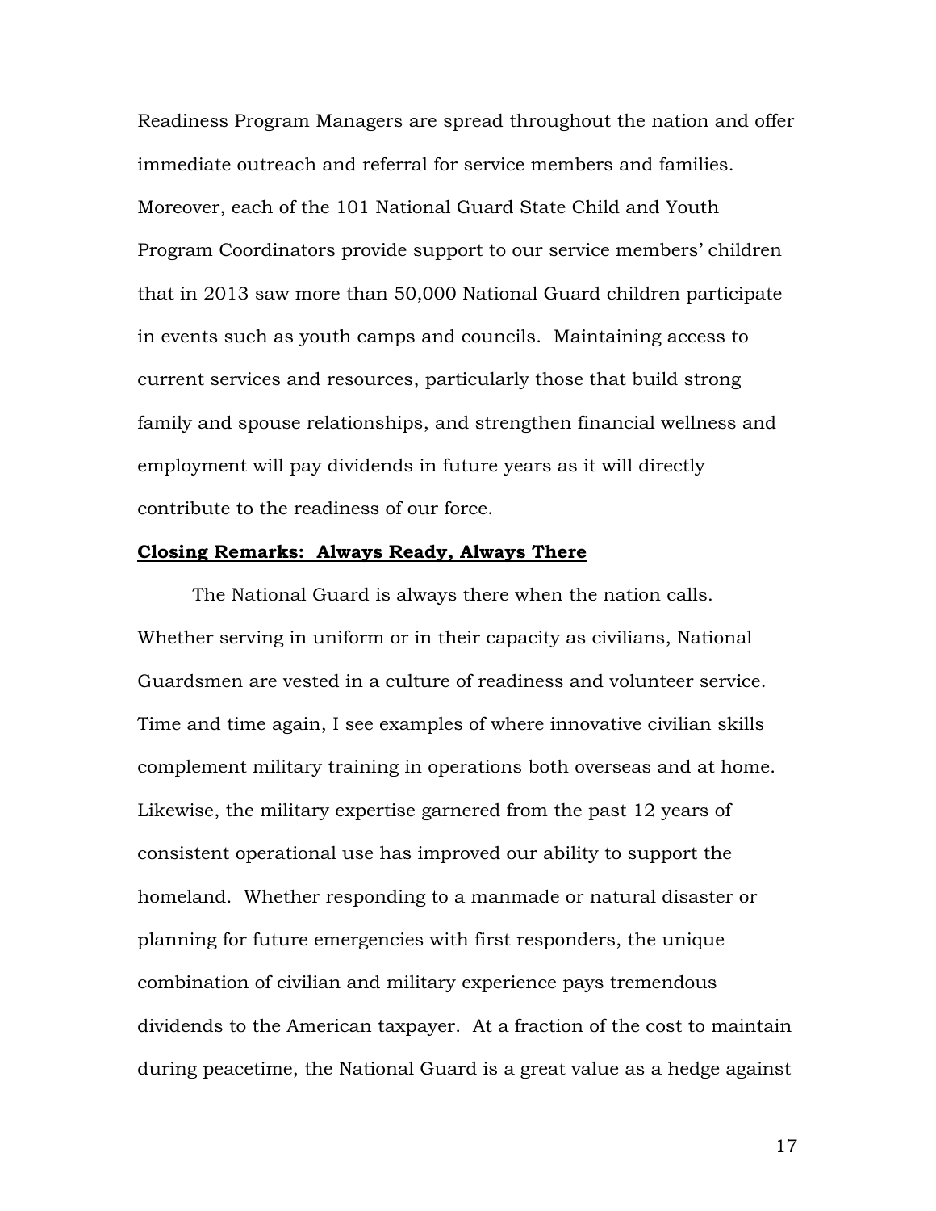Readiness Program Managers are spread throughout the nation and offer immediate outreach and referral for service members and families. Moreover, each of the 101 National Guard State Child and Youth Program Coordinators provide support to our service members' children that in 2013 saw more than 50,000 National Guard children participate in events such as youth camps and councils. Maintaining access to current services and resources, particularly those that build strong family and spouse relationships, and strengthen financial wellness and employment will pay dividends in future years as it will directly contribute to the readiness of our force.

**Closing Remarks: Always Ready, Always There**

The National Guard is always there when the nation calls. Whether serving in uniform or in their capacity as civilians, National Guardsmen are vested in a culture of readiness and volunteer service. Time and time again, I see examples of where innovative civilian skills complement military training in operations both overseas and at home. Likewise, the military expertise garnered from the past 12 years of consistent operational use has improved our ability to support the homeland. Whether responding to a manmade or natural disaster or planning for future emergencies with first responders, the unique combination of civilian and military experience pays tremendous dividends to the American taxpayer. At a fraction of the cost to maintain during peacetime, the National Guard is a great value as a hedge against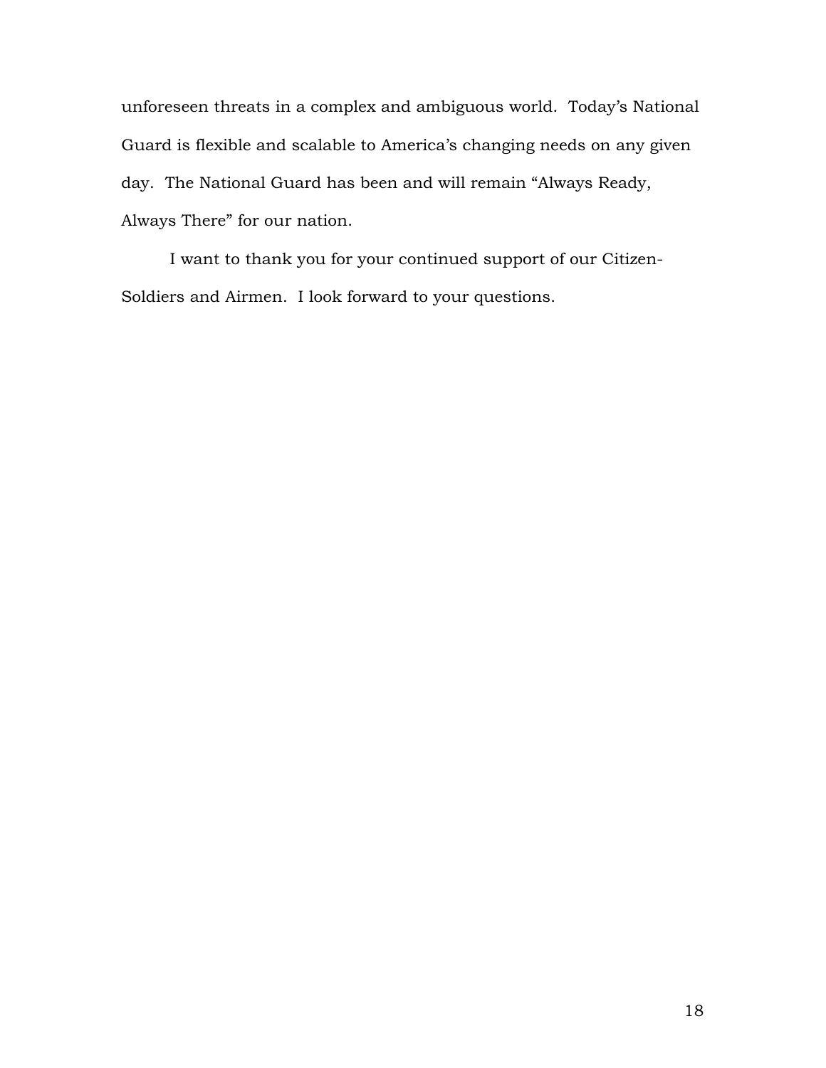unforeseen threats in a complex and ambiguous world. Today's National Guard is flexible and scalable to America's changing needs on any given day. The National Guard has been and will remain "Always Ready, Always There" for our nation.

I want to thank you for your continued support of our Citizen-Soldiers and Airmen. I look forward to your questions.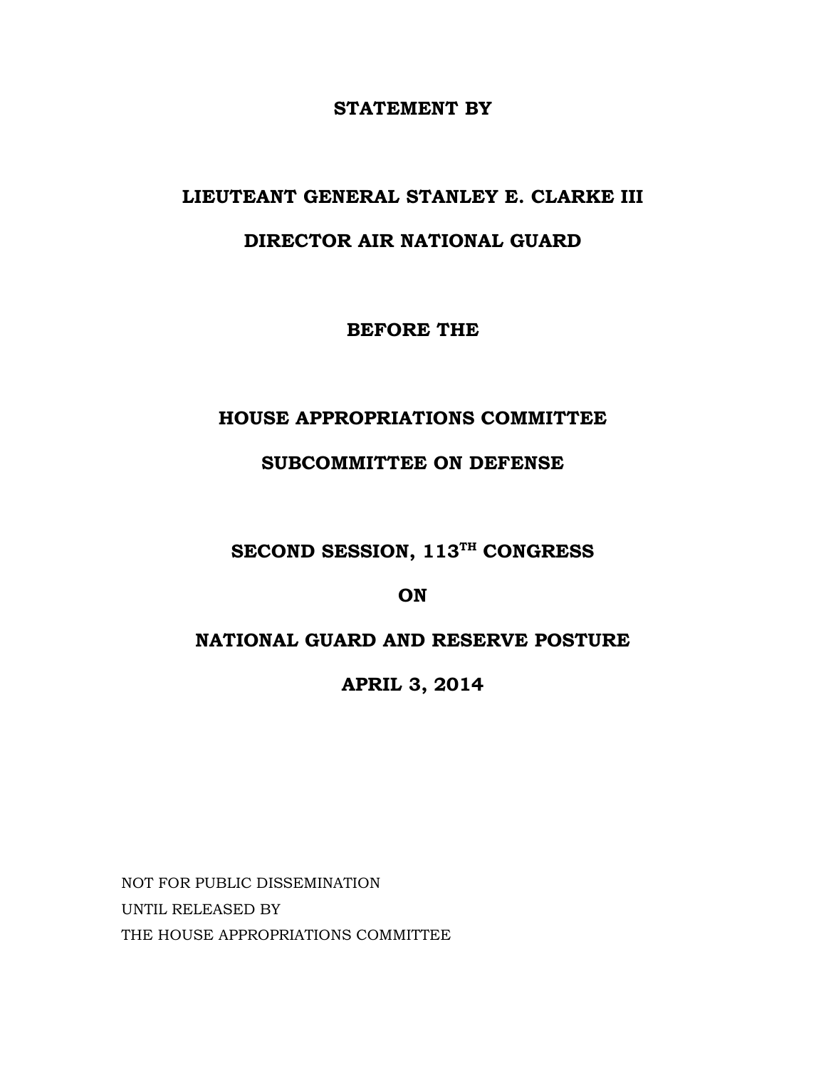**STATEMENT BY**

**LIEUTEANT GENERAL STANLEY E. CLARKE III**

**DIRECTOR AIR NATIONAL GUARD**

**BEFORE THE**

**HOUSE APPROPRIATIONS COMMITTEE**

**SUBCOMMITTEE ON DEFENSE**

**SECOND SESSION, 113TH CONGRESS**

**ON**

**NATIONAL GUARD AND RESERVE POSTURE**

**APRIL 3, 2014**

NOT FOR PUBLIC DISSEMINATION
UNTIL RELEASED BY
THE HOUSE APPROPRIATIONS COMMITTEE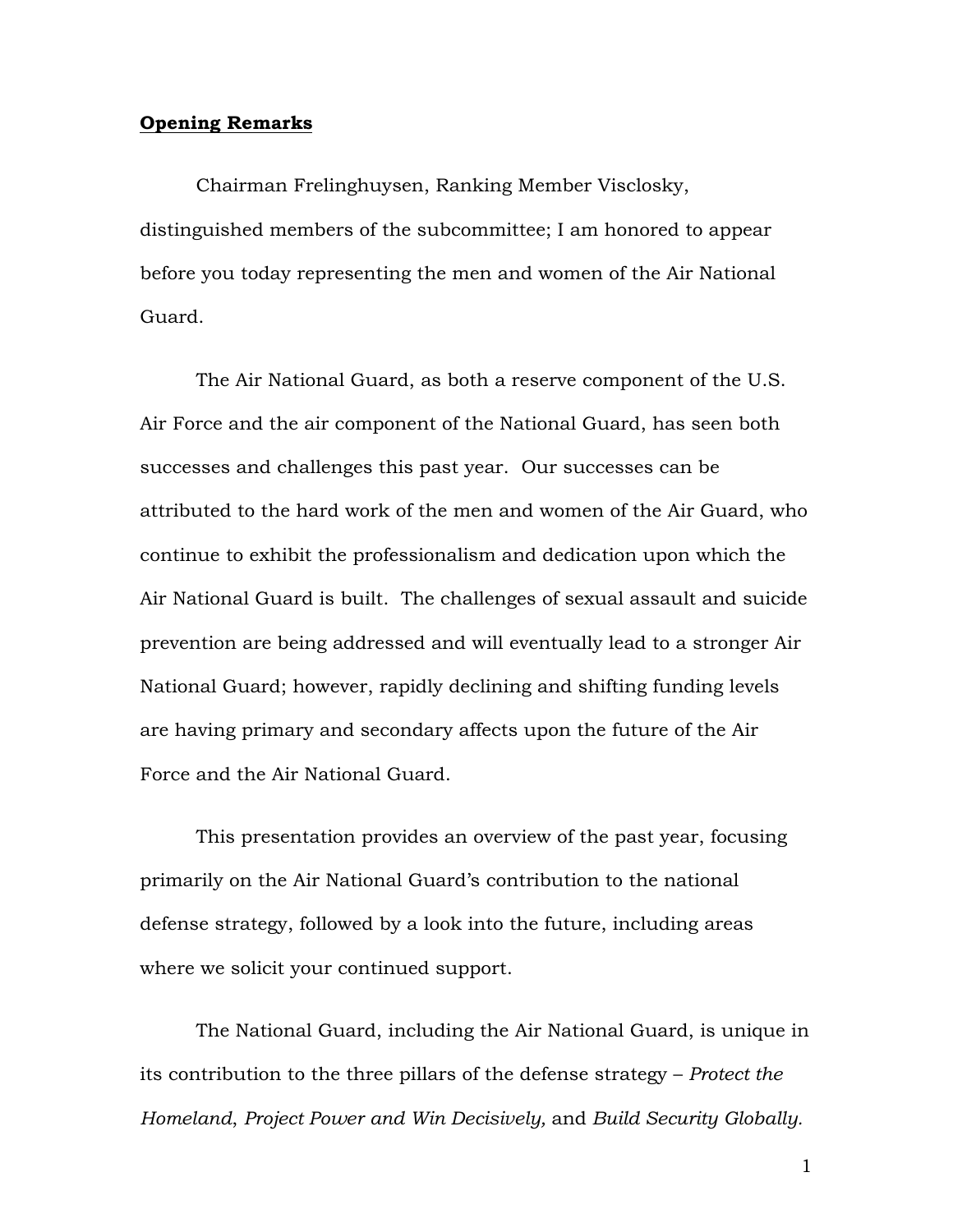**Opening Remarks**

Chairman Frelinghuysen, Ranking Member Visclosky, distinguished members of the subcommittee; I am honored to appear before you today representing the men and women of the Air National Guard.

The Air National Guard, as both a reserve component of the U.S. Air Force and the air component of the National Guard, has seen both successes and challenges this past year. Our successes can be attributed to the hard work of the men and women of the Air Guard, who continue to exhibit the professionalism and dedication upon which the Air National Guard is built. The challenges of sexual assault and suicide prevention are being addressed and will eventually lead to a stronger Air National Guard; however, rapidly declining and shifting funding levels are having primary and secondary affects upon the future of the Air Force and the Air National Guard.

This presentation provides an overview of the past year, focusing primarily on the Air National Guard's contribution to the national defense strategy, followed by a look into the future, including areas where we solicit your continued support.

The National Guard, including the Air National Guard, is unique in its contribution to the three pillars of the defense strategy – *Protect the Homeland*, *Project Power and Win Decisively,* and *Build Security Globally.*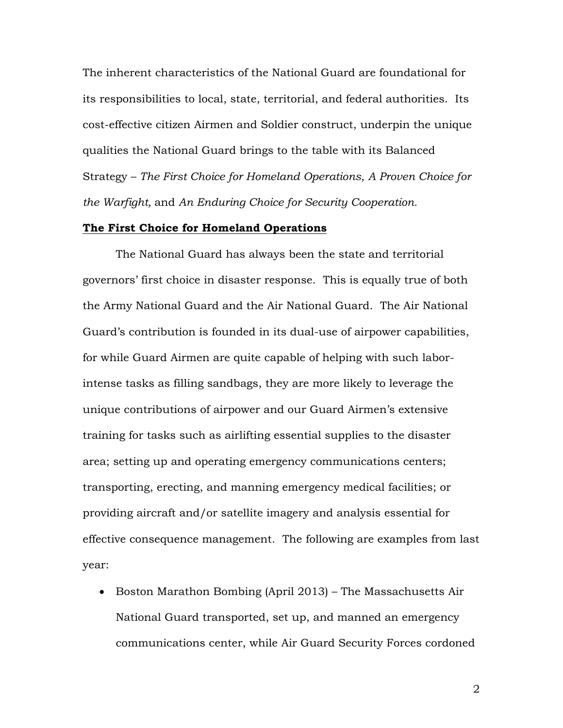The inherent characteristics of the National Guard are foundational for its responsibilities to local, state, territorial, and federal authorities. Its cost-effective citizen Airmen and Soldier construct, underpin the unique qualities the National Guard brings to the table with its Balanced Strategy – *The First Choice for Homeland Operations*, *A Proven Choice for the Warfight,* and *An Enduring Choice for Security Cooperation.*

## The First Choice for Homeland Operations

The National Guard has always been the state and territorial governors' first choice in disaster response. This is equally true of both the Army National Guard and the Air National Guard. The Air National Guard's contribution is founded in its dual-use of airpower capabilities, for while Guard Airmen are quite capable of helping with such labor-intense tasks as filling sandbags, they are more likely to leverage the unique contributions of airpower and our Guard Airmen's extensive training for tasks such as airlifting essential supplies to the disaster area; setting up and operating emergency communications centers; transporting, erecting, and manning emergency medical facilities; or providing aircraft and/or satellite imagery and analysis essential for effective consequence management. The following are examples from last year:

- Boston Marathon Bombing (April 2013) – The Massachusetts Air National Guard transported, set up, and manned an emergency communications center, while Air Guard Security Forces cordoned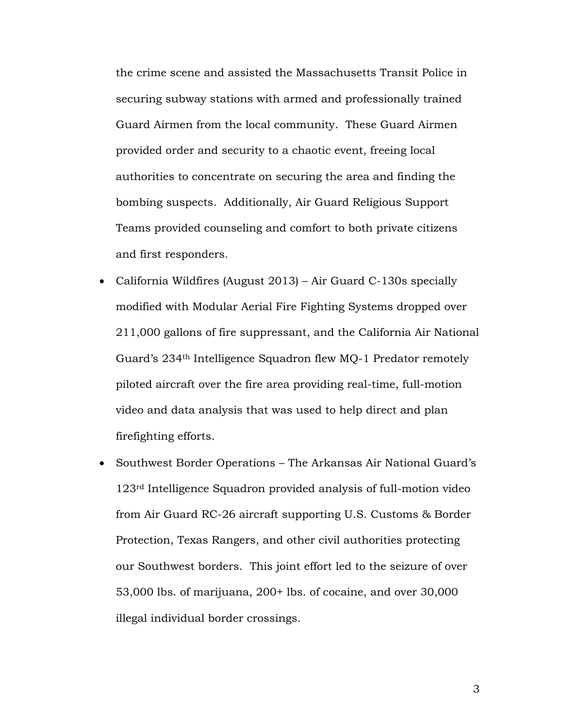the crime scene and assisted the Massachusetts Transit Police in securing subway stations with armed and professionally trained Guard Airmen from the local community. These Guard Airmen provided order and security to a chaotic event, freeing local authorities to concentrate on securing the area and finding the bombing suspects. Additionally, Air Guard Religious Support Teams provided counseling and comfort to both private citizens and first responders.

- California Wildfires (August 2013) – Air Guard C-130s specially modified with Modular Aerial Fire Fighting Systems dropped over 211,000 gallons of fire suppressant, and the California Air National Guard's 234th Intelligence Squadron flew MQ-1 Predator remotely piloted aircraft over the fire area providing real-time, full-motion video and data analysis that was used to help direct and plan firefighting efforts.
- Southwest Border Operations – The Arkansas Air National Guard's 123rd Intelligence Squadron provided analysis of full-motion video from Air Guard RC-26 aircraft supporting U.S. Customs & Border Protection, Texas Rangers, and other civil authorities protecting our Southwest borders. This joint effort led to the seizure of over 53,000 lbs. of marijuana, 200+ lbs. of cocaine, and over 30,000 illegal individual border crossings.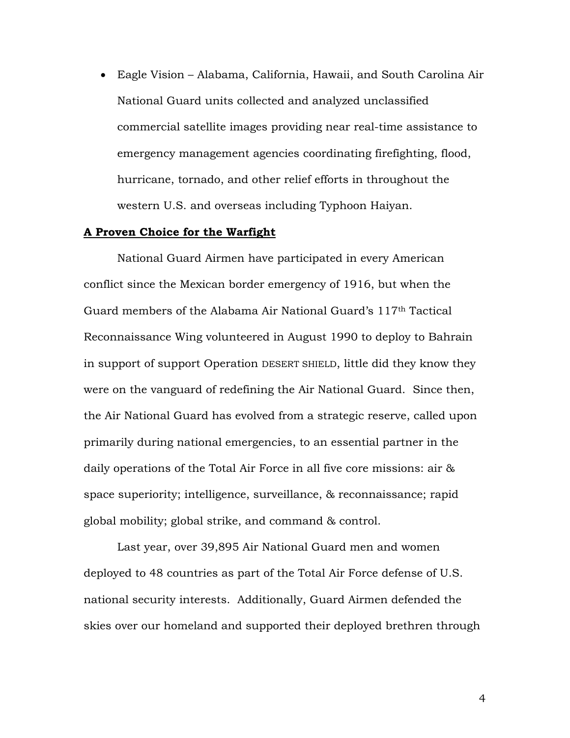- Eagle Vision – Alabama, California, Hawaii, and South Carolina Air National Guard units collected and analyzed unclassified commercial satellite images providing near real-time assistance to emergency management agencies coordinating firefighting, flood, hurricane, tornado, and other relief efforts in throughout the western U.S. and overseas including Typhoon Haiyan.

**A Proven Choice for the Warfight**

National Guard Airmen have participated in every American conflict since the Mexican border emergency of 1916, but when the Guard members of the Alabama Air National Guard's 117th Tactical Reconnaissance Wing volunteered in August 1990 to deploy to Bahrain in support of support Operation DESERT SHIELD, little did they know they were on the vanguard of redefining the Air National Guard. Since then, the Air National Guard has evolved from a strategic reserve, called upon primarily during national emergencies, to an essential partner in the daily operations of the Total Air Force in all five core missions: air & space superiority; intelligence, surveillance, & reconnaissance; rapid global mobility; global strike, and command & control.

Last year, over 39,895 Air National Guard men and women deployed to 48 countries as part of the Total Air Force defense of U.S. national security interests. Additionally, Guard Airmen defended the skies over our homeland and supported their deployed brethren through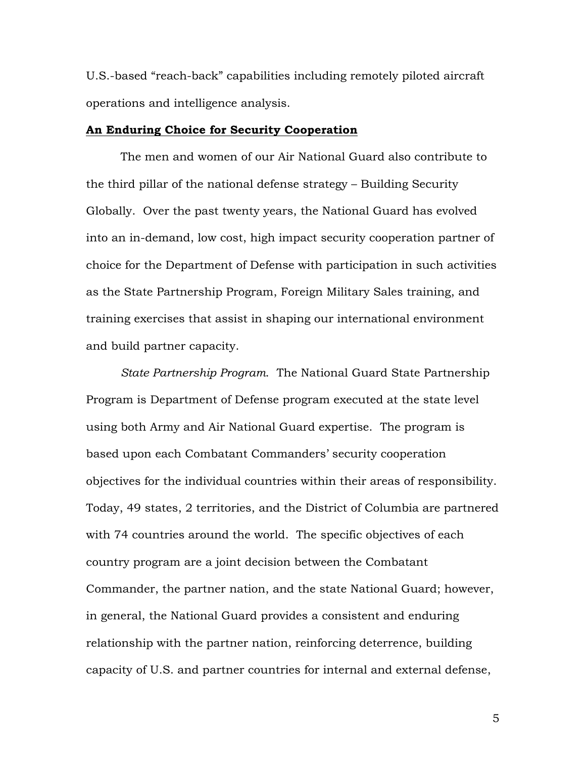U.S.-based "reach-back" capabilities including remotely piloted aircraft operations and intelligence analysis.

**An Enduring Choice for Security Cooperation**

The men and women of our Air National Guard also contribute to the third pillar of the national defense strategy – Building Security Globally. Over the past twenty years, the National Guard has evolved into an in-demand, low cost, high impact security cooperation partner of choice for the Department of Defense with participation in such activities as the State Partnership Program, Foreign Military Sales training, and training exercises that assist in shaping our international environment and build partner capacity.

*State Partnership Program*. The National Guard State Partnership Program is Department of Defense program executed at the state level using both Army and Air National Guard expertise. The program is based upon each Combatant Commanders' security cooperation objectives for the individual countries within their areas of responsibility. Today, 49 states, 2 territories, and the District of Columbia are partnered with 74 countries around the world. The specific objectives of each country program are a joint decision between the Combatant Commander, the partner nation, and the state National Guard; however, in general, the National Guard provides a consistent and enduring relationship with the partner nation, reinforcing deterrence, building capacity of U.S. and partner countries for internal and external defense,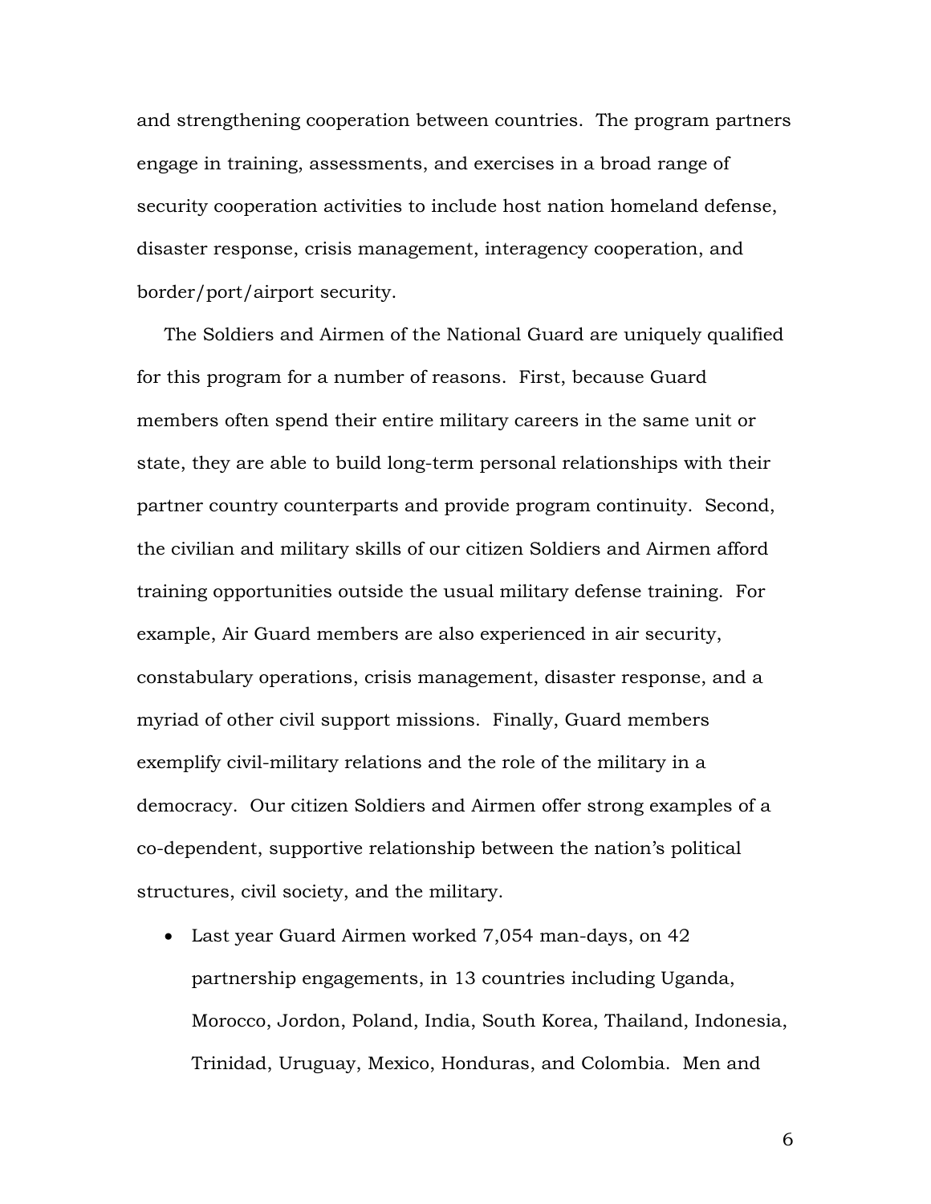and strengthening cooperation between countries. The program partners engage in training, assessments, and exercises in a broad range of security cooperation activities to include host nation homeland defense, disaster response, crisis management, interagency cooperation, and border/port/airport security.

The Soldiers and Airmen of the National Guard are uniquely qualified for this program for a number of reasons. First, because Guard members often spend their entire military careers in the same unit or state, they are able to build long-term personal relationships with their partner country counterparts and provide program continuity. Second, the civilian and military skills of our citizen Soldiers and Airmen afford training opportunities outside the usual military defense training. For example, Air Guard members are also experienced in air security, constabulary operations, crisis management, disaster response, and a myriad of other civil support missions. Finally, Guard members exemplify civil-military relations and the role of the military in a democracy. Our citizen Soldiers and Airmen offer strong examples of a co-dependent, supportive relationship between the nation's political structures, civil society, and the military.

- Last year Guard Airmen worked 7,054 man-days, on 42 partnership engagements, in 13 countries including Uganda, Morocco, Jordon, Poland, India, South Korea, Thailand, Indonesia, Trinidad, Uruguay, Mexico, Honduras, and Colombia. Men and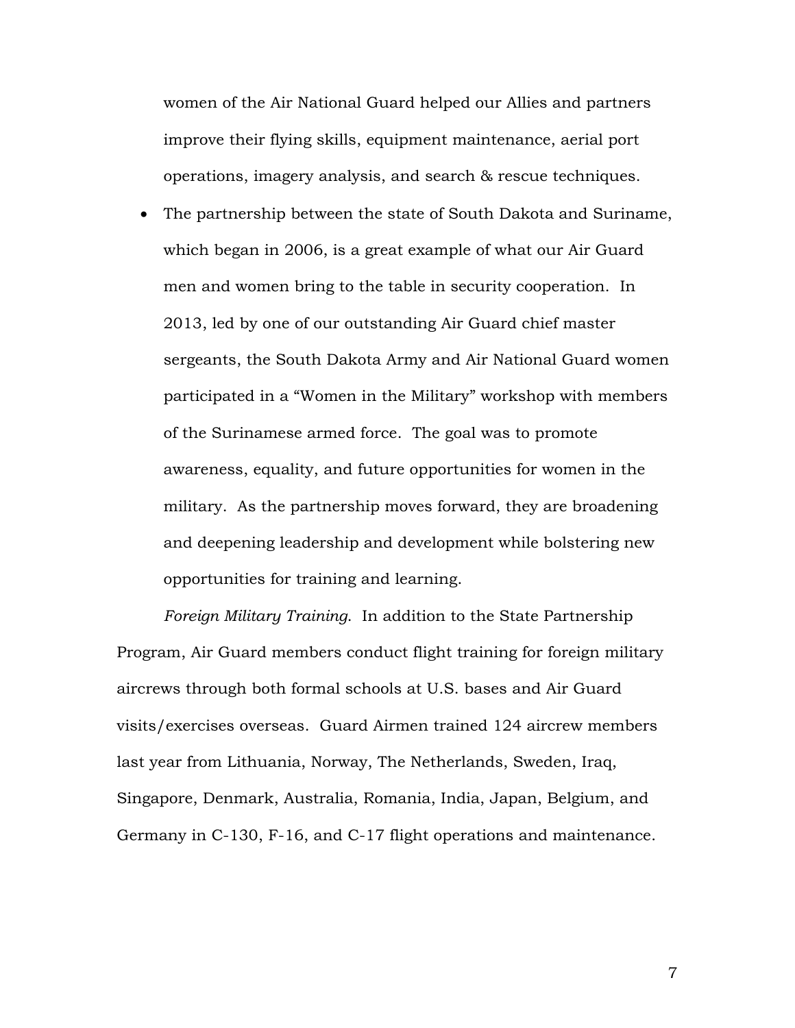women of the Air National Guard helped our Allies and partners improve their flying skills, equipment maintenance, aerial port operations, imagery analysis, and search & rescue techniques.

- The partnership between the state of South Dakota and Suriname, which began in 2006, is a great example of what our Air Guard men and women bring to the table in security cooperation. In 2013, led by one of our outstanding Air Guard chief master sergeants, the South Dakota Army and Air National Guard women participated in a "Women in the Military" workshop with members of the Surinamese armed force. The goal was to promote awareness, equality, and future opportunities for women in the military. As the partnership moves forward, they are broadening and deepening leadership and development while bolstering new opportunities for training and learning.

*Foreign Military Training.* In addition to the State Partnership Program, Air Guard members conduct flight training for foreign military aircrews through both formal schools at U.S. bases and Air Guard visits/exercises overseas. Guard Airmen trained 124 aircrew members last year from Lithuania, Norway, The Netherlands, Sweden, Iraq, Singapore, Denmark, Australia, Romania, India, Japan, Belgium, and Germany in C-130, F-16, and C-17 flight operations and maintenance.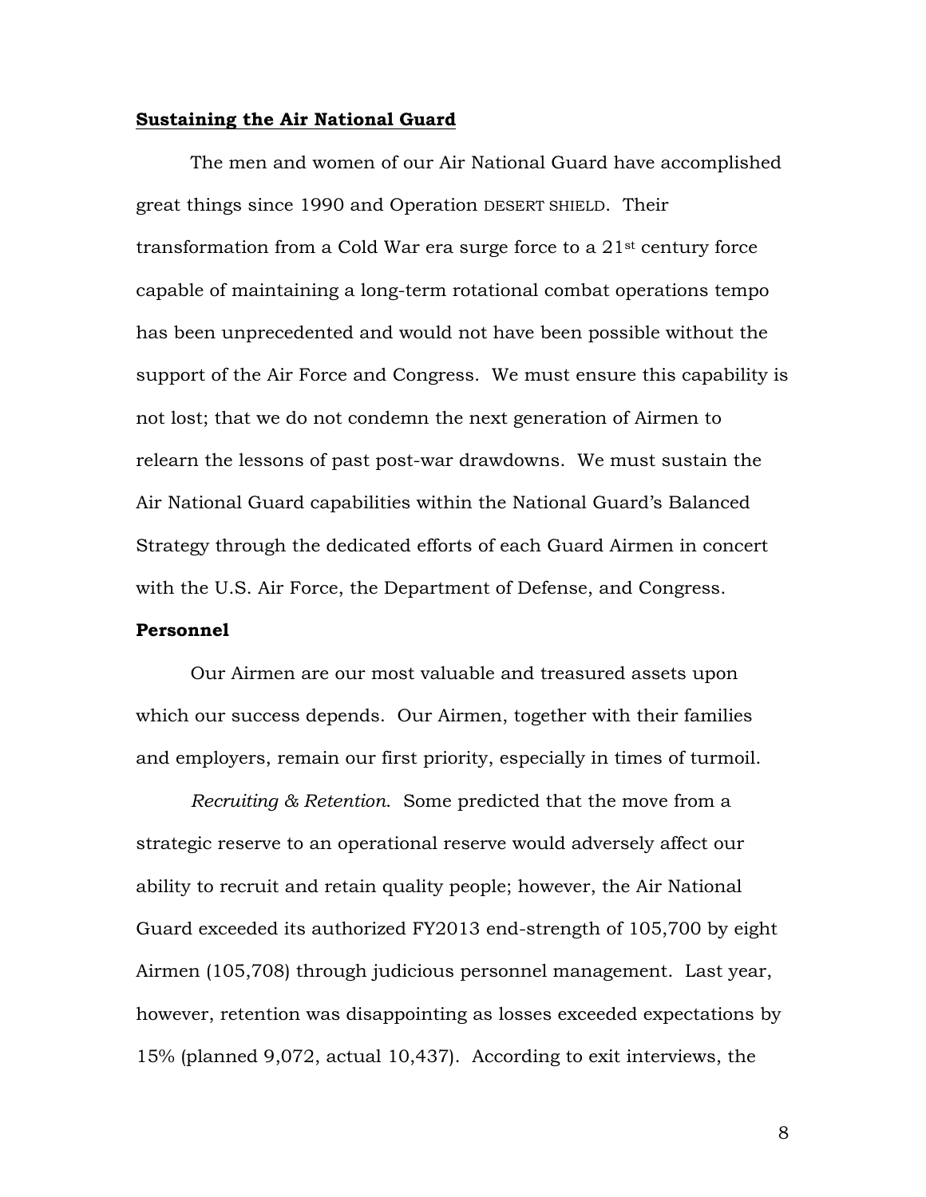**Sustaining the Air National Guard**

The men and women of our Air National Guard have accomplished great things since 1990 and Operation DESERT SHIELD. Their transformation from a Cold War era surge force to a 21st century force capable of maintaining a long-term rotational combat operations tempo has been unprecedented and would not have been possible without the support of the Air Force and Congress. We must ensure this capability is not lost; that we do not condemn the next generation of Airmen to relearn the lessons of past post-war drawdowns. We must sustain the Air National Guard capabilities within the National Guard's Balanced Strategy through the dedicated efforts of each Guard Airmen in concert with the U.S. Air Force, the Department of Defense, and Congress.

**Personnel**

Our Airmen are our most valuable and treasured assets upon which our success depends. Our Airmen, together with their families and employers, remain our first priority, especially in times of turmoil.

*Recruiting & Retention.* Some predicted that the move from a strategic reserve to an operational reserve would adversely affect our ability to recruit and retain quality people; however, the Air National Guard exceeded its authorized FY2013 end-strength of 105,700 by eight Airmen (105,708) through judicious personnel management. Last year, however, retention was disappointing as losses exceeded expectations by 15% (planned 9,072, actual 10,437). According to exit interviews, the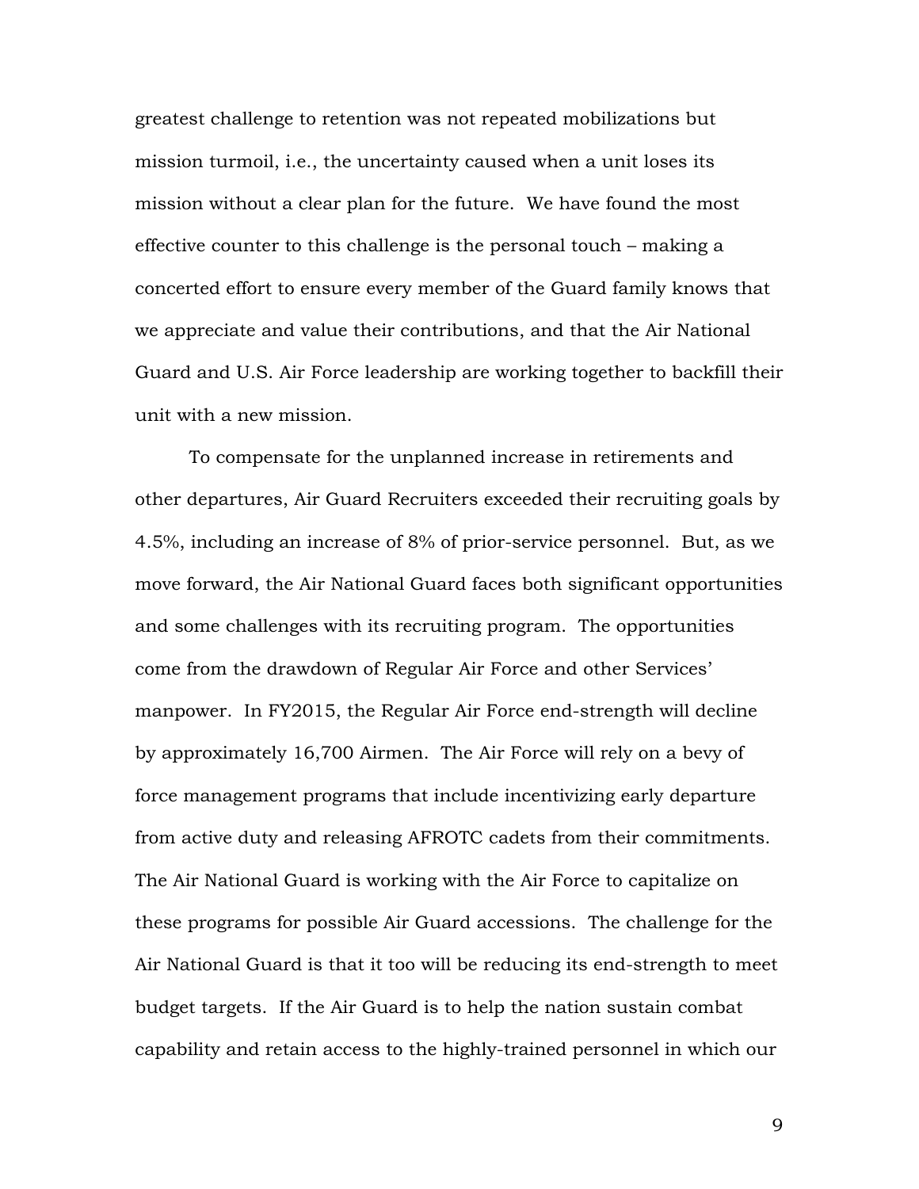greatest challenge to retention was not repeated mobilizations but mission turmoil, i.e., the uncertainty caused when a unit loses its mission without a clear plan for the future. We have found the most effective counter to this challenge is the personal touch – making a concerted effort to ensure every member of the Guard family knows that we appreciate and value their contributions, and that the Air National Guard and U.S. Air Force leadership are working together to backfill their unit with a new mission.

To compensate for the unplanned increase in retirements and other departures, Air Guard Recruiters exceeded their recruiting goals by 4.5%, including an increase of 8% of prior-service personnel. But, as we move forward, the Air National Guard faces both significant opportunities and some challenges with its recruiting program. The opportunities come from the drawdown of Regular Air Force and other Services' manpower. In FY2015, the Regular Air Force end-strength will decline by approximately 16,700 Airmen. The Air Force will rely on a bevy of force management programs that include incentivizing early departure from active duty and releasing AFROTC cadets from their commitments. The Air National Guard is working with the Air Force to capitalize on these programs for possible Air Guard accessions. The challenge for the Air National Guard is that it too will be reducing its end-strength to meet budget targets. If the Air Guard is to help the nation sustain combat capability and retain access to the highly-trained personnel in which our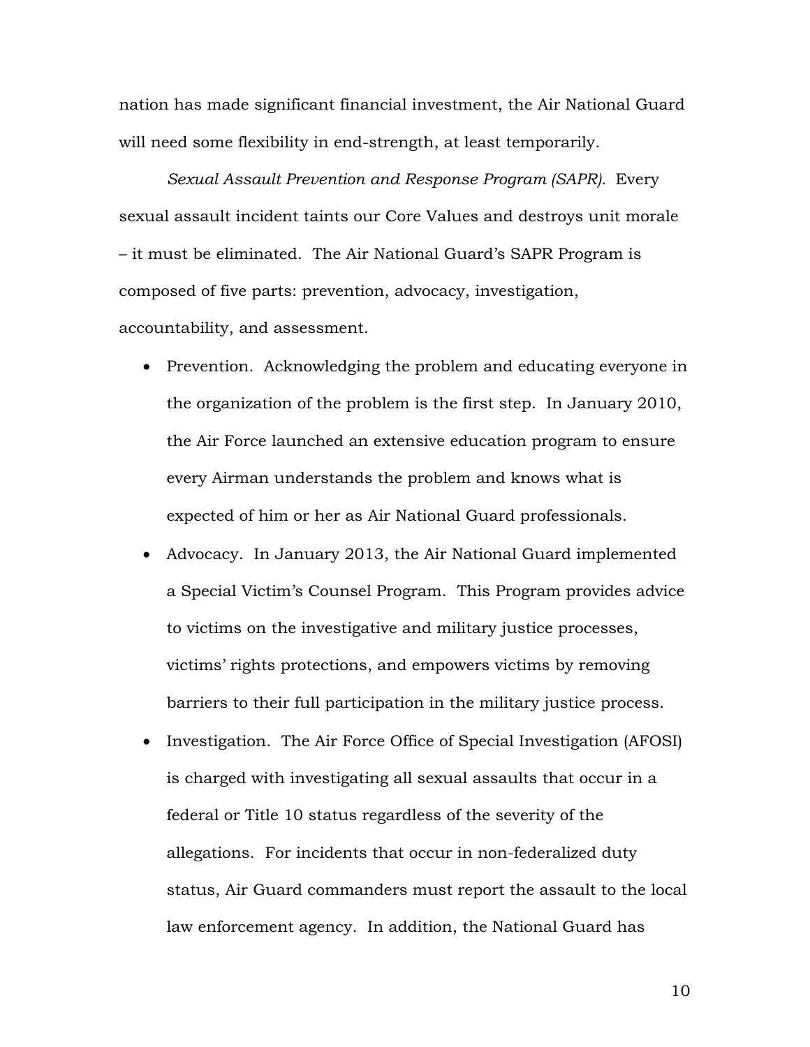nation has made significant financial investment, the Air National Guard will need some flexibility in end-strength, at least temporarily.

*Sexual Assault Prevention and Response Program (SAPR).* Every sexual assault incident taints our Core Values and destroys unit morale – it must be eliminated. The Air National Guard's SAPR Program is composed of five parts: prevention, advocacy, investigation, accountability, and assessment.

- Prevention. Acknowledging the problem and educating everyone in the organization of the problem is the first step. In January 2010, the Air Force launched an extensive education program to ensure every Airman understands the problem and knows what is expected of him or her as Air National Guard professionals.
- Advocacy. In January 2013, the Air National Guard implemented a Special Victim's Counsel Program. This Program provides advice to victims on the investigative and military justice processes, victims' rights protections, and empowers victims by removing barriers to their full participation in the military justice process.
- Investigation. The Air Force Office of Special Investigation (AFOSI) is charged with investigating all sexual assaults that occur in a federal or Title 10 status regardless of the severity of the allegations. For incidents that occur in non-federalized duty status, Air Guard commanders must report the assault to the local law enforcement agency. In addition, the National Guard has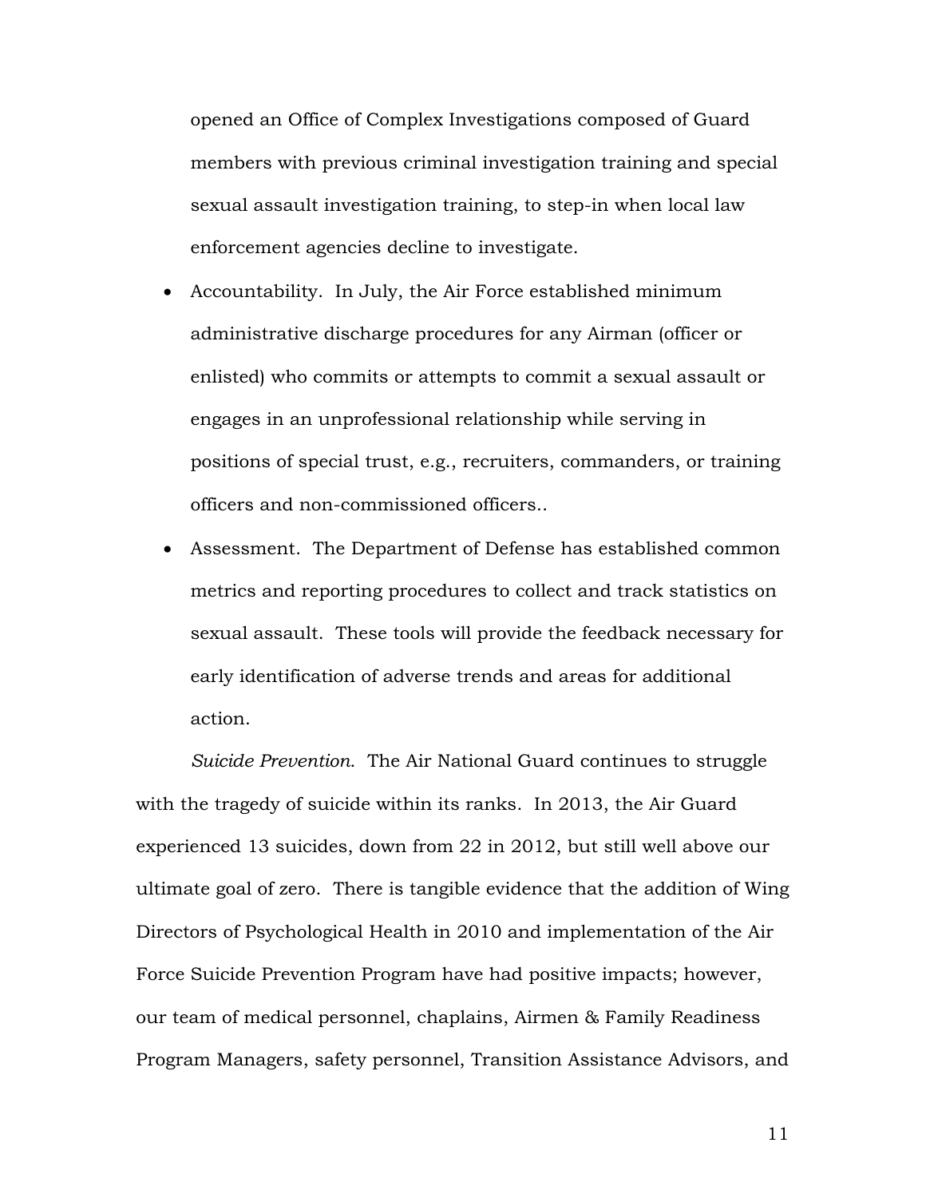opened an Office of Complex Investigations composed of Guard members with previous criminal investigation training and special sexual assault investigation training, to step-in when local law enforcement agencies decline to investigate.

- Accountability. In July, the Air Force established minimum administrative discharge procedures for any Airman (officer or enlisted) who commits or attempts to commit a sexual assault or engages in an unprofessional relationship while serving in positions of special trust, e.g., recruiters, commanders, or training officers and non-commissioned officers..
- Assessment. The Department of Defense has established common metrics and reporting procedures to collect and track statistics on sexual assault. These tools will provide the feedback necessary for early identification of adverse trends and areas for additional action.

*Suicide Prevention*. The Air National Guard continues to struggle with the tragedy of suicide within its ranks. In 2013, the Air Guard experienced 13 suicides, down from 22 in 2012, but still well above our ultimate goal of zero. There is tangible evidence that the addition of Wing Directors of Psychological Health in 2010 and implementation of the Air Force Suicide Prevention Program have had positive impacts; however, our team of medical personnel, chaplains, Airmen & Family Readiness Program Managers, safety personnel, Transition Assistance Advisors, and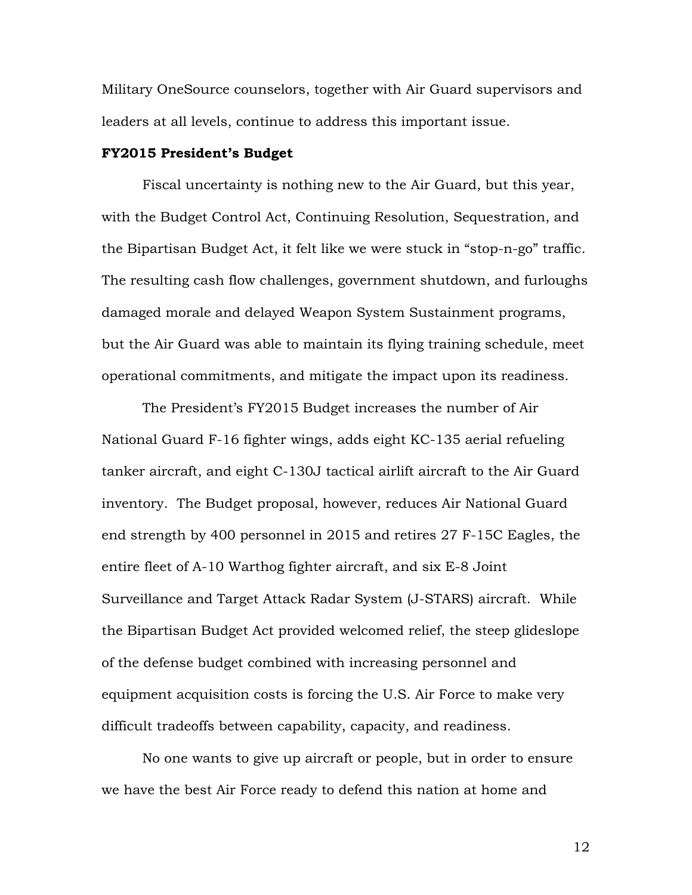Military OneSource counselors, together with Air Guard supervisors and leaders at all levels, continue to address this important issue.

**FY2015 President's Budget**

Fiscal uncertainty is nothing new to the Air Guard, but this year, with the Budget Control Act, Continuing Resolution, Sequestration, and the Bipartisan Budget Act, it felt like we were stuck in "stop-n-go" traffic. The resulting cash flow challenges, government shutdown, and furloughs damaged morale and delayed Weapon System Sustainment programs, but the Air Guard was able to maintain its flying training schedule, meet operational commitments, and mitigate the impact upon its readiness.

The President's FY2015 Budget increases the number of Air National Guard F-16 fighter wings, adds eight KC-135 aerial refueling tanker aircraft, and eight C-130J tactical airlift aircraft to the Air Guard inventory. The Budget proposal, however, reduces Air National Guard end strength by 400 personnel in 2015 and retires 27 F-15C Eagles, the entire fleet of A-10 Warthog fighter aircraft, and six E-8 Joint Surveillance and Target Attack Radar System (J-STARS) aircraft. While the Bipartisan Budget Act provided welcomed relief, the steep glideslope of the defense budget combined with increasing personnel and equipment acquisition costs is forcing the U.S. Air Force to make very difficult tradeoffs between capability, capacity, and readiness.

No one wants to give up aircraft or people, but in order to ensure we have the best Air Force ready to defend this nation at home and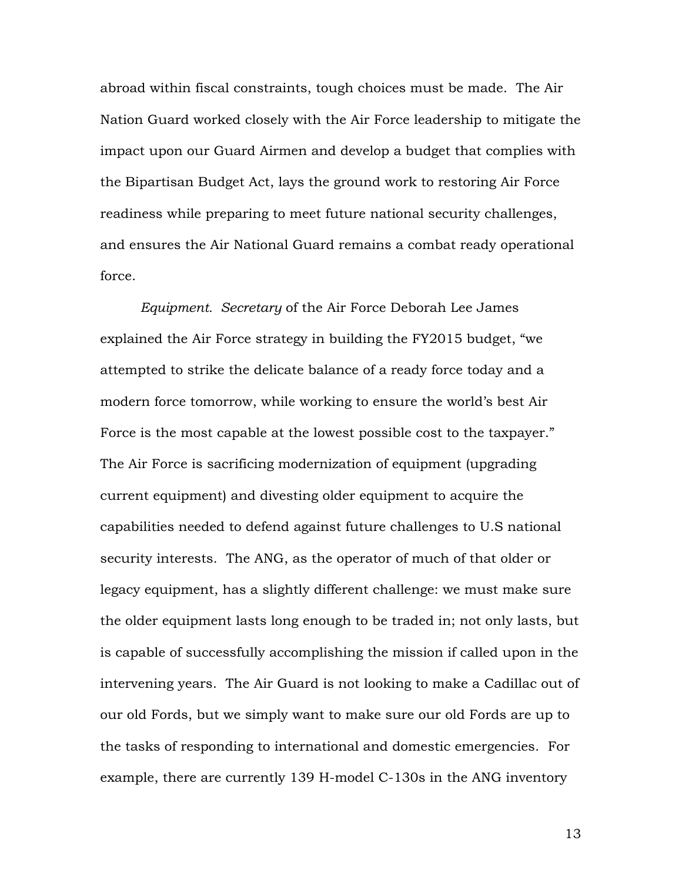abroad within fiscal constraints, tough choices must be made. The Air Nation Guard worked closely with the Air Force leadership to mitigate the impact upon our Guard Airmen and develop a budget that complies with the Bipartisan Budget Act, lays the ground work to restoring Air Force readiness while preparing to meet future national security challenges, and ensures the Air National Guard remains a combat ready operational force.

*Equipment. Secretary* of the Air Force Deborah Lee James explained the Air Force strategy in building the FY2015 budget, "we attempted to strike the delicate balance of a ready force today and a modern force tomorrow, while working to ensure the world's best Air Force is the most capable at the lowest possible cost to the taxpayer." The Air Force is sacrificing modernization of equipment (upgrading current equipment) and divesting older equipment to acquire the capabilities needed to defend against future challenges to U.S national security interests. The ANG, as the operator of much of that older or legacy equipment, has a slightly different challenge: we must make sure the older equipment lasts long enough to be traded in; not only lasts, but is capable of successfully accomplishing the mission if called upon in the intervening years. The Air Guard is not looking to make a Cadillac out of our old Fords, but we simply want to make sure our old Fords are up to the tasks of responding to international and domestic emergencies. For example, there are currently 139 H-model C-130s in the ANG inventory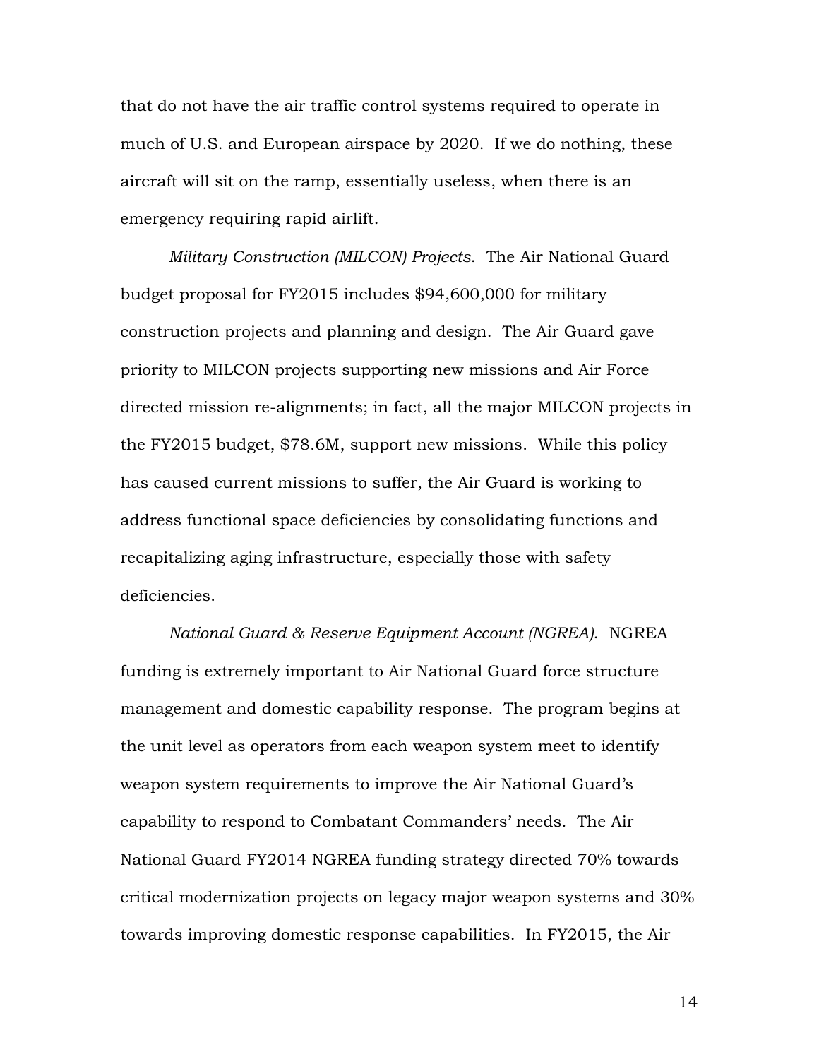that do not have the air traffic control systems required to operate in much of U.S. and European airspace by 2020. If we do nothing, these aircraft will sit on the ramp, essentially useless, when there is an emergency requiring rapid airlift.

*Military Construction (MILCON) Projects*. The Air National Guard budget proposal for FY2015 includes $94,600,000 for military construction projects and planning and design. The Air Guard gave priority to MILCON projects supporting new missions and Air Force directed mission re-alignments; in fact, all the major MILCON projects in the FY2015 budget, $78.6M, support new missions. While this policy has caused current missions to suffer, the Air Guard is working to address functional space deficiencies by consolidating functions and recapitalizing aging infrastructure, especially those with safety deficiencies.

*National Guard & Reserve Equipment Account (NGREA)*. NGREA funding is extremely important to Air National Guard force structure management and domestic capability response. The program begins at the unit level as operators from each weapon system meet to identify weapon system requirements to improve the Air National Guard's capability to respond to Combatant Commanders' needs. The Air National Guard FY2014 NGREA funding strategy directed 70% towards critical modernization projects on legacy major weapon systems and 30% towards improving domestic response capabilities. In FY2015, the Air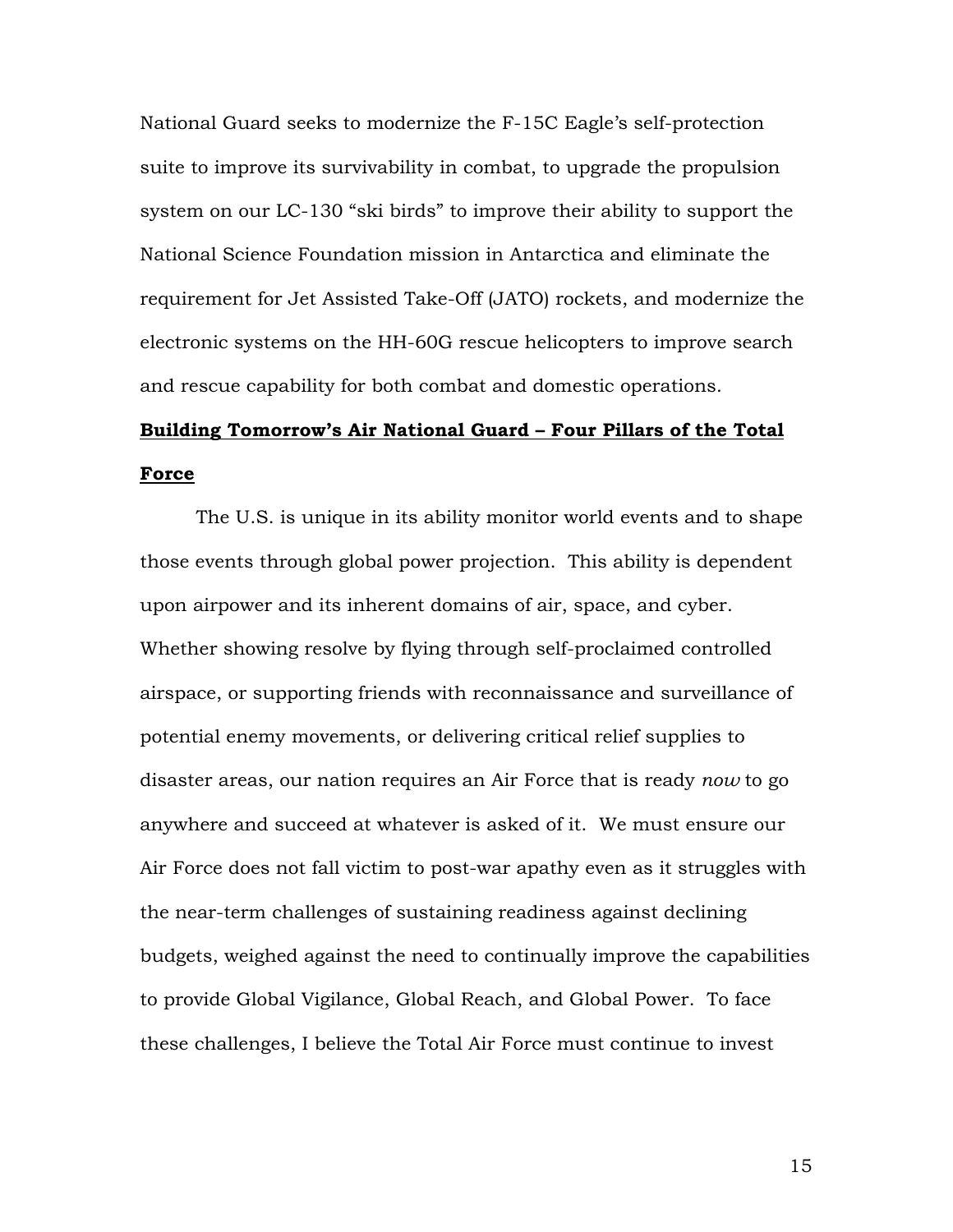National Guard seeks to modernize the F-15C Eagle's self-protection suite to improve its survivability in combat, to upgrade the propulsion system on our LC-130 "ski birds" to improve their ability to support the National Science Foundation mission in Antarctica and eliminate the requirement for Jet Assisted Take-Off (JATO) rockets, and modernize the electronic systems on the HH-60G rescue helicopters to improve search and rescue capability for both combat and domestic operations.

**Building Tomorrow's Air National Guard – Four Pillars of the Total Force**

The U.S. is unique in its ability monitor world events and to shape those events through global power projection. This ability is dependent upon airpower and its inherent domains of air, space, and cyber. Whether showing resolve by flying through self-proclaimed controlled airspace, or supporting friends with reconnaissance and surveillance of potential enemy movements, or delivering critical relief supplies to disaster areas, our nation requires an Air Force that is ready *now* to go anywhere and succeed at whatever is asked of it. We must ensure our Air Force does not fall victim to post-war apathy even as it struggles with the near-term challenges of sustaining readiness against declining budgets, weighed against the need to continually improve the capabilities to provide Global Vigilance, Global Reach, and Global Power. To face these challenges, I believe the Total Air Force must continue to invest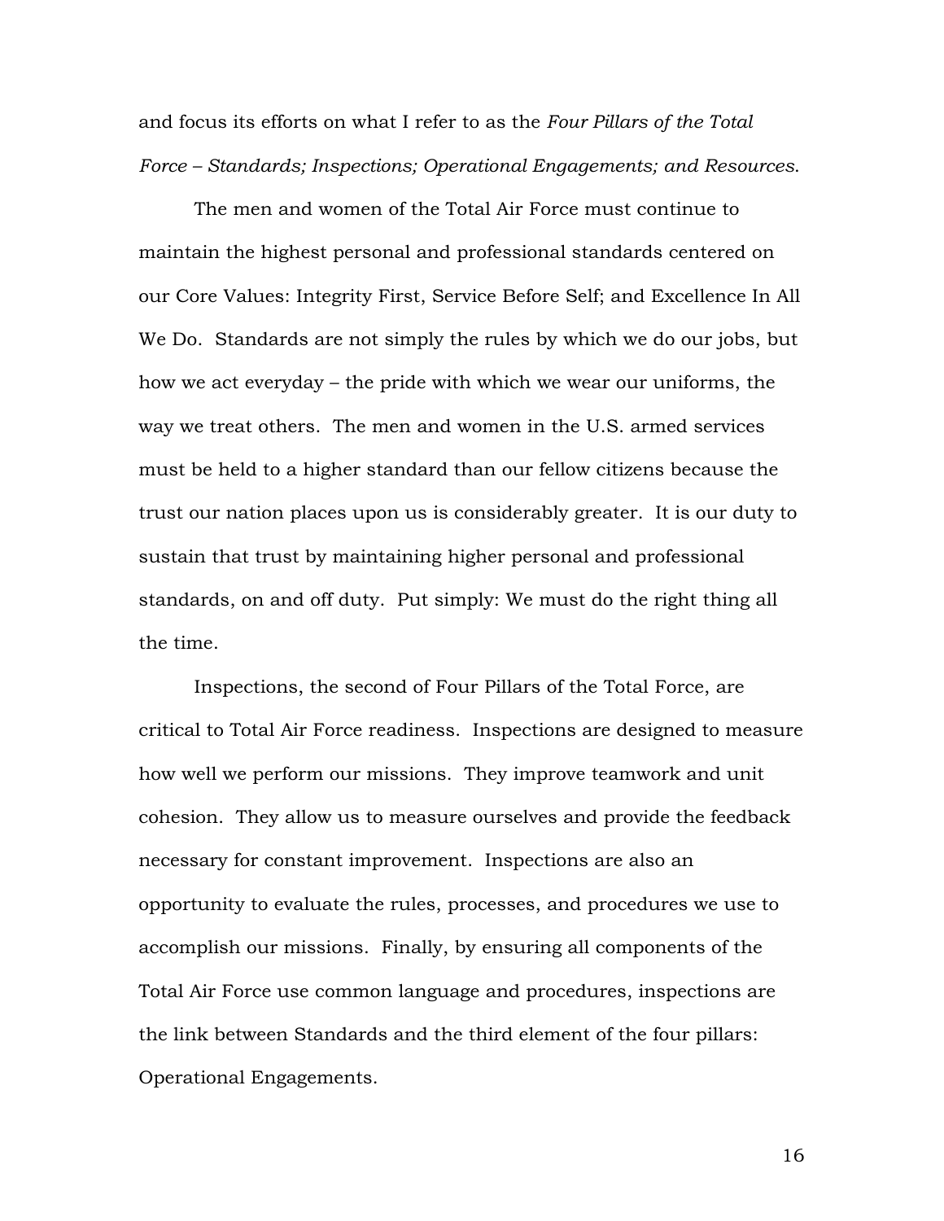and focus its efforts on what I refer to as the *Four Pillars of the Total Force – Standards; Inspections; Operational Engagements; and Resources.*

The men and women of the Total Air Force must continue to maintain the highest personal and professional standards centered on our Core Values: Integrity First, Service Before Self; and Excellence In All We Do. Standards are not simply the rules by which we do our jobs, but how we act everyday – the pride with which we wear our uniforms, the way we treat others. The men and women in the U.S. armed services must be held to a higher standard than our fellow citizens because the trust our nation places upon us is considerably greater. It is our duty to sustain that trust by maintaining higher personal and professional standards, on and off duty. Put simply: We must do the right thing all the time.

Inspections, the second of Four Pillars of the Total Force, are critical to Total Air Force readiness. Inspections are designed to measure how well we perform our missions. They improve teamwork and unit cohesion. They allow us to measure ourselves and provide the feedback necessary for constant improvement. Inspections are also an opportunity to evaluate the rules, processes, and procedures we use to accomplish our missions. Finally, by ensuring all components of the Total Air Force use common language and procedures, inspections are the link between Standards and the third element of the four pillars: Operational Engagements.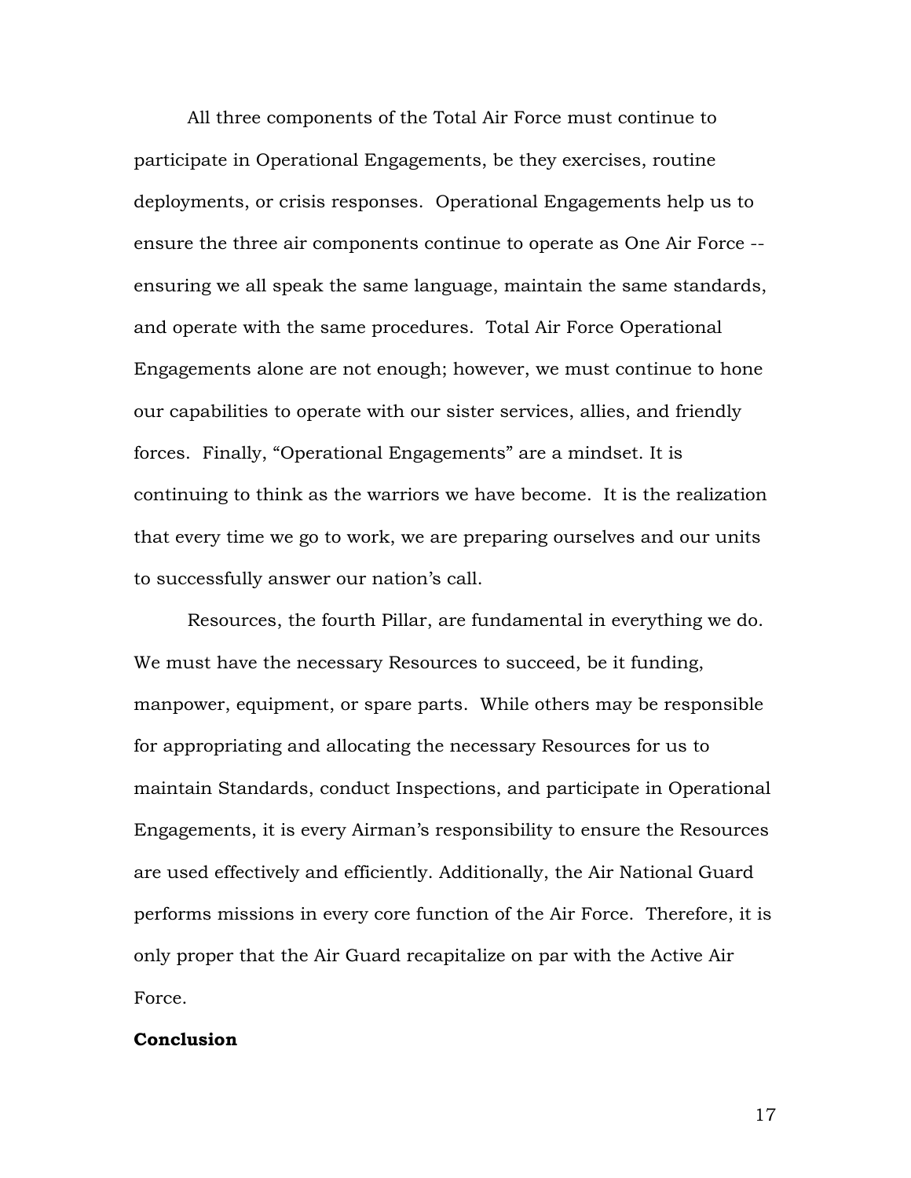All three components of the Total Air Force must continue to participate in Operational Engagements, be they exercises, routine deployments, or crisis responses. Operational Engagements help us to ensure the three air components continue to operate as One Air Force -- ensuring we all speak the same language, maintain the same standards, and operate with the same procedures. Total Air Force Operational Engagements alone are not enough; however, we must continue to hone our capabilities to operate with our sister services, allies, and friendly forces. Finally, "Operational Engagements" are a mindset. It is continuing to think as the warriors we have become. It is the realization that every time we go to work, we are preparing ourselves and our units to successfully answer our nation's call.

Resources, the fourth Pillar, are fundamental in everything we do. We must have the necessary Resources to succeed, be it funding, manpower, equipment, or spare parts. While others may be responsible for appropriating and allocating the necessary Resources for us to maintain Standards, conduct Inspections, and participate in Operational Engagements, it is every Airman's responsibility to ensure the Resources are used effectively and efficiently. Additionally, the Air National Guard performs missions in every core function of the Air Force. Therefore, it is only proper that the Air Guard recapitalize on par with the Active Air Force.

**Conclusion**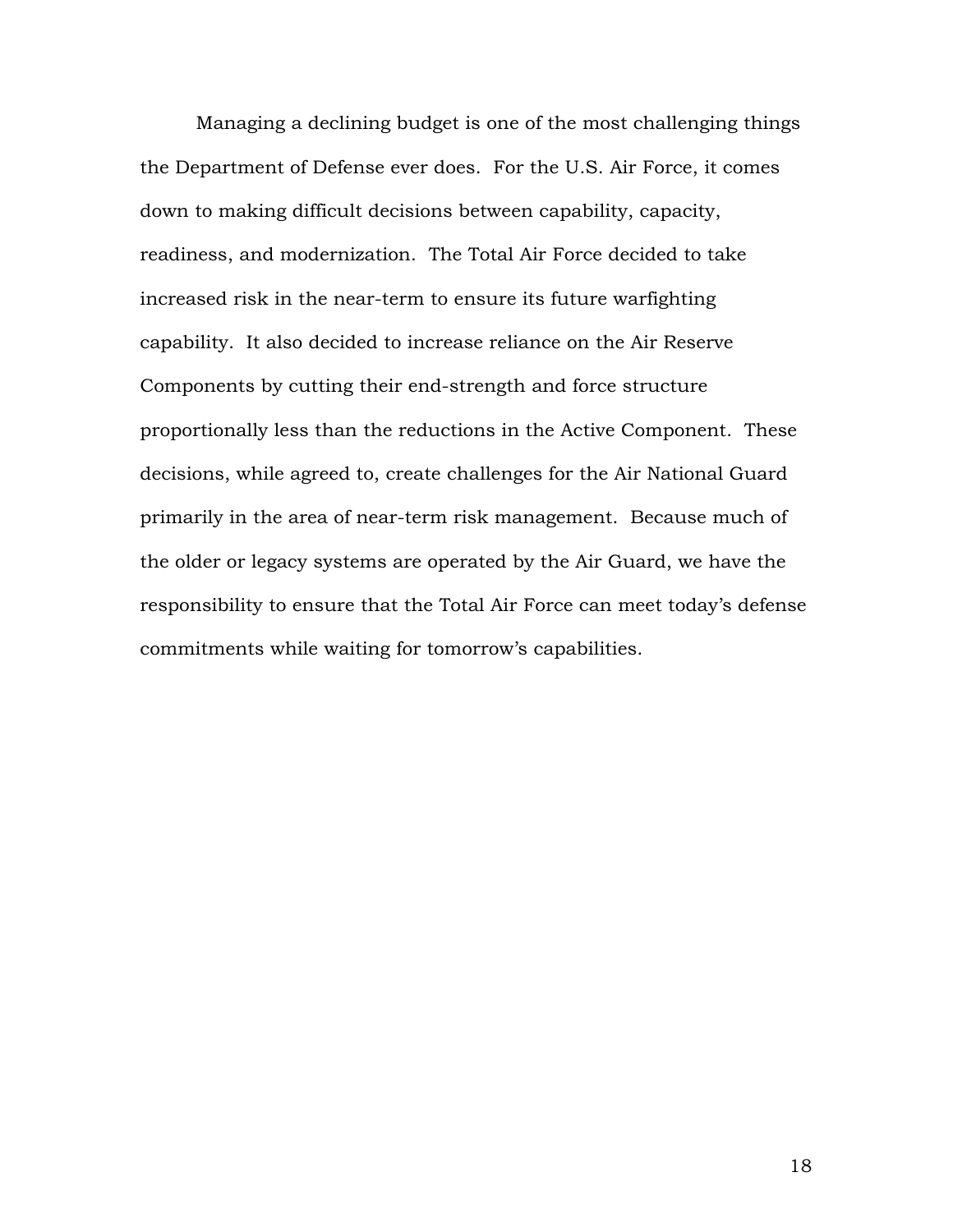Managing a declining budget is one of the most challenging things the Department of Defense ever does. For the U.S. Air Force, it comes down to making difficult decisions between capability, capacity, readiness, and modernization. The Total Air Force decided to take increased risk in the near-term to ensure its future warfighting capability. It also decided to increase reliance on the Air Reserve Components by cutting their end-strength and force structure proportionally less than the reductions in the Active Component. These decisions, while agreed to, create challenges for the Air National Guard primarily in the area of near-term risk management. Because much of the older or legacy systems are operated by the Air Guard, we have the responsibility to ensure that the Total Air Force can meet today's defense commitments while waiting for tomorrow's capabilities.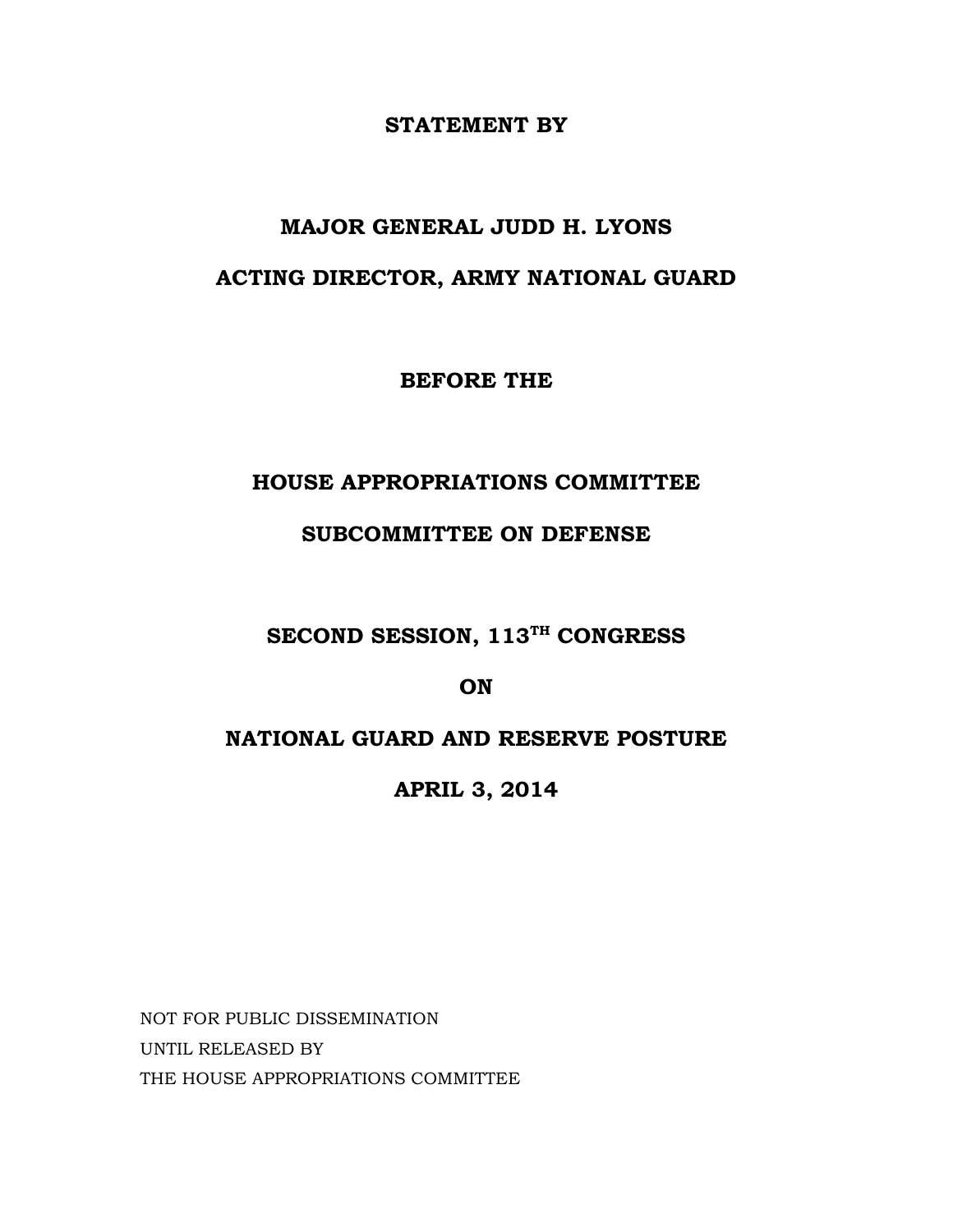**STATEMENT BY**

**MAJOR GENERAL JUDD H. LYONS**

**ACTING DIRECTOR, ARMY NATIONAL GUARD**

**BEFORE THE**

**HOUSE APPROPRIATIONS COMMITTEE**

**SUBCOMMITTEE ON DEFENSE**

**SECOND SESSION, 113TH CONGRESS**

**ON**

**NATIONAL GUARD AND RESERVE POSTURE**

**APRIL 3, 2014**

NOT FOR PUBLIC DISSEMINATION
UNTIL RELEASED BY
THE HOUSE APPROPRIATIONS COMMITTEE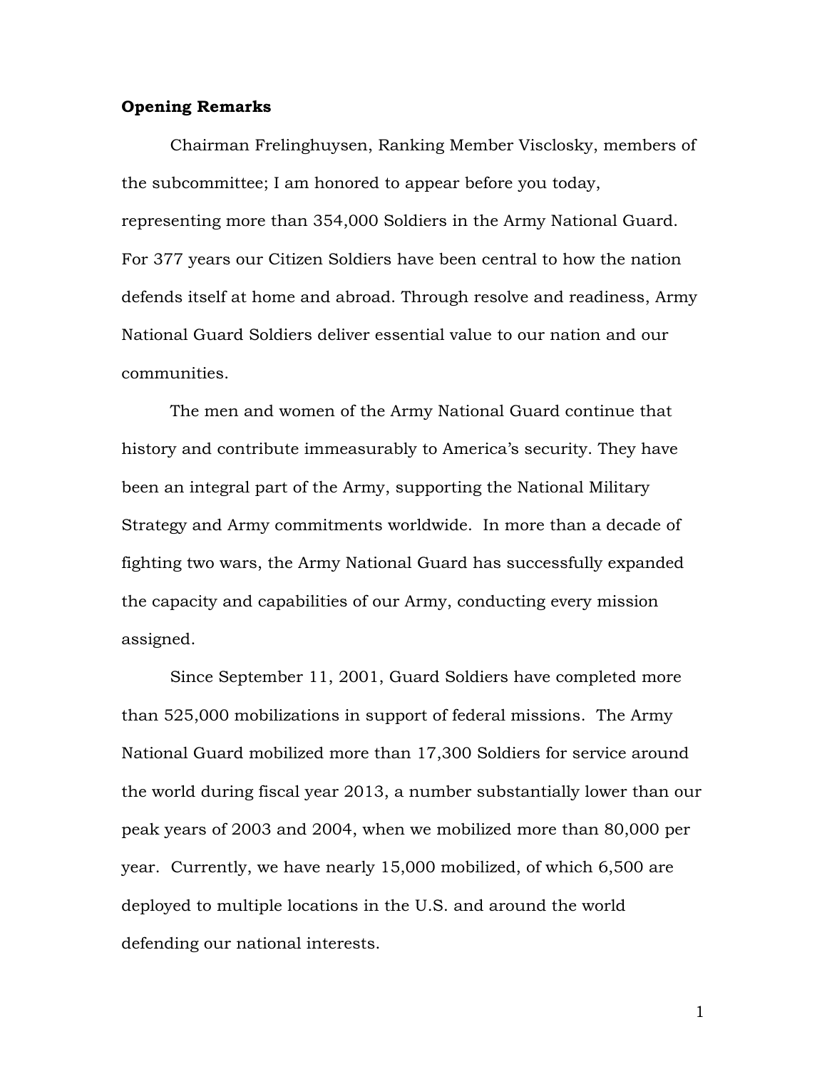**Opening Remarks**

Chairman Frelinghuysen, Ranking Member Visclosky, members of the subcommittee; I am honored to appear before you today, representing more than 354,000 Soldiers in the Army National Guard. For 377 years our Citizen Soldiers have been central to how the nation defends itself at home and abroad. Through resolve and readiness, Army National Guard Soldiers deliver essential value to our nation and our communities.

The men and women of the Army National Guard continue that history and contribute immeasurably to America's security. They have been an integral part of the Army, supporting the National Military Strategy and Army commitments worldwide. In more than a decade of fighting two wars, the Army National Guard has successfully expanded the capacity and capabilities of our Army, conducting every mission assigned.

Since September 11, 2001, Guard Soldiers have completed more than 525,000 mobilizations in support of federal missions. The Army National Guard mobilized more than 17,300 Soldiers for service around the world during fiscal year 2013, a number substantially lower than our peak years of 2003 and 2004, when we mobilized more than 80,000 per year. Currently, we have nearly 15,000 mobilized, of which 6,500 are deployed to multiple locations in the U.S. and around the world defending our national interests.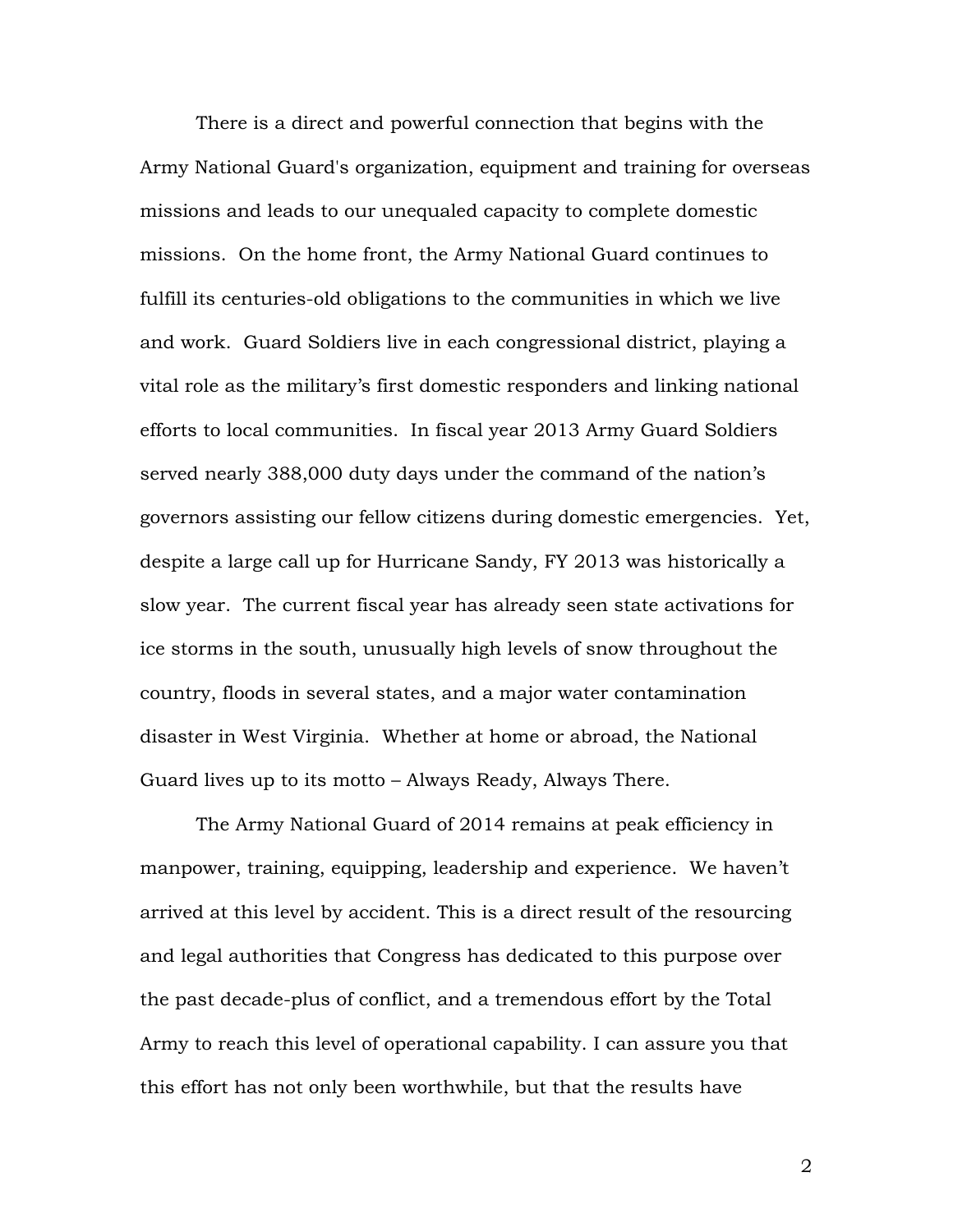There is a direct and powerful connection that begins with the Army National Guard's organization, equipment and training for overseas missions and leads to our unequaled capacity to complete domestic missions. On the home front, the Army National Guard continues to fulfill its centuries-old obligations to the communities in which we live and work. Guard Soldiers live in each congressional district, playing a vital role as the military's first domestic responders and linking national efforts to local communities. In fiscal year 2013 Army Guard Soldiers served nearly 388,000 duty days under the command of the nation's governors assisting our fellow citizens during domestic emergencies. Yet, despite a large call up for Hurricane Sandy, FY 2013 was historically a slow year. The current fiscal year has already seen state activations for ice storms in the south, unusually high levels of snow throughout the country, floods in several states, and a major water contamination disaster in West Virginia. Whether at home or abroad, the National Guard lives up to its motto – Always Ready, Always There.

The Army National Guard of 2014 remains at peak efficiency in manpower, training, equipping, leadership and experience. We haven't arrived at this level by accident. This is a direct result of the resourcing and legal authorities that Congress has dedicated to this purpose over the past decade-plus of conflict, and a tremendous effort by the Total Army to reach this level of operational capability. I can assure you that this effort has not only been worthwhile, but that the results have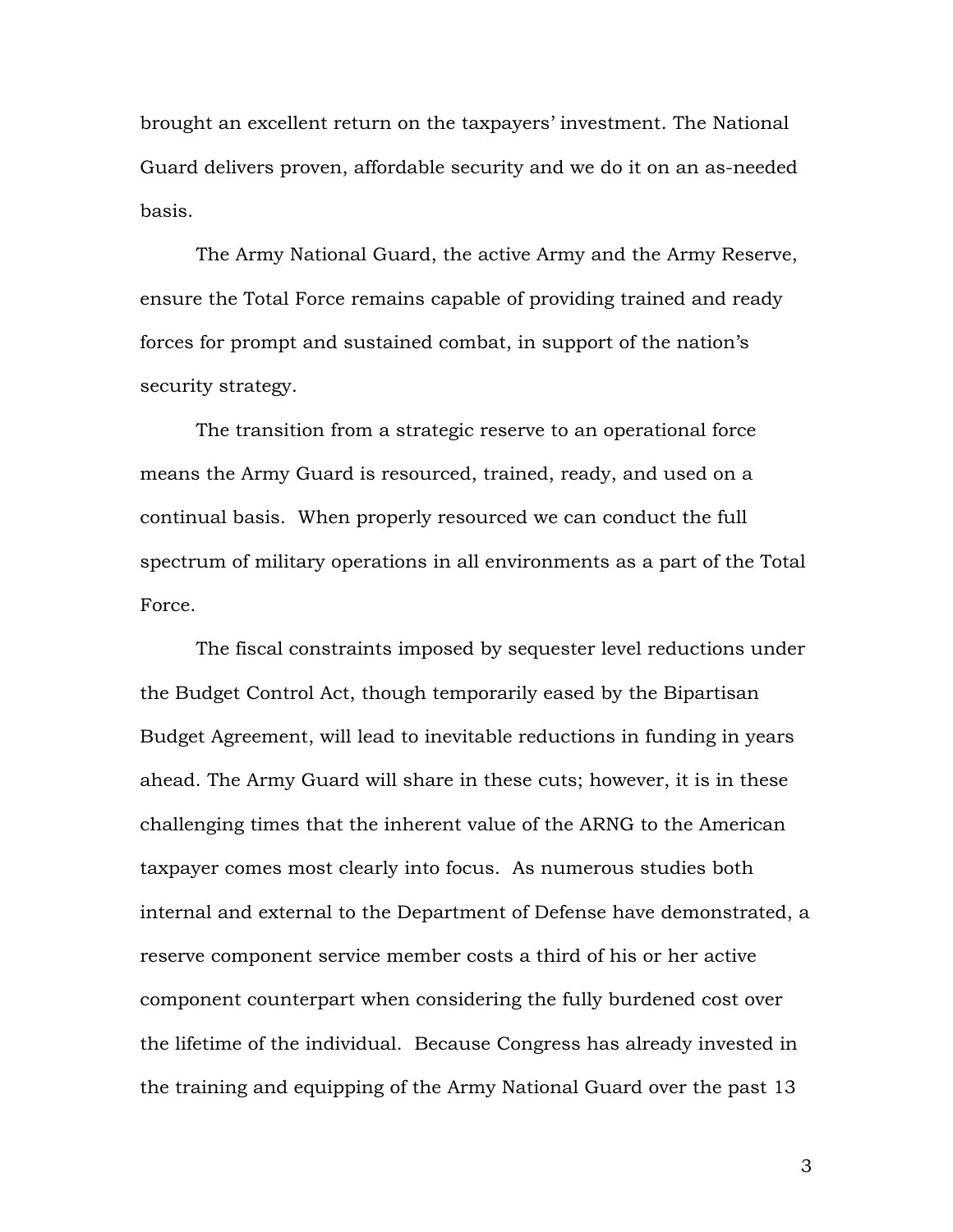brought an excellent return on the taxpayers' investment. The National Guard delivers proven, affordable security and we do it on an as-needed basis.

The Army National Guard, the active Army and the Army Reserve, ensure the Total Force remains capable of providing trained and ready forces for prompt and sustained combat, in support of the nation's security strategy.

The transition from a strategic reserve to an operational force means the Army Guard is resourced, trained, ready, and used on a continual basis. When properly resourced we can conduct the full spectrum of military operations in all environments as a part of the Total Force.

The fiscal constraints imposed by sequester level reductions under the Budget Control Act, though temporarily eased by the Bipartisan Budget Agreement, will lead to inevitable reductions in funding in years ahead. The Army Guard will share in these cuts; however, it is in these challenging times that the inherent value of the ARNG to the American taxpayer comes most clearly into focus. As numerous studies both internal and external to the Department of Defense have demonstrated, a reserve component service member costs a third of his or her active component counterpart when considering the fully burdened cost over the lifetime of the individual. Because Congress has already invested in the training and equipping of the Army National Guard over the past 13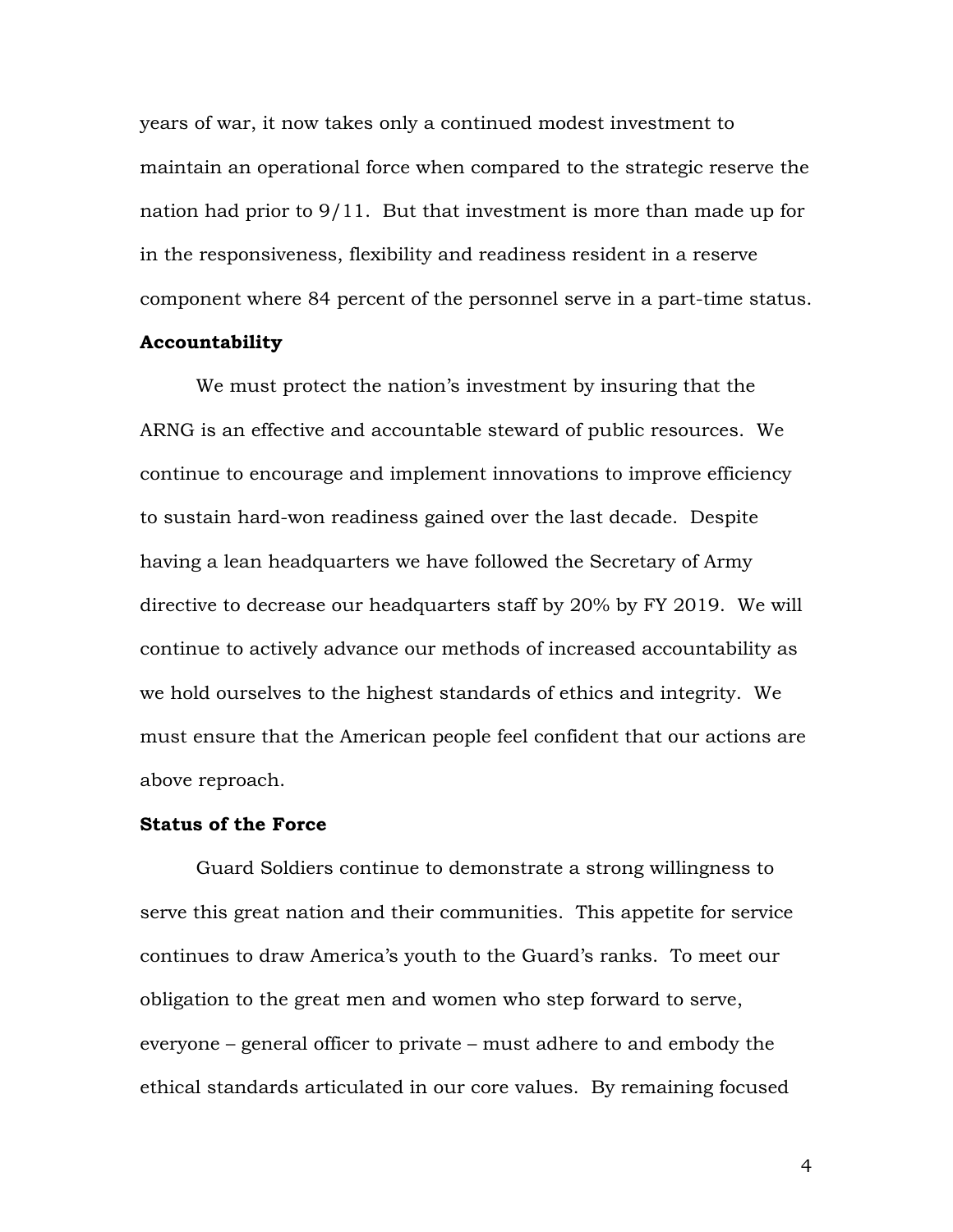years of war, it now takes only a continued modest investment to maintain an operational force when compared to the strategic reserve the nation had prior to 9/11. But that investment is more than made up for in the responsiveness, flexibility and readiness resident in a reserve component where 84 percent of the personnel serve in a part-time status.

**Accountability**

We must protect the nation's investment by insuring that the ARNG is an effective and accountable steward of public resources. We continue to encourage and implement innovations to improve efficiency to sustain hard-won readiness gained over the last decade. Despite having a lean headquarters we have followed the Secretary of Army directive to decrease our headquarters staff by 20% by FY 2019. We will continue to actively advance our methods of increased accountability as we hold ourselves to the highest standards of ethics and integrity. We must ensure that the American people feel confident that our actions are above reproach.

**Status of the Force**

Guard Soldiers continue to demonstrate a strong willingness to serve this great nation and their communities. This appetite for service continues to draw America's youth to the Guard's ranks. To meet our obligation to the great men and women who step forward to serve, everyone – general officer to private – must adhere to and embody the ethical standards articulated in our core values. By remaining focused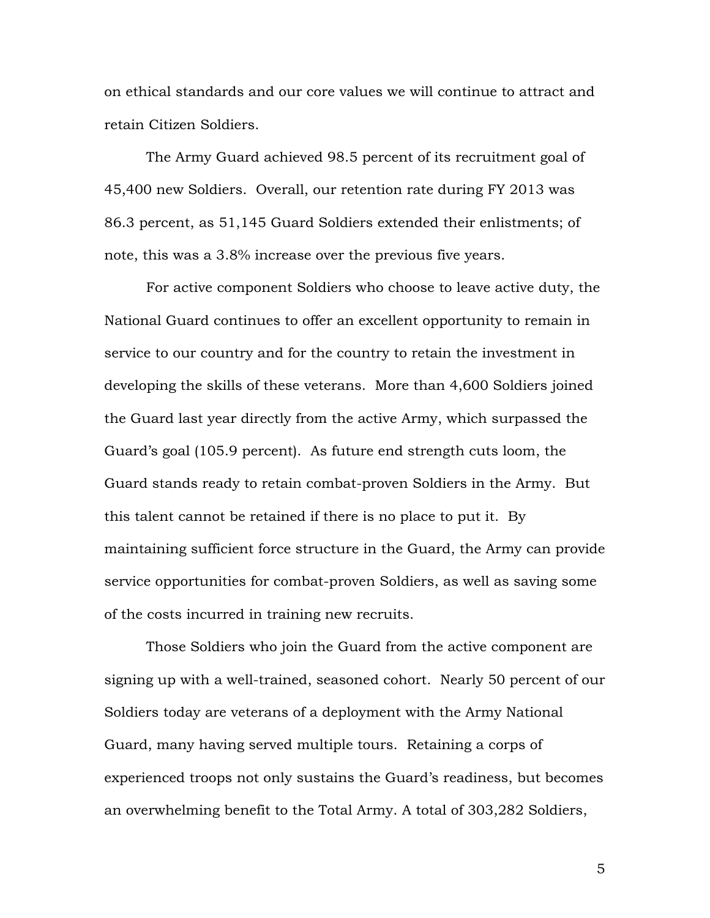on ethical standards and our core values we will continue to attract and retain Citizen Soldiers.

The Army Guard achieved 98.5 percent of its recruitment goal of 45,400 new Soldiers. Overall, our retention rate during FY 2013 was 86.3 percent, as 51,145 Guard Soldiers extended their enlistments; of note, this was a 3.8% increase over the previous five years.

For active component Soldiers who choose to leave active duty, the National Guard continues to offer an excellent opportunity to remain in service to our country and for the country to retain the investment in developing the skills of these veterans. More than 4,600 Soldiers joined the Guard last year directly from the active Army, which surpassed the Guard's goal (105.9 percent). As future end strength cuts loom, the Guard stands ready to retain combat-proven Soldiers in the Army. But this talent cannot be retained if there is no place to put it. By maintaining sufficient force structure in the Guard, the Army can provide service opportunities for combat-proven Soldiers, as well as saving some of the costs incurred in training new recruits.

Those Soldiers who join the Guard from the active component are signing up with a well-trained, seasoned cohort. Nearly 50 percent of our Soldiers today are veterans of a deployment with the Army National Guard, many having served multiple tours. Retaining a corps of experienced troops not only sustains the Guard's readiness, but becomes an overwhelming benefit to the Total Army. A total of 303,282 Soldiers,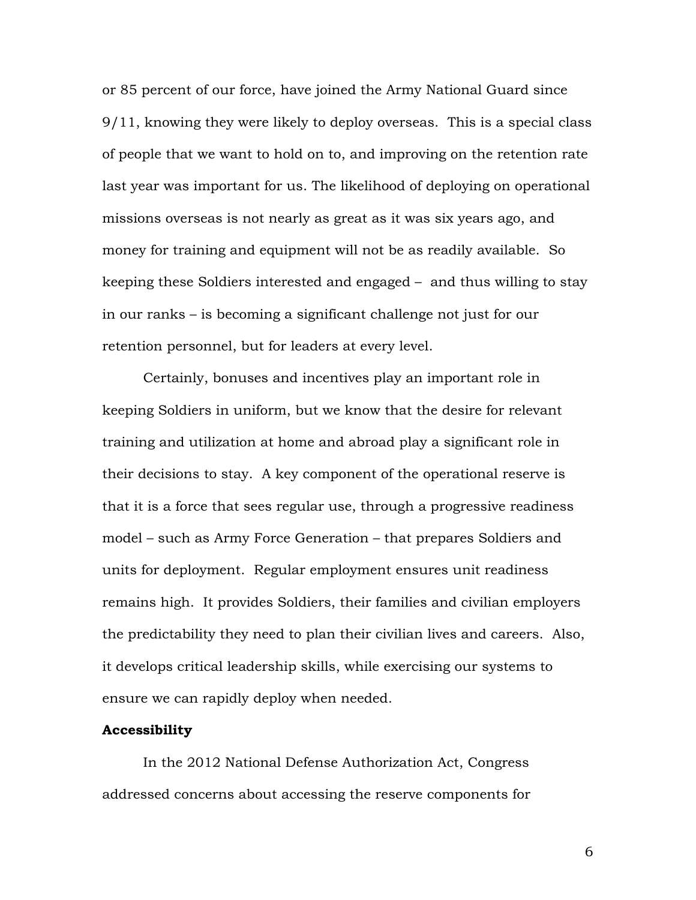or 85 percent of our force, have joined the Army National Guard since 9/11, knowing they were likely to deploy overseas. This is a special class of people that we want to hold on to, and improving on the retention rate last year was important for us. The likelihood of deploying on operational missions overseas is not nearly as great as it was six years ago, and money for training and equipment will not be as readily available. So keeping these Soldiers interested and engaged – and thus willing to stay in our ranks – is becoming a significant challenge not just for our retention personnel, but for leaders at every level.

Certainly, bonuses and incentives play an important role in keeping Soldiers in uniform, but we know that the desire for relevant training and utilization at home and abroad play a significant role in their decisions to stay. A key component of the operational reserve is that it is a force that sees regular use, through a progressive readiness model – such as Army Force Generation – that prepares Soldiers and units for deployment. Regular employment ensures unit readiness remains high. It provides Soldiers, their families and civilian employers the predictability they need to plan their civilian lives and careers. Also, it develops critical leadership skills, while exercising our systems to ensure we can rapidly deploy when needed.

**Accessibility**

In the 2012 National Defense Authorization Act, Congress addressed concerns about accessing the reserve components for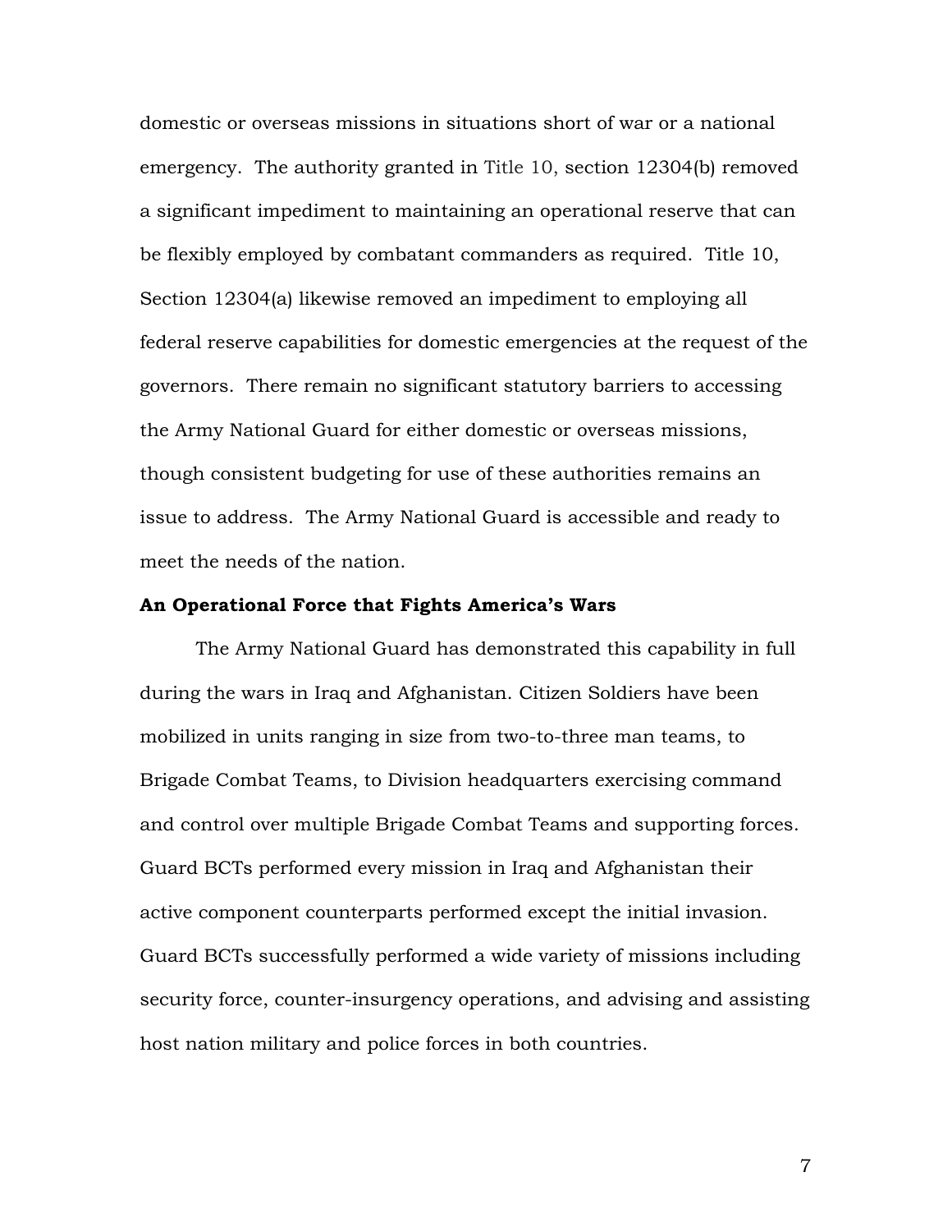domestic or overseas missions in situations short of war or a national emergency. The authority granted in Title 10, section 12304(b) removed a significant impediment to maintaining an operational reserve that can be flexibly employed by combatant commanders as required. Title 10, Section 12304(a) likewise removed an impediment to employing all federal reserve capabilities for domestic emergencies at the request of the governors. There remain no significant statutory barriers to accessing the Army National Guard for either domestic or overseas missions, though consistent budgeting for use of these authorities remains an issue to address. The Army National Guard is accessible and ready to meet the needs of the nation.

**An Operational Force that Fights America's Wars**

The Army National Guard has demonstrated this capability in full during the wars in Iraq and Afghanistan. Citizen Soldiers have been mobilized in units ranging in size from two-to-three man teams, to Brigade Combat Teams, to Division headquarters exercising command and control over multiple Brigade Combat Teams and supporting forces. Guard BCTs performed every mission in Iraq and Afghanistan their active component counterparts performed except the initial invasion. Guard BCTs successfully performed a wide variety of missions including security force, counter-insurgency operations, and advising and assisting host nation military and police forces in both countries.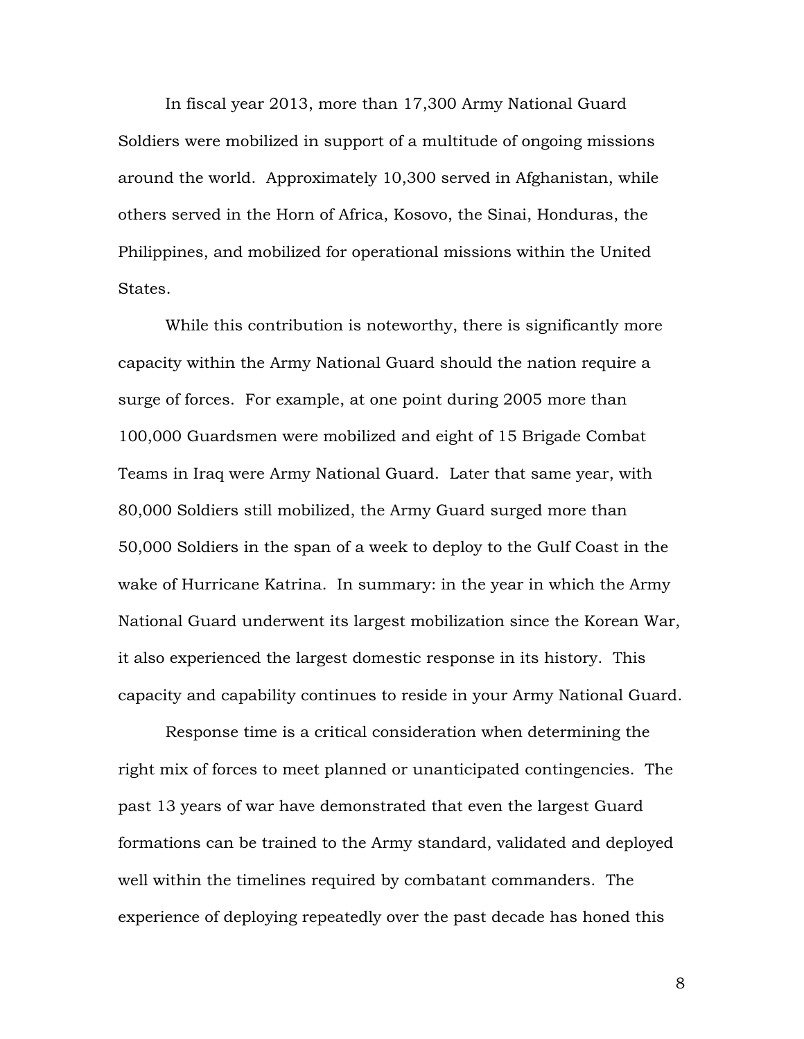In fiscal year 2013, more than 17,300 Army National Guard Soldiers were mobilized in support of a multitude of ongoing missions around the world. Approximately 10,300 served in Afghanistan, while others served in the Horn of Africa, Kosovo, the Sinai, Honduras, the Philippines, and mobilized for operational missions within the United States.

While this contribution is noteworthy, there is significantly more capacity within the Army National Guard should the nation require a surge of forces. For example, at one point during 2005 more than 100,000 Guardsmen were mobilized and eight of 15 Brigade Combat Teams in Iraq were Army National Guard. Later that same year, with 80,000 Soldiers still mobilized, the Army Guard surged more than 50,000 Soldiers in the span of a week to deploy to the Gulf Coast in the wake of Hurricane Katrina. In summary: in the year in which the Army National Guard underwent its largest mobilization since the Korean War, it also experienced the largest domestic response in its history. This capacity and capability continues to reside in your Army National Guard.

Response time is a critical consideration when determining the right mix of forces to meet planned or unanticipated contingencies. The past 13 years of war have demonstrated that even the largest Guard formations can be trained to the Army standard, validated and deployed well within the timelines required by combatant commanders. The experience of deploying repeatedly over the past decade has honed this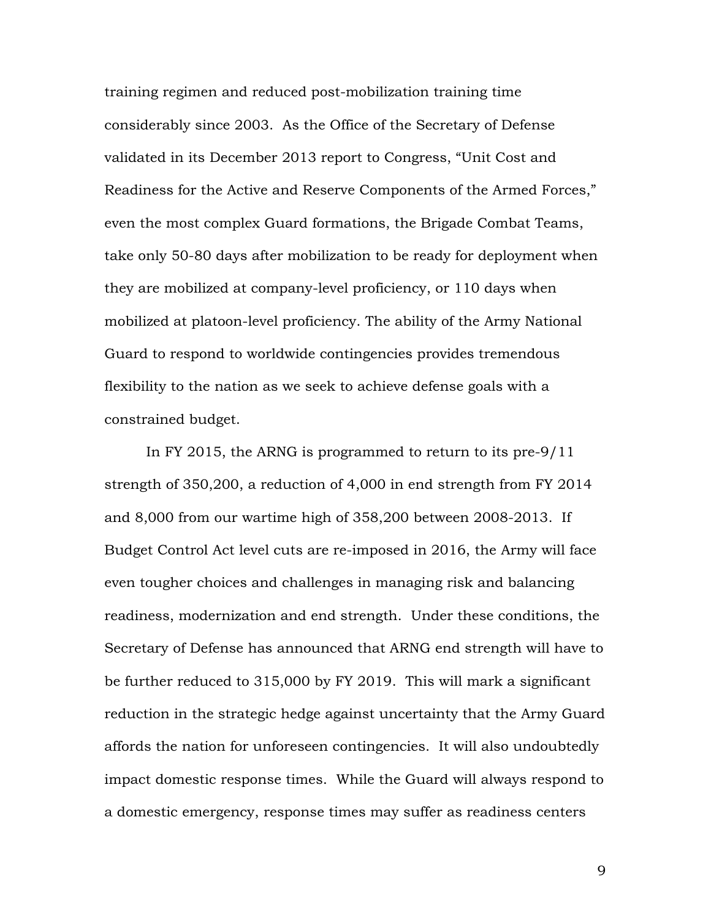training regimen and reduced post-mobilization training time considerably since 2003. As the Office of the Secretary of Defense validated in its December 2013 report to Congress, "Unit Cost and Readiness for the Active and Reserve Components of the Armed Forces," even the most complex Guard formations, the Brigade Combat Teams, take only 50-80 days after mobilization to be ready for deployment when they are mobilized at company-level proficiency, or 110 days when mobilized at platoon-level proficiency. The ability of the Army National Guard to respond to worldwide contingencies provides tremendous flexibility to the nation as we seek to achieve defense goals with a constrained budget.

In FY 2015, the ARNG is programmed to return to its pre-9/11 strength of 350,200, a reduction of 4,000 in end strength from FY 2014 and 8,000 from our wartime high of 358,200 between 2008-2013. If Budget Control Act level cuts are re-imposed in 2016, the Army will face even tougher choices and challenges in managing risk and balancing readiness, modernization and end strength. Under these conditions, the Secretary of Defense has announced that ARNG end strength will have to be further reduced to 315,000 by FY 2019. This will mark a significant reduction in the strategic hedge against uncertainty that the Army Guard affords the nation for unforeseen contingencies. It will also undoubtedly impact domestic response times. While the Guard will always respond to a domestic emergency, response times may suffer as readiness centers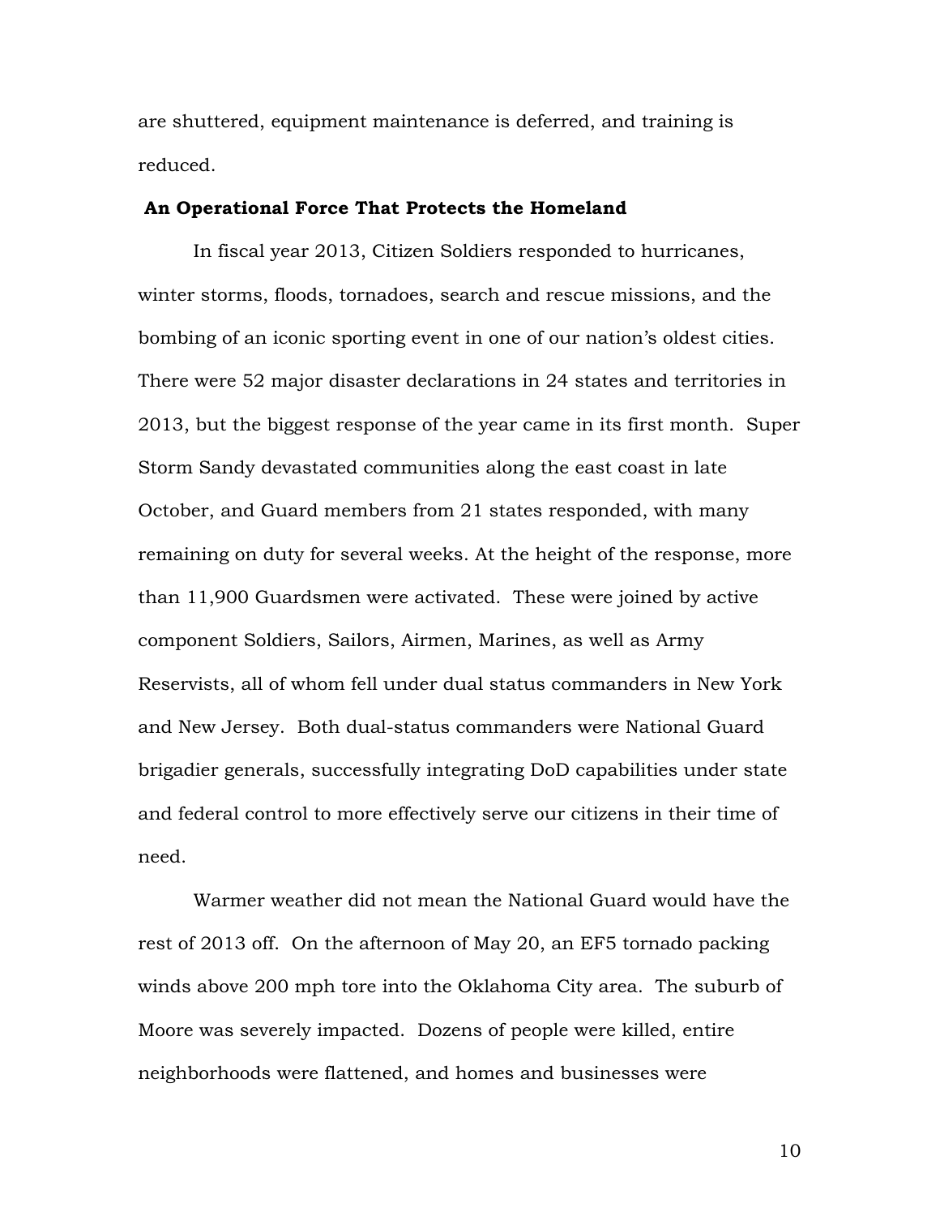are shuttered, equipment maintenance is deferred, and training is reduced.

**An Operational Force That Protects the Homeland**

In fiscal year 2013, Citizen Soldiers responded to hurricanes, winter storms, floods, tornadoes, search and rescue missions, and the bombing of an iconic sporting event in one of our nation's oldest cities. There were 52 major disaster declarations in 24 states and territories in 2013, but the biggest response of the year came in its first month. Super Storm Sandy devastated communities along the east coast in late October, and Guard members from 21 states responded, with many remaining on duty for several weeks. At the height of the response, more than 11,900 Guardsmen were activated. These were joined by active component Soldiers, Sailors, Airmen, Marines, as well as Army Reservists, all of whom fell under dual status commanders in New York and New Jersey. Both dual-status commanders were National Guard brigadier generals, successfully integrating DoD capabilities under state and federal control to more effectively serve our citizens in their time of need.

Warmer weather did not mean the National Guard would have the rest of 2013 off. On the afternoon of May 20, an EF5 tornado packing winds above 200 mph tore into the Oklahoma City area. The suburb of Moore was severely impacted. Dozens of people were killed, entire neighborhoods were flattened, and homes and businesses were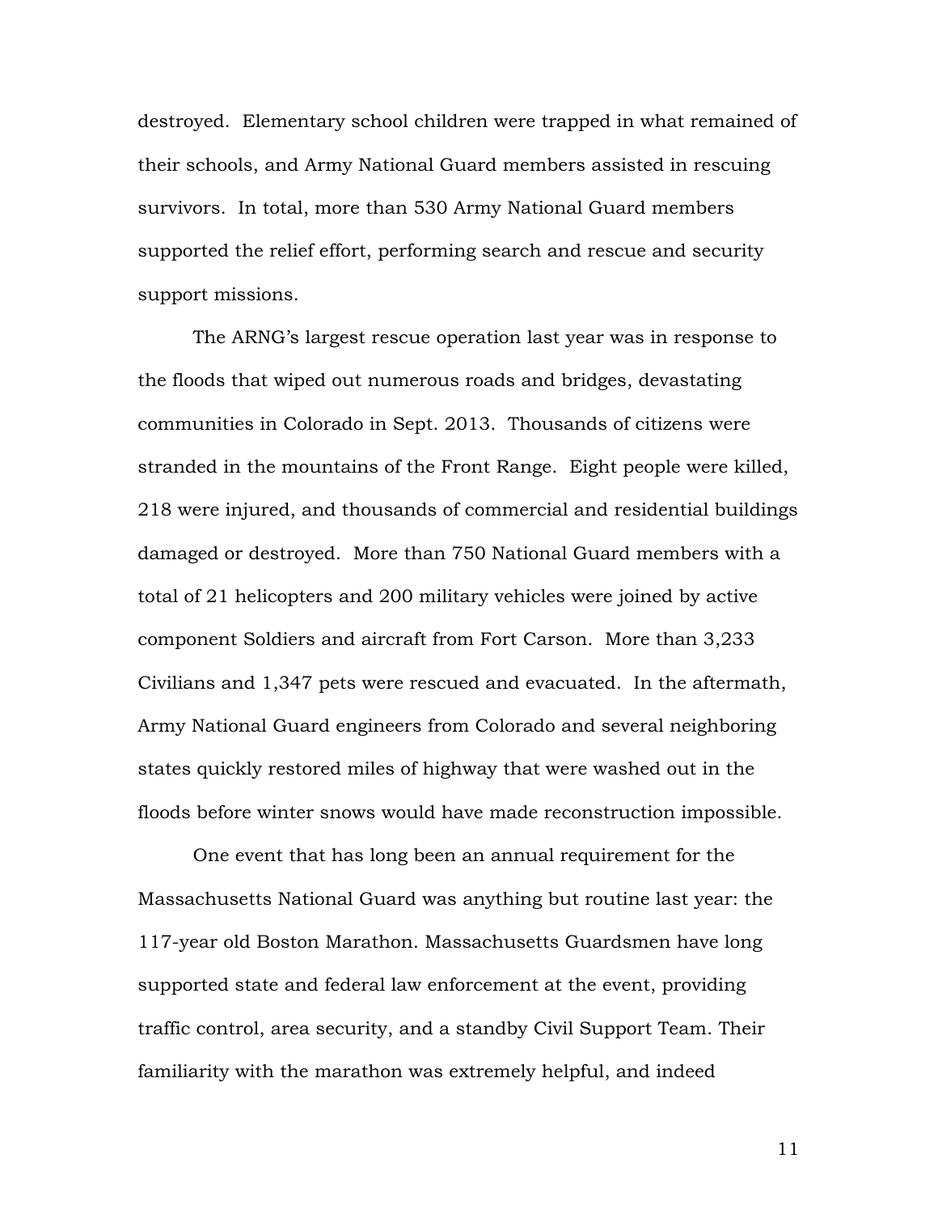destroyed. Elementary school children were trapped in what remained of their schools, and Army National Guard members assisted in rescuing survivors. In total, more than 530 Army National Guard members supported the relief effort, performing search and rescue and security support missions.

The ARNG's largest rescue operation last year was in response to the floods that wiped out numerous roads and bridges, devastating communities in Colorado in Sept. 2013. Thousands of citizens were stranded in the mountains of the Front Range. Eight people were killed, 218 were injured, and thousands of commercial and residential buildings damaged or destroyed. More than 750 National Guard members with a total of 21 helicopters and 200 military vehicles were joined by active component Soldiers and aircraft from Fort Carson. More than 3,233 Civilians and 1,347 pets were rescued and evacuated. In the aftermath, Army National Guard engineers from Colorado and several neighboring states quickly restored miles of highway that were washed out in the floods before winter snows would have made reconstruction impossible.

One event that has long been an annual requirement for the Massachusetts National Guard was anything but routine last year: the 117-year old Boston Marathon. Massachusetts Guardsmen have long supported state and federal law enforcement at the event, providing traffic control, area security, and a standby Civil Support Team. Their familiarity with the marathon was extremely helpful, and indeed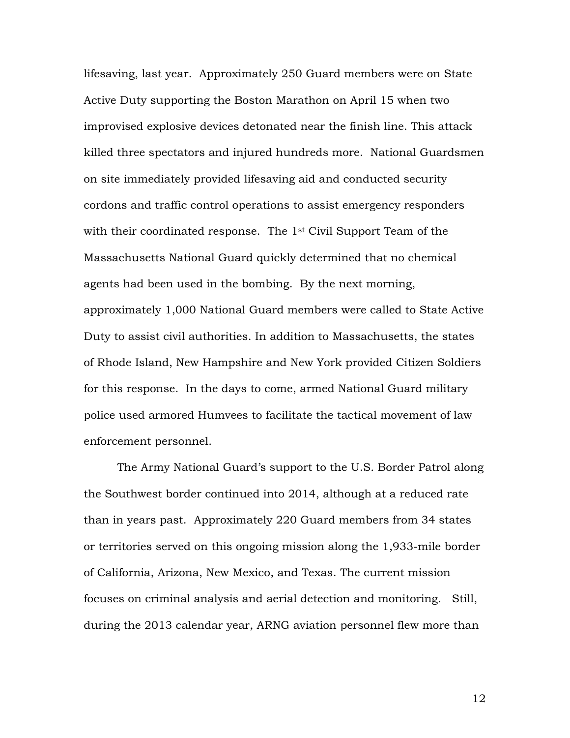lifesaving, last year. Approximately 250 Guard members were on State Active Duty supporting the Boston Marathon on April 15 when two improvised explosive devices detonated near the finish line. This attack killed three spectators and injured hundreds more. National Guardsmen on site immediately provided lifesaving aid and conducted security cordons and traffic control operations to assist emergency responders with their coordinated response. The 1st Civil Support Team of the Massachusetts National Guard quickly determined that no chemical agents had been used in the bombing. By the next morning, approximately 1,000 National Guard members were called to State Active Duty to assist civil authorities. In addition to Massachusetts, the states of Rhode Island, New Hampshire and New York provided Citizen Soldiers for this response. In the days to come, armed National Guard military police used armored Humvees to facilitate the tactical movement of law enforcement personnel.

The Army National Guard's support to the U.S. Border Patrol along the Southwest border continued into 2014, although at a reduced rate than in years past. Approximately 220 Guard members from 34 states or territories served on this ongoing mission along the 1,933-mile border of California, Arizona, New Mexico, and Texas. The current mission focuses on criminal analysis and aerial detection and monitoring. Still, during the 2013 calendar year, ARNG aviation personnel flew more than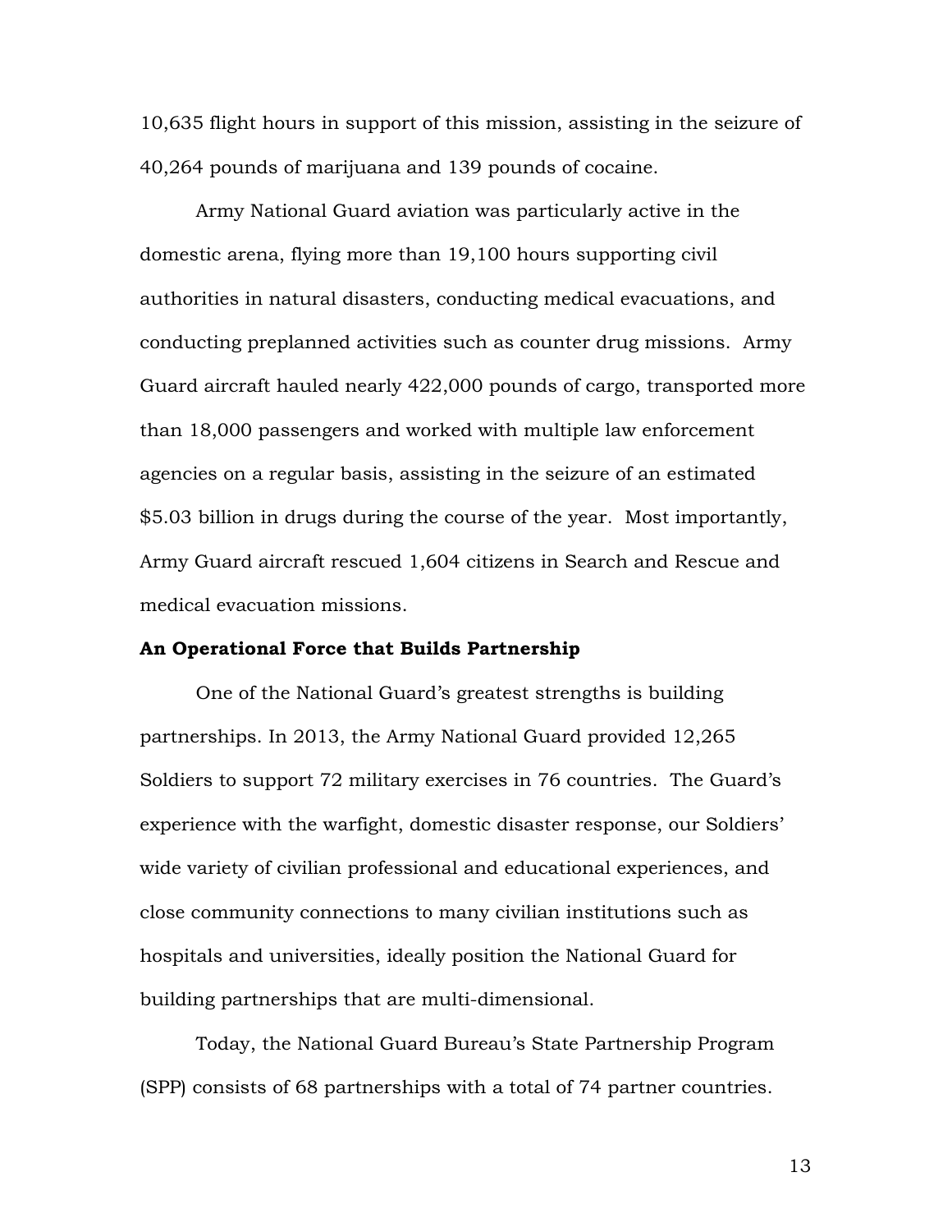10,635 flight hours in support of this mission, assisting in the seizure of 40,264 pounds of marijuana and 139 pounds of cocaine.

Army National Guard aviation was particularly active in the domestic arena, flying more than 19,100 hours supporting civil authorities in natural disasters, conducting medical evacuations, and conducting preplanned activities such as counter drug missions. Army Guard aircraft hauled nearly 422,000 pounds of cargo, transported more than 18,000 passengers and worked with multiple law enforcement agencies on a regular basis, assisting in the seizure of an estimated $5.03 billion in drugs during the course of the year. Most importantly, Army Guard aircraft rescued 1,604 citizens in Search and Rescue and medical evacuation missions.

**An Operational Force that Builds Partnership**

One of the National Guard's greatest strengths is building partnerships. In 2013, the Army National Guard provided 12,265 Soldiers to support 72 military exercises in 76 countries. The Guard's experience with the warfight, domestic disaster response, our Soldiers' wide variety of civilian professional and educational experiences, and close community connections to many civilian institutions such as hospitals and universities, ideally position the National Guard for building partnerships that are multi-dimensional.

Today, the National Guard Bureau's State Partnership Program (SPP) consists of 68 partnerships with a total of 74 partner countries.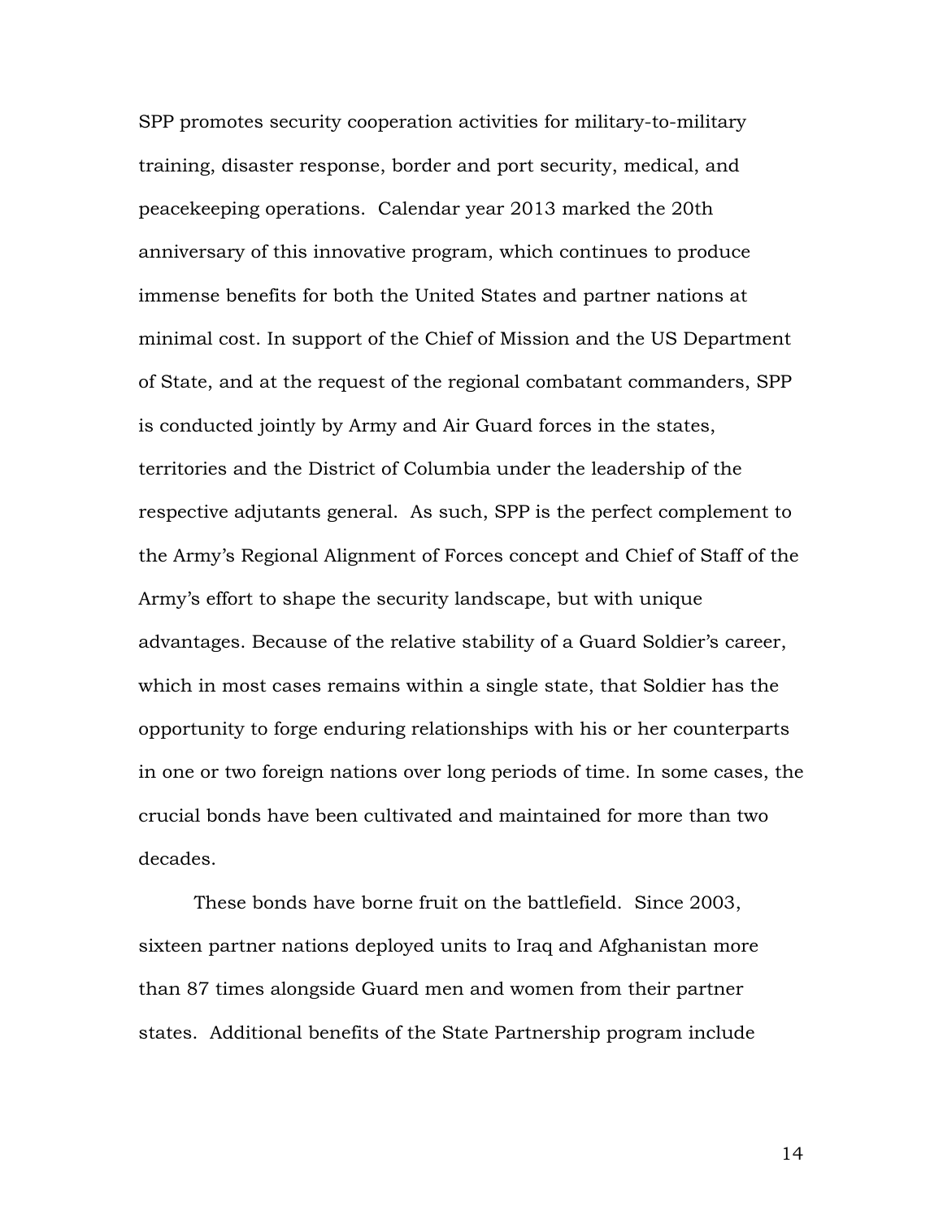SPP promotes security cooperation activities for military-to-military training, disaster response, border and port security, medical, and peacekeeping operations. Calendar year 2013 marked the 20th anniversary of this innovative program, which continues to produce immense benefits for both the United States and partner nations at minimal cost. In support of the Chief of Mission and the US Department of State, and at the request of the regional combatant commanders, SPP is conducted jointly by Army and Air Guard forces in the states, territories and the District of Columbia under the leadership of the respective adjutants general. As such, SPP is the perfect complement to the Army's Regional Alignment of Forces concept and Chief of Staff of the Army's effort to shape the security landscape, but with unique advantages. Because of the relative stability of a Guard Soldier's career, which in most cases remains within a single state, that Soldier has the opportunity to forge enduring relationships with his or her counterparts in one or two foreign nations over long periods of time. In some cases, the crucial bonds have been cultivated and maintained for more than two decades.

These bonds have borne fruit on the battlefield. Since 2003, sixteen partner nations deployed units to Iraq and Afghanistan more than 87 times alongside Guard men and women from their partner states. Additional benefits of the State Partnership program include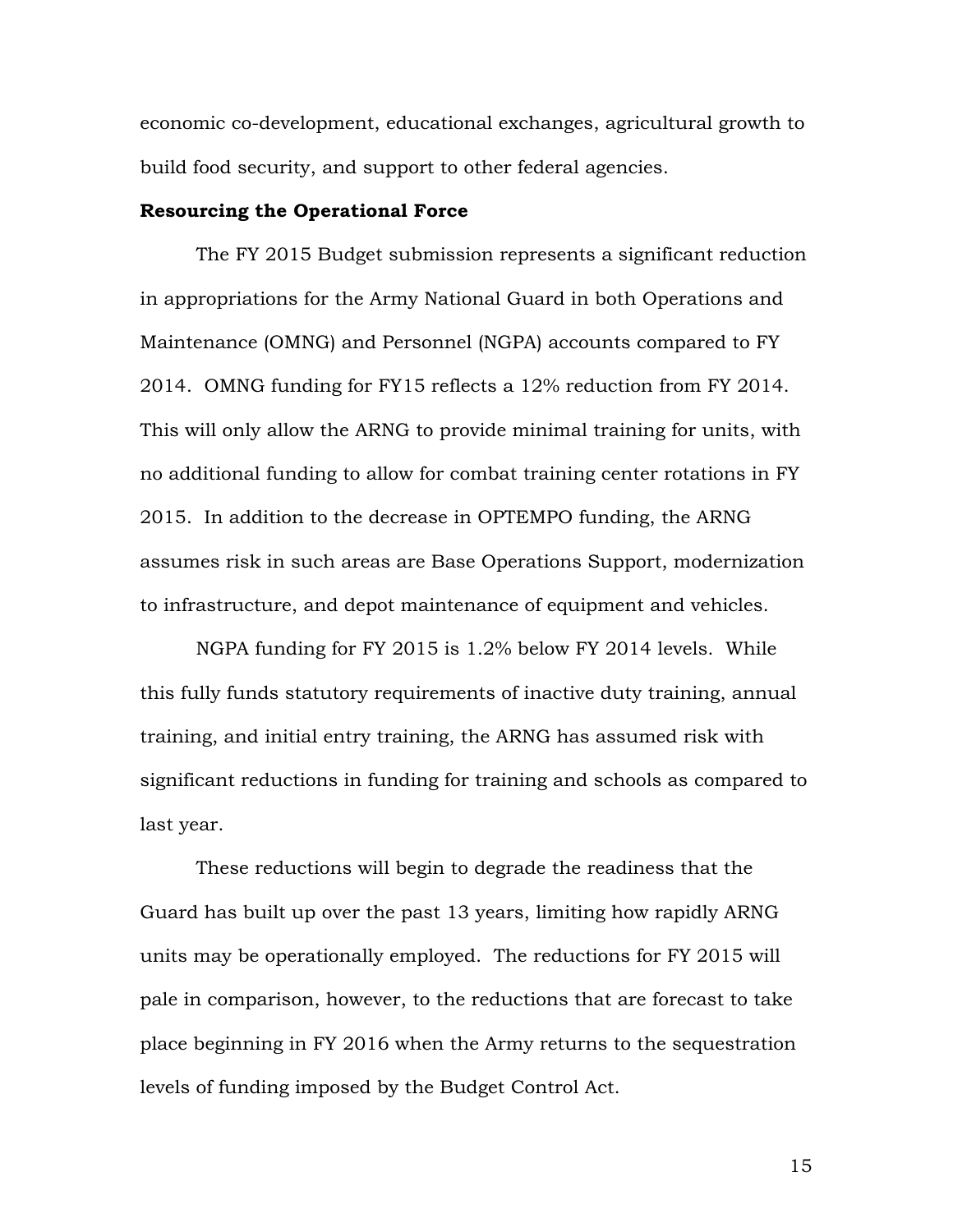economic co-development, educational exchanges, agricultural growth to build food security, and support to other federal agencies.

**Resourcing the Operational Force**

The FY 2015 Budget submission represents a significant reduction in appropriations for the Army National Guard in both Operations and Maintenance (OMNG) and Personnel (NGPA) accounts compared to FY 2014. OMNG funding for FY15 reflects a 12% reduction from FY 2014. This will only allow the ARNG to provide minimal training for units, with no additional funding to allow for combat training center rotations in FY 2015. In addition to the decrease in OPTEMPO funding, the ARNG assumes risk in such areas are Base Operations Support, modernization to infrastructure, and depot maintenance of equipment and vehicles.

NGPA funding for FY 2015 is 1.2% below FY 2014 levels. While this fully funds statutory requirements of inactive duty training, annual training, and initial entry training, the ARNG has assumed risk with significant reductions in funding for training and schools as compared to last year.

These reductions will begin to degrade the readiness that the Guard has built up over the past 13 years, limiting how rapidly ARNG units may be operationally employed. The reductions for FY 2015 will pale in comparison, however, to the reductions that are forecast to take place beginning in FY 2016 when the Army returns to the sequestration levels of funding imposed by the Budget Control Act.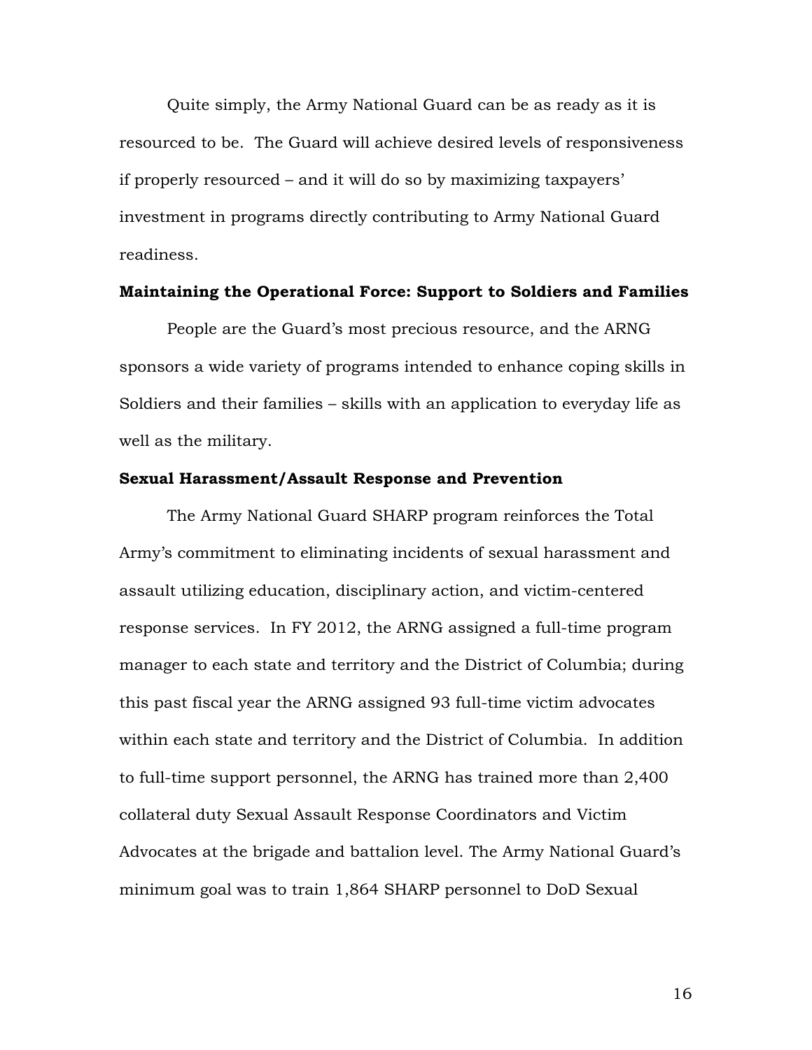Quite simply, the Army National Guard can be as ready as it is resourced to be. The Guard will achieve desired levels of responsiveness if properly resourced – and it will do so by maximizing taxpayers' investment in programs directly contributing to Army National Guard readiness.

**Maintaining the Operational Force: Support to Soldiers and Families**

People are the Guard's most precious resource, and the ARNG sponsors a wide variety of programs intended to enhance coping skills in Soldiers and their families – skills with an application to everyday life as well as the military.

**Sexual Harassment/Assault Response and Prevention**

The Army National Guard SHARP program reinforces the Total Army's commitment to eliminating incidents of sexual harassment and assault utilizing education, disciplinary action, and victim-centered response services. In FY 2012, the ARNG assigned a full-time program manager to each state and territory and the District of Columbia; during this past fiscal year the ARNG assigned 93 full-time victim advocates within each state and territory and the District of Columbia. In addition to full-time support personnel, the ARNG has trained more than 2,400 collateral duty Sexual Assault Response Coordinators and Victim Advocates at the brigade and battalion level. The Army National Guard's minimum goal was to train 1,864 SHARP personnel to DoD Sexual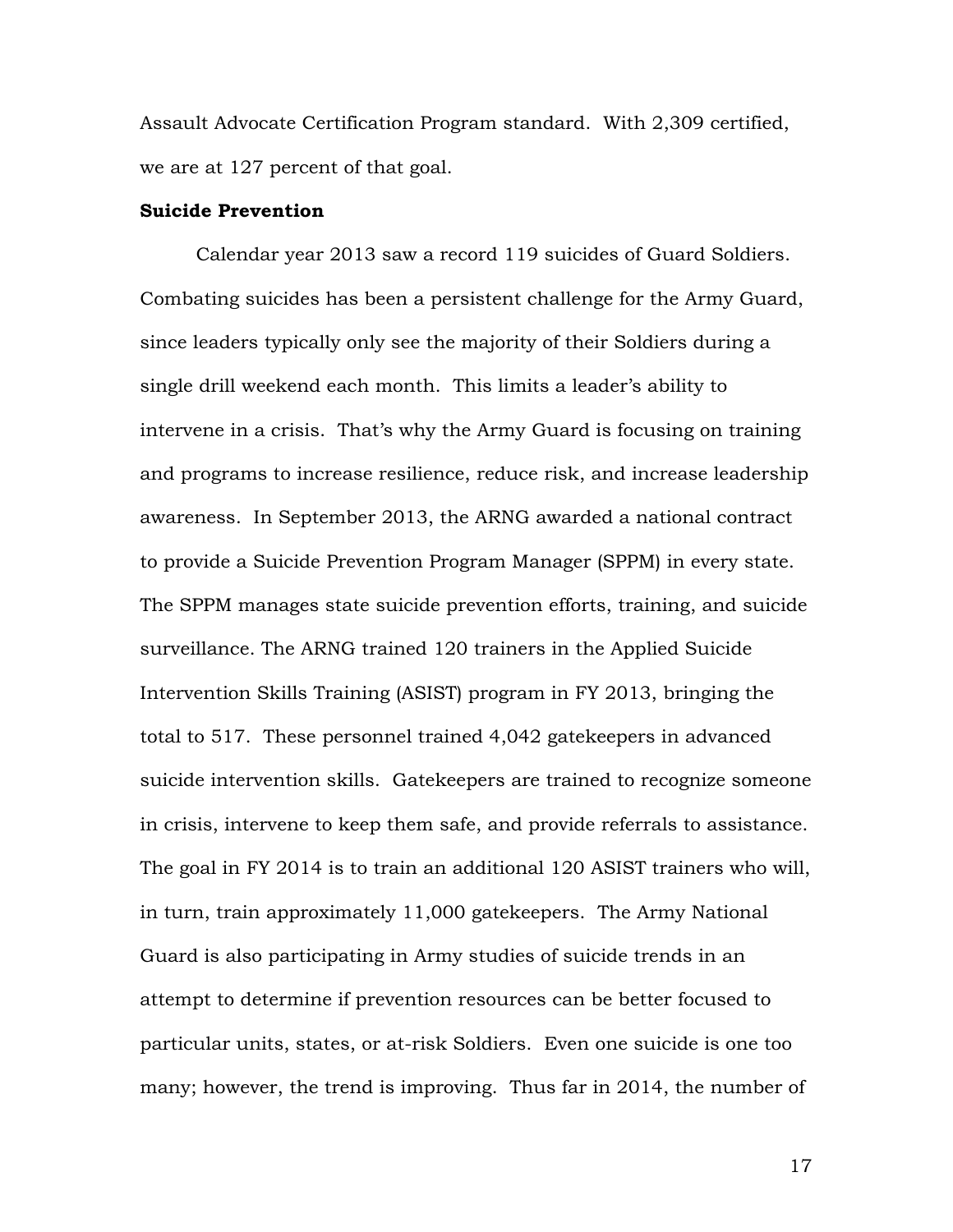Assault Advocate Certification Program standard. With 2,309 certified, we are at 127 percent of that goal.

**Suicide Prevention**

Calendar year 2013 saw a record 119 suicides of Guard Soldiers. Combating suicides has been a persistent challenge for the Army Guard, since leaders typically only see the majority of their Soldiers during a single drill weekend each month. This limits a leader's ability to intervene in a crisis. That's why the Army Guard is focusing on training and programs to increase resilience, reduce risk, and increase leadership awareness. In September 2013, the ARNG awarded a national contract to provide a Suicide Prevention Program Manager (SPPM) in every state. The SPPM manages state suicide prevention efforts, training, and suicide surveillance. The ARNG trained 120 trainers in the Applied Suicide Intervention Skills Training (ASIST) program in FY 2013, bringing the total to 517. These personnel trained 4,042 gatekeepers in advanced suicide intervention skills. Gatekeepers are trained to recognize someone in crisis, intervene to keep them safe, and provide referrals to assistance. The goal in FY 2014 is to train an additional 120 ASIST trainers who will, in turn, train approximately 11,000 gatekeepers. The Army National Guard is also participating in Army studies of suicide trends in an attempt to determine if prevention resources can be better focused to particular units, states, or at-risk Soldiers. Even one suicide is one too many; however, the trend is improving. Thus far in 2014, the number of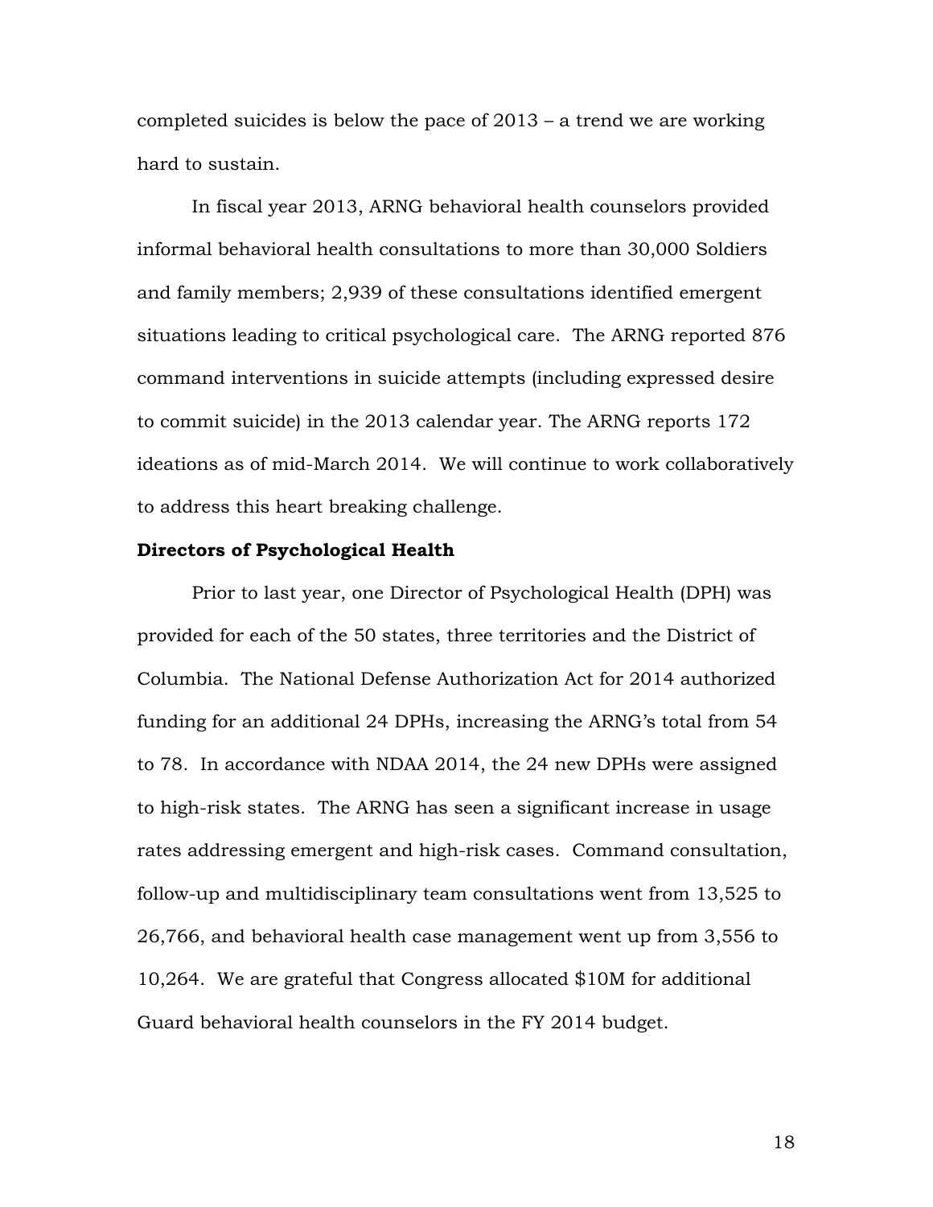completed suicides is below the pace of 2013 – a trend we are working hard to sustain.

In fiscal year 2013, ARNG behavioral health counselors provided informal behavioral health consultations to more than 30,000 Soldiers and family members; 2,939 of these consultations identified emergent situations leading to critical psychological care. The ARNG reported 876 command interventions in suicide attempts (including expressed desire to commit suicide) in the 2013 calendar year. The ARNG reports 172 ideations as of mid-March 2014. We will continue to work collaboratively to address this heart breaking challenge.

**Directors of Psychological Health**

Prior to last year, one Director of Psychological Health (DPH) was provided for each of the 50 states, three territories and the District of Columbia. The National Defense Authorization Act for 2014 authorized funding for an additional 24 DPHs, increasing the ARNG's total from 54 to 78. In accordance with NDAA 2014, the 24 new DPHs were assigned to high-risk states. The ARNG has seen a significant increase in usage rates addressing emergent and high-risk cases. Command consultation, follow-up and multidisciplinary team consultations went from 13,525 to 26,766, and behavioral health case management went up from 3,556 to 10,264. We are grateful that Congress allocated $10M for additional Guard behavioral health counselors in the FY 2014 budget.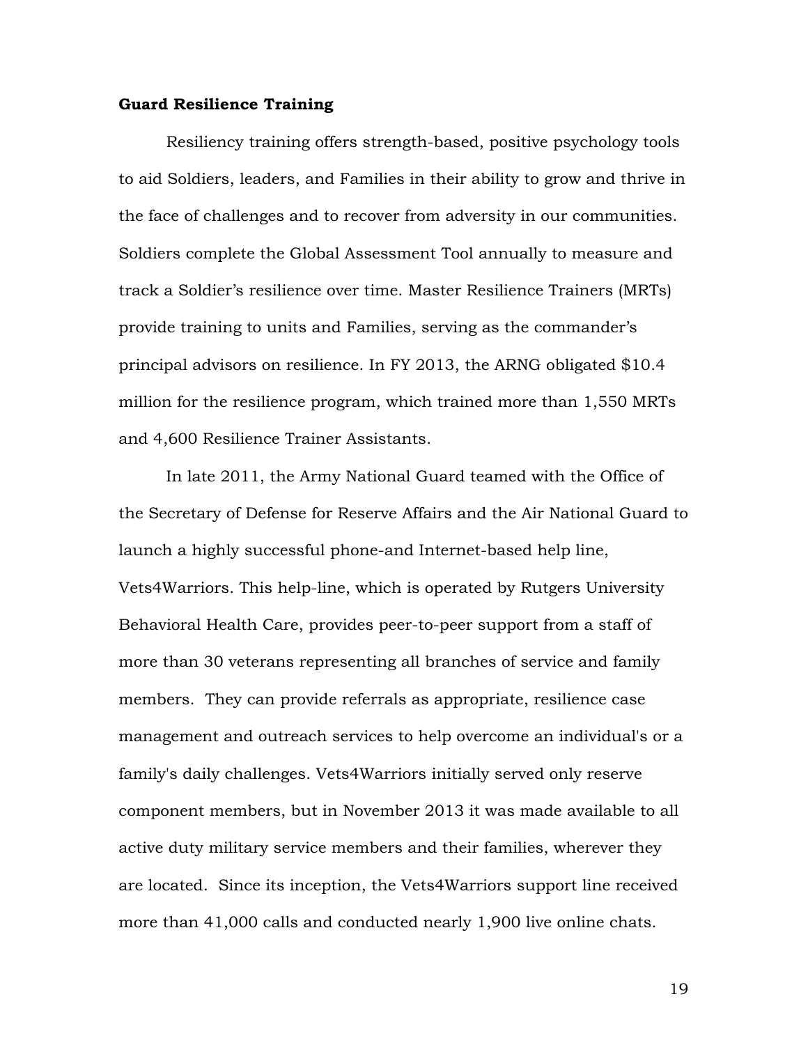**Guard Resilience Training**

Resiliency training offers strength-based, positive psychology tools to aid Soldiers, leaders, and Families in their ability to grow and thrive in the face of challenges and to recover from adversity in our communities. Soldiers complete the Global Assessment Tool annually to measure and track a Soldier's resilience over time. Master Resilience Trainers (MRTs) provide training to units and Families, serving as the commander's principal advisors on resilience. In FY 2013, the ARNG obligated $10.4 million for the resilience program, which trained more than 1,550 MRTs and 4,600 Resilience Trainer Assistants.

In late 2011, the Army National Guard teamed with the Office of the Secretary of Defense for Reserve Affairs and the Air National Guard to launch a highly successful phone-and Internet-based help line, Vets4Warriors. This help-line, which is operated by Rutgers University Behavioral Health Care, provides peer-to-peer support from a staff of more than 30 veterans representing all branches of service and family members. They can provide referrals as appropriate, resilience case management and outreach services to help overcome an individual's or a family's daily challenges. Vets4Warriors initially served only reserve component members, but in November 2013 it was made available to all active duty military service members and their families, wherever they are located. Since its inception, the Vets4Warriors support line received more than 41,000 calls and conducted nearly 1,900 live online chats.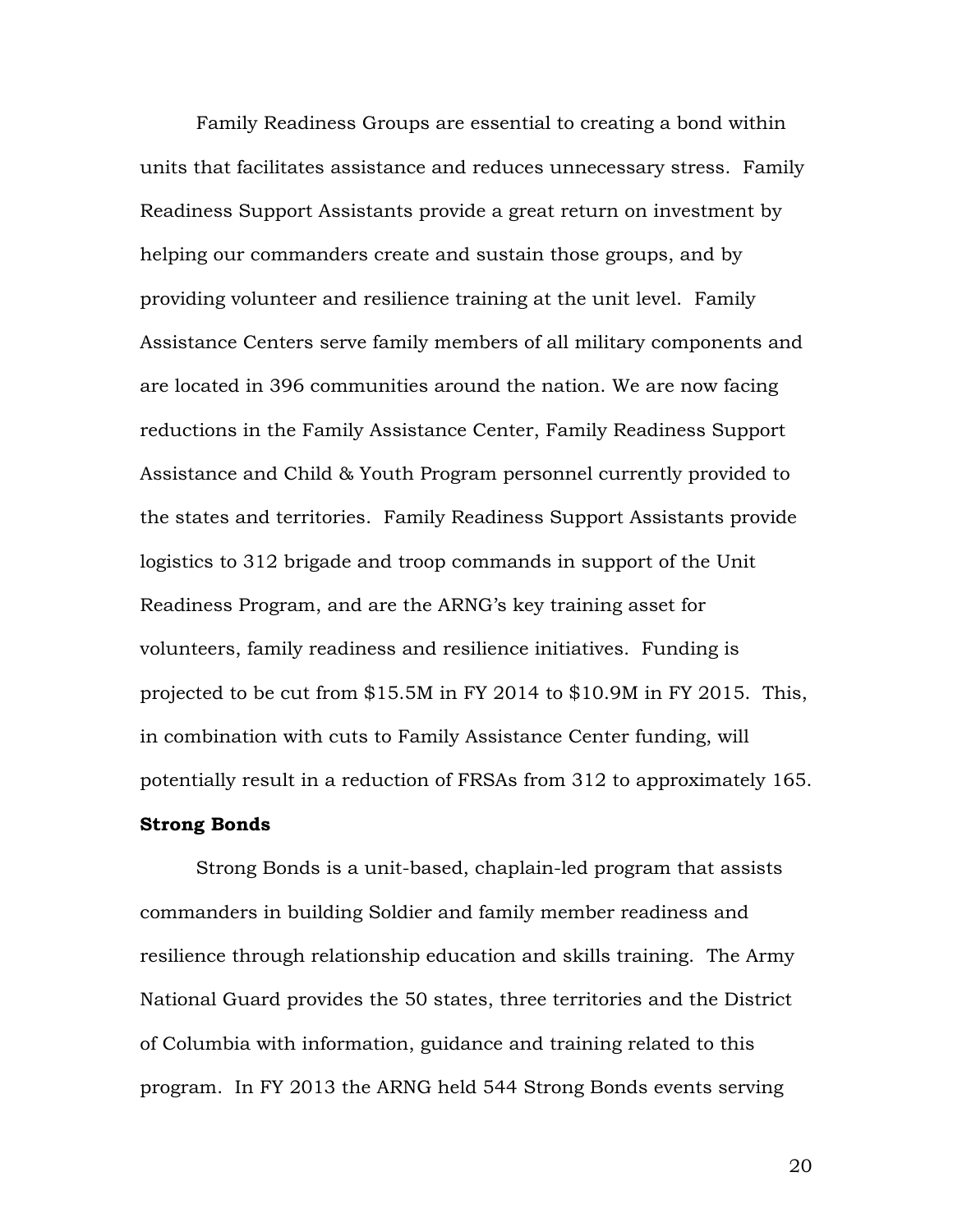Family Readiness Groups are essential to creating a bond within units that facilitates assistance and reduces unnecessary stress. Family Readiness Support Assistants provide a great return on investment by helping our commanders create and sustain those groups, and by providing volunteer and resilience training at the unit level. Family Assistance Centers serve family members of all military components and are located in 396 communities around the nation. We are now facing reductions in the Family Assistance Center, Family Readiness Support Assistance and Child & Youth Program personnel currently provided to the states and territories. Family Readiness Support Assistants provide logistics to 312 brigade and troop commands in support of the Unit Readiness Program, and are the ARNG's key training asset for volunteers, family readiness and resilience initiatives. Funding is projected to be cut from $15.5M in FY 2014 to $10.9M in FY 2015. This, in combination with cuts to Family Assistance Center funding, will potentially result in a reduction of FRSAs from 312 to approximately 165.

**Strong Bonds**

Strong Bonds is a unit-based, chaplain-led program that assists commanders in building Soldier and family member readiness and resilience through relationship education and skills training. The Army National Guard provides the 50 states, three territories and the District of Columbia with information, guidance and training related to this program. In FY 2013 the ARNG held 544 Strong Bonds events serving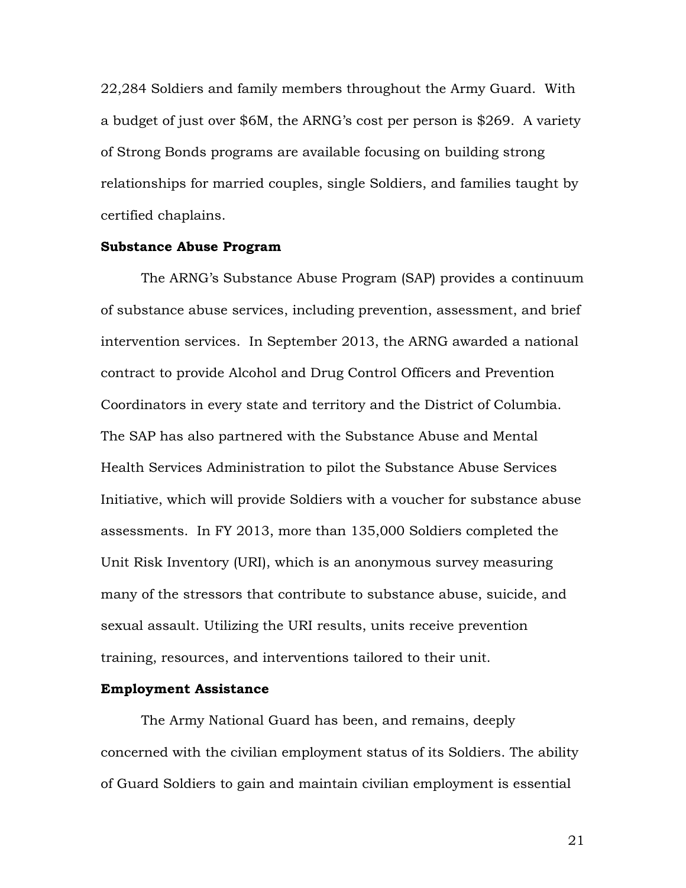22,284 Soldiers and family members throughout the Army Guard. With a budget of just over $6M, the ARNG's cost per person is $269. A variety of Strong Bonds programs are available focusing on building strong relationships for married couples, single Soldiers, and families taught by certified chaplains.

**Substance Abuse Program**

The ARNG's Substance Abuse Program (SAP) provides a continuum of substance abuse services, including prevention, assessment, and brief intervention services. In September 2013, the ARNG awarded a national contract to provide Alcohol and Drug Control Officers and Prevention Coordinators in every state and territory and the District of Columbia. The SAP has also partnered with the Substance Abuse and Mental Health Services Administration to pilot the Substance Abuse Services Initiative, which will provide Soldiers with a voucher for substance abuse assessments. In FY 2013, more than 135,000 Soldiers completed the Unit Risk Inventory (URI), which is an anonymous survey measuring many of the stressors that contribute to substance abuse, suicide, and sexual assault. Utilizing the URI results, units receive prevention training, resources, and interventions tailored to their unit.

**Employment Assistance**

The Army National Guard has been, and remains, deeply concerned with the civilian employment status of its Soldiers. The ability of Guard Soldiers to gain and maintain civilian employment is essential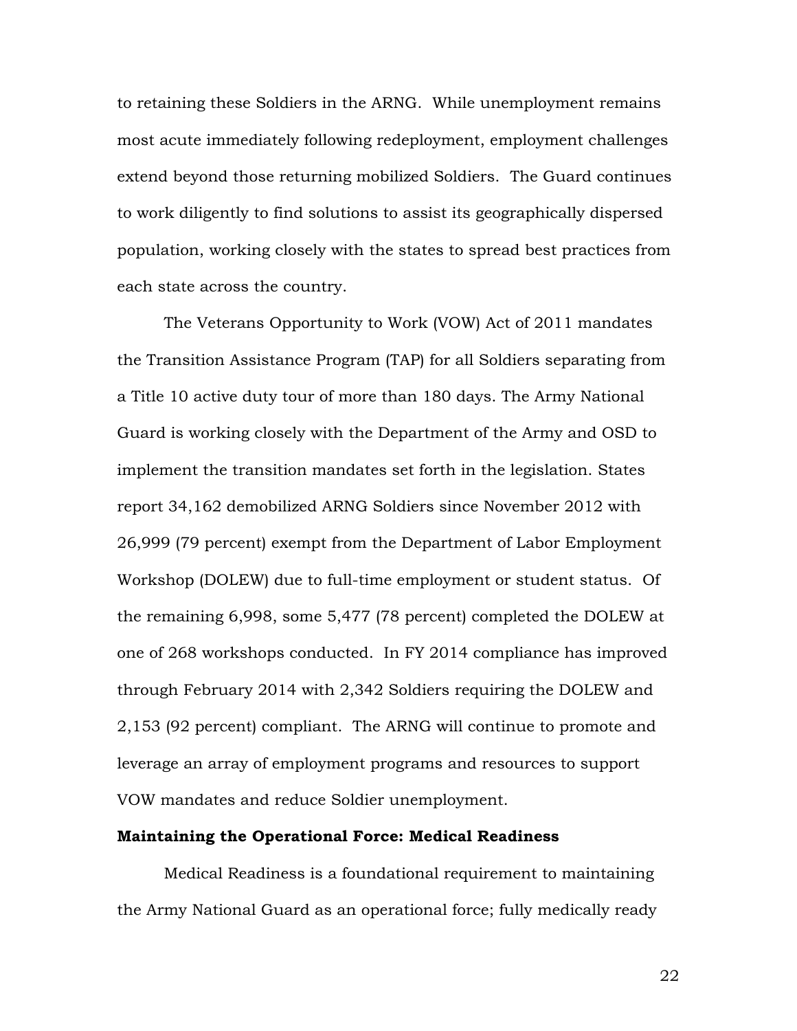to retaining these Soldiers in the ARNG. While unemployment remains most acute immediately following redeployment, employment challenges extend beyond those returning mobilized Soldiers. The Guard continues to work diligently to find solutions to assist its geographically dispersed population, working closely with the states to spread best practices from each state across the country.

The Veterans Opportunity to Work (VOW) Act of 2011 mandates the Transition Assistance Program (TAP) for all Soldiers separating from a Title 10 active duty tour of more than 180 days. The Army National Guard is working closely with the Department of the Army and OSD to implement the transition mandates set forth in the legislation. States report 34,162 demobilized ARNG Soldiers since November 2012 with 26,999 (79 percent) exempt from the Department of Labor Employment Workshop (DOLEW) due to full-time employment or student status. Of the remaining 6,998, some 5,477 (78 percent) completed the DOLEW at one of 268 workshops conducted. In FY 2014 compliance has improved through February 2014 with 2,342 Soldiers requiring the DOLEW and 2,153 (92 percent) compliant. The ARNG will continue to promote and leverage an array of employment programs and resources to support VOW mandates and reduce Soldier unemployment.

**Maintaining the Operational Force: Medical Readiness**

Medical Readiness is a foundational requirement to maintaining the Army National Guard as an operational force; fully medically ready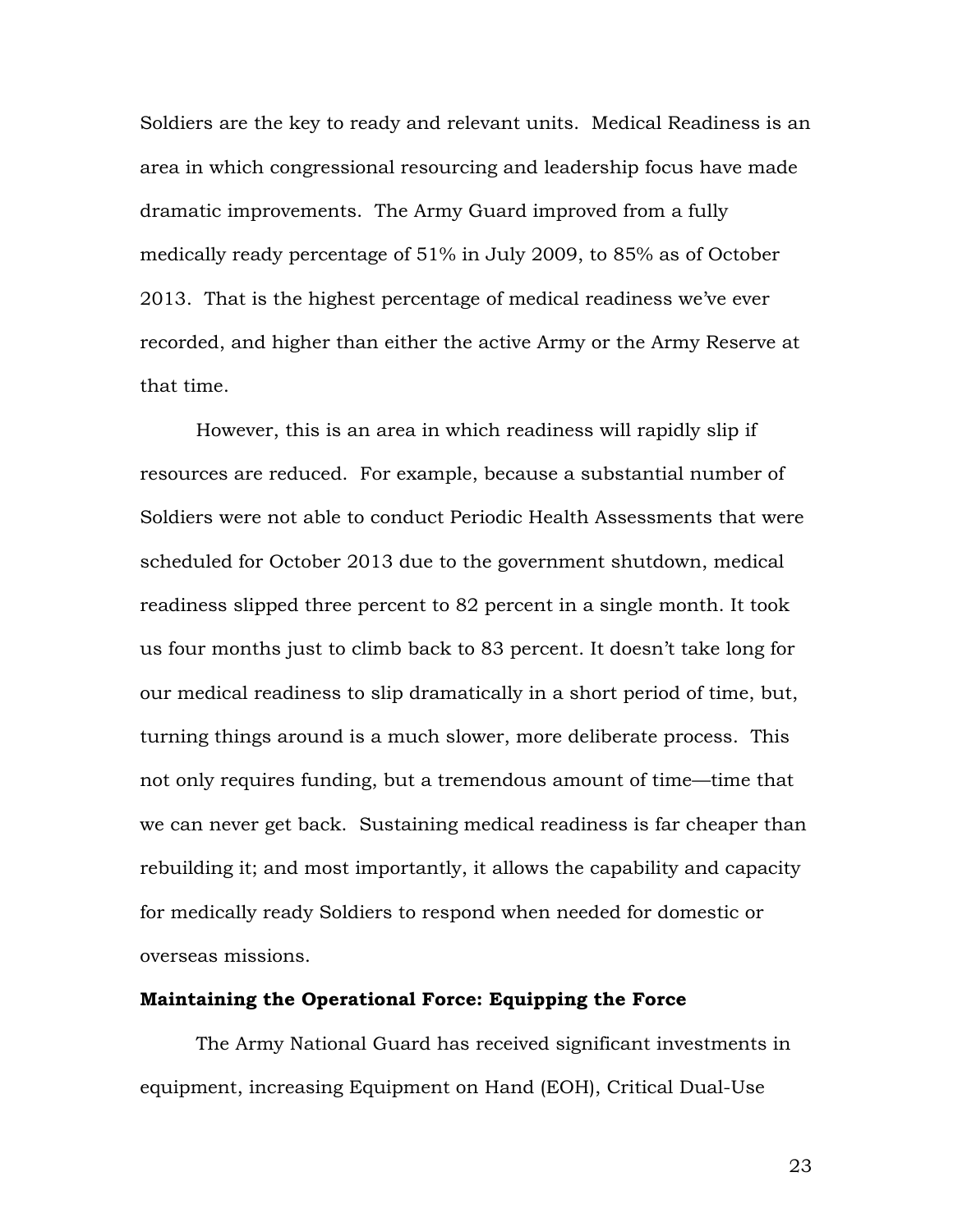Soldiers are the key to ready and relevant units. Medical Readiness is an area in which congressional resourcing and leadership focus have made dramatic improvements. The Army Guard improved from a fully medically ready percentage of 51% in July 2009, to 85% as of October 2013. That is the highest percentage of medical readiness we've ever recorded, and higher than either the active Army or the Army Reserve at that time.

However, this is an area in which readiness will rapidly slip if resources are reduced. For example, because a substantial number of Soldiers were not able to conduct Periodic Health Assessments that were scheduled for October 2013 due to the government shutdown, medical readiness slipped three percent to 82 percent in a single month. It took us four months just to climb back to 83 percent. It doesn't take long for our medical readiness to slip dramatically in a short period of time, but, turning things around is a much slower, more deliberate process. This not only requires funding, but a tremendous amount of time—time that we can never get back. Sustaining medical readiness is far cheaper than rebuilding it; and most importantly, it allows the capability and capacity for medically ready Soldiers to respond when needed for domestic or overseas missions.

**Maintaining the Operational Force: Equipping the Force**

The Army National Guard has received significant investments in equipment, increasing Equipment on Hand (EOH), Critical Dual-Use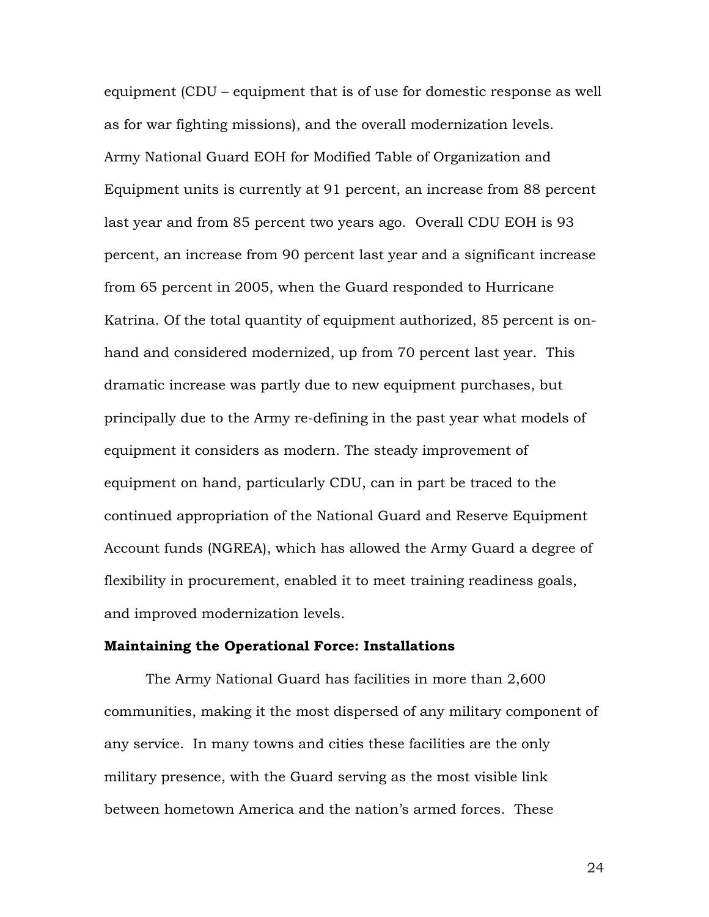equipment (CDU – equipment that is of use for domestic response as well as for war fighting missions), and the overall modernization levels. Army National Guard EOH for Modified Table of Organization and Equipment units is currently at 91 percent, an increase from 88 percent last year and from 85 percent two years ago. Overall CDU EOH is 93 percent, an increase from 90 percent last year and a significant increase from 65 percent in 2005, when the Guard responded to Hurricane Katrina. Of the total quantity of equipment authorized, 85 percent is on-hand and considered modernized, up from 70 percent last year. This dramatic increase was partly due to new equipment purchases, but principally due to the Army re-defining in the past year what models of equipment it considers as modern. The steady improvement of equipment on hand, particularly CDU, can in part be traced to the continued appropriation of the National Guard and Reserve Equipment Account funds (NGREA), which has allowed the Army Guard a degree of flexibility in procurement, enabled it to meet training readiness goals, and improved modernization levels.

**Maintaining the Operational Force: Installations**

The Army National Guard has facilities in more than 2,600 communities, making it the most dispersed of any military component of any service. In many towns and cities these facilities are the only military presence, with the Guard serving as the most visible link between hometown America and the nation's armed forces. These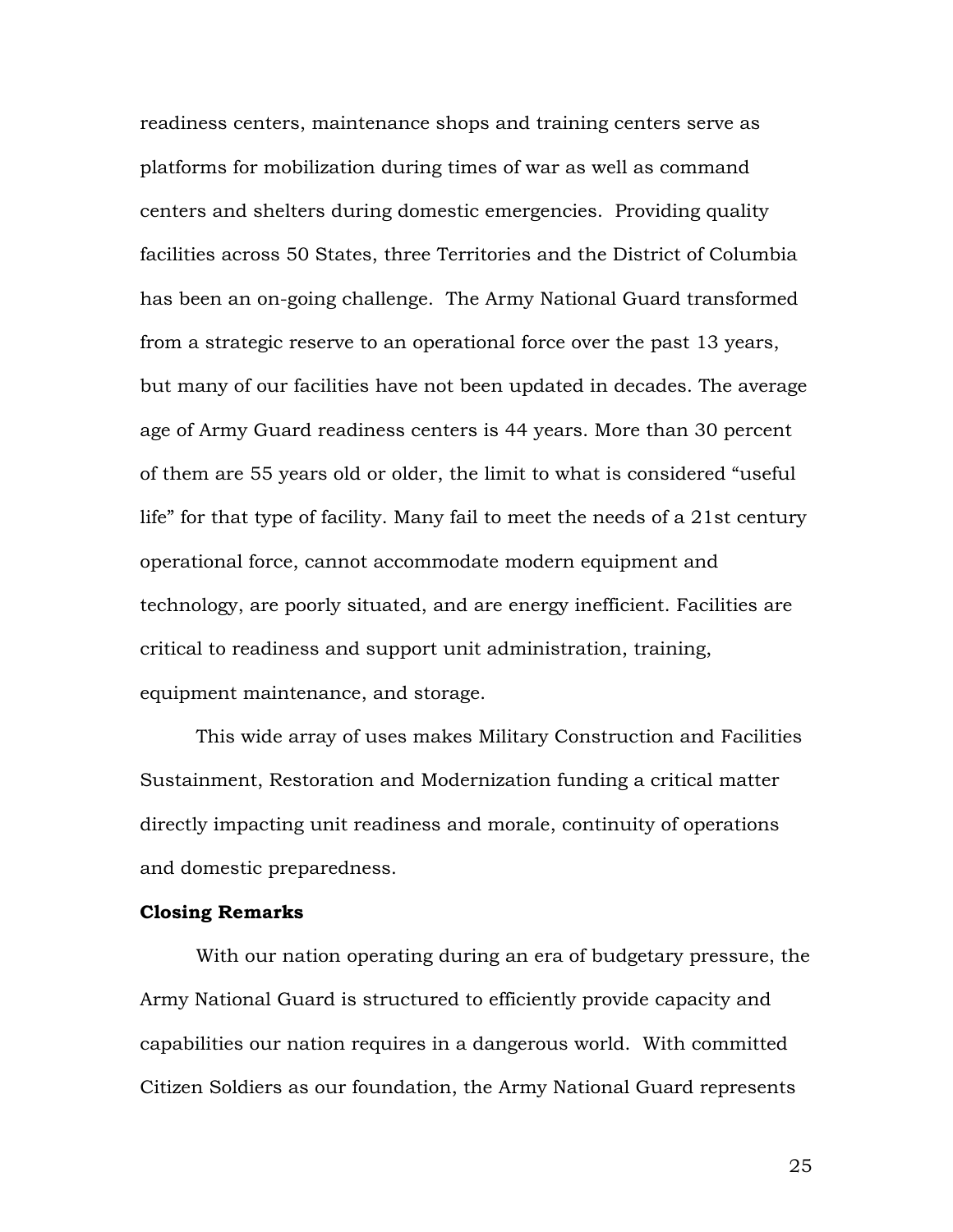readiness centers, maintenance shops and training centers serve as platforms for mobilization during times of war as well as command centers and shelters during domestic emergencies. Providing quality facilities across 50 States, three Territories and the District of Columbia has been an on-going challenge. The Army National Guard transformed from a strategic reserve to an operational force over the past 13 years, but many of our facilities have not been updated in decades. The average age of Army Guard readiness centers is 44 years. More than 30 percent of them are 55 years old or older, the limit to what is considered "useful life" for that type of facility. Many fail to meet the needs of a 21st century operational force, cannot accommodate modern equipment and technology, are poorly situated, and are energy inefficient. Facilities are critical to readiness and support unit administration, training, equipment maintenance, and storage.

This wide array of uses makes Military Construction and Facilities Sustainment, Restoration and Modernization funding a critical matter directly impacting unit readiness and morale, continuity of operations and domestic preparedness.

**Closing Remarks**

With our nation operating during an era of budgetary pressure, the Army National Guard is structured to efficiently provide capacity and capabilities our nation requires in a dangerous world. With committed Citizen Soldiers as our foundation, the Army National Guard represents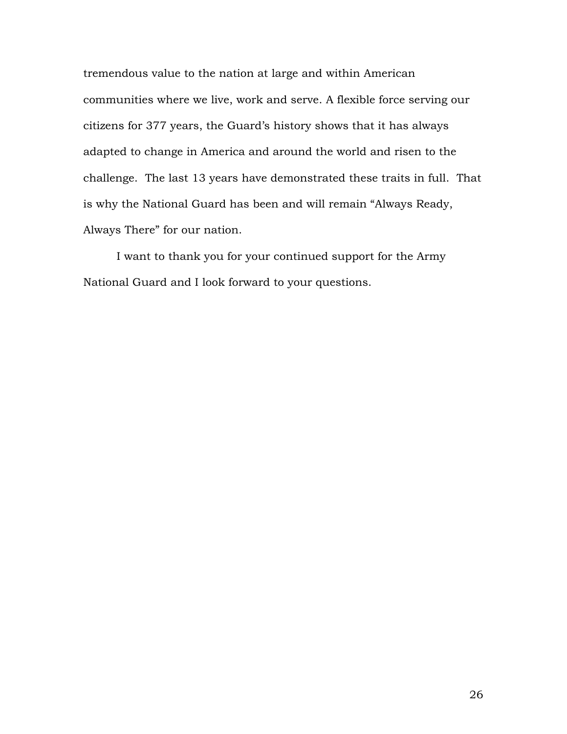tremendous value to the nation at large and within American communities where we live, work and serve. A flexible force serving our citizens for 377 years, the Guard's history shows that it has always adapted to change in America and around the world and risen to the challenge. The last 13 years have demonstrated these traits in full. That is why the National Guard has been and will remain "Always Ready, Always There" for our nation.

I want to thank you for your continued support for the Army National Guard and I look forward to your questions.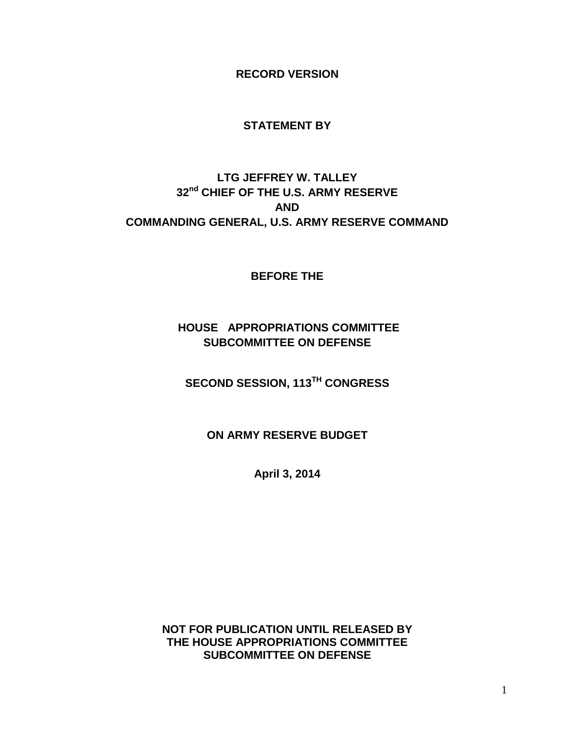**RECORD VERSION**

**STATEMENT BY**

**LTG JEFFREY W. TALLEY**
**32nd CHIEF OF THE U.S. ARMY RESERVE**
**AND**
**COMMANDING GENERAL, U.S. ARMY RESERVE COMMAND**

**BEFORE THE**

**HOUSE APPROPRIATIONS COMMITTEE**
**SUBCOMMITTEE ON DEFENSE**

**SECOND SESSION, 113TH CONGRESS**

**ON ARMY RESERVE BUDGET**

**April 3, 2014**

**NOT FOR PUBLICATION UNTIL RELEASED BY**
**THE HOUSE APPROPRIATIONS COMMITTEE**
**SUBCOMMITTEE ON DEFENSE**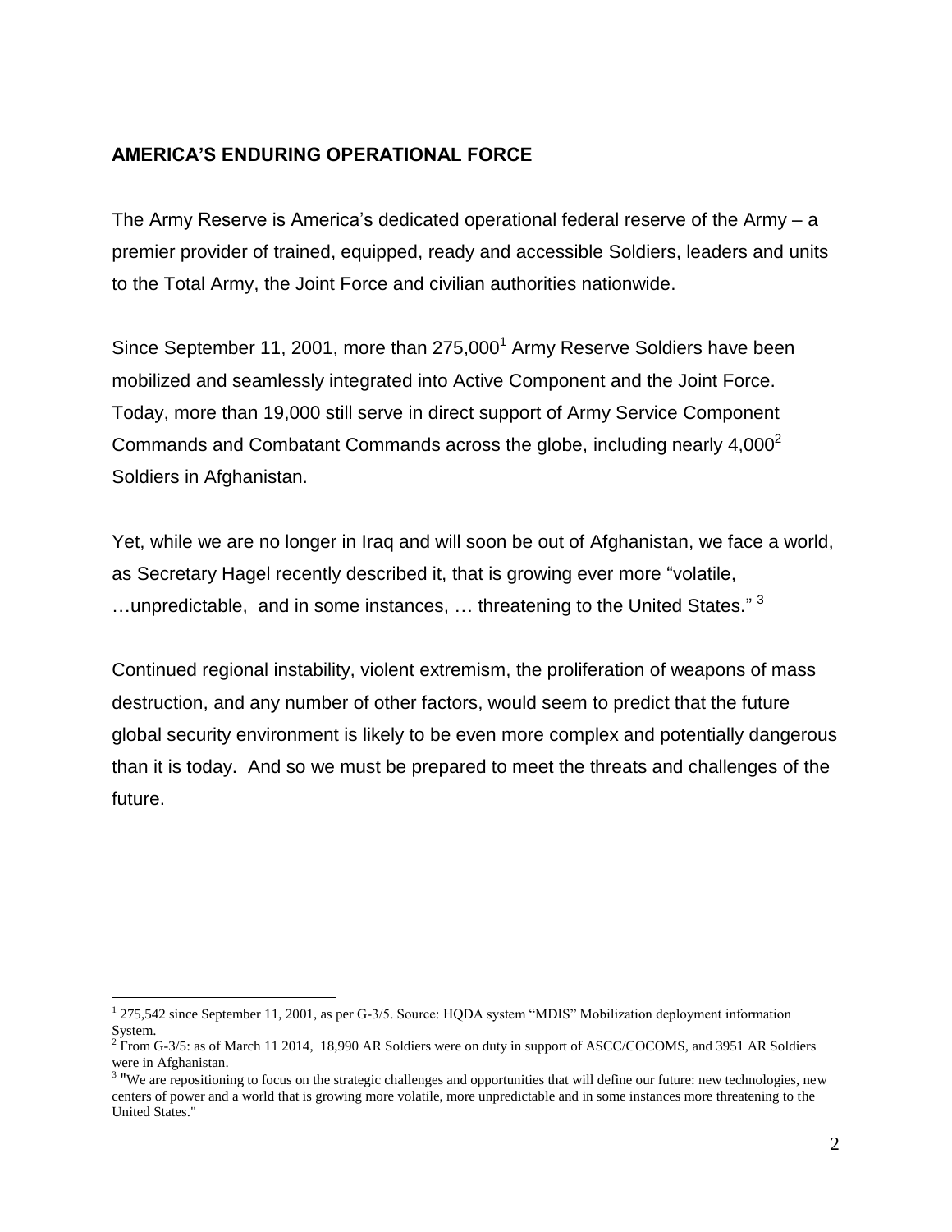## AMERICA'S ENDURING OPERATIONAL FORCE

The Army Reserve is America's dedicated operational federal reserve of the Army – a premier provider of trained, equipped, ready and accessible Soldiers, leaders and units to the Total Army, the Joint Force and civilian authorities nationwide.

Since September 11, 2001, more than 275,000[1] Army Reserve Soldiers have been mobilized and seamlessly integrated into Active Component and the Joint Force. Today, more than 19,000 still serve in direct support of Army Service Component Commands and Combatant Commands across the globe, including nearly 4,000[2] Soldiers in Afghanistan.

Yet, while we are no longer in Iraq and will soon be out of Afghanistan, we face a world, as Secretary Hagel recently described it, that is growing ever more "volatile, …unpredictable, and in some instances, … threatening to the United States." [3]

Continued regional instability, violent extremism, the proliferation of weapons of mass destruction, and any number of other factors, would seem to predict that the future global security environment is likely to be even more complex and potentially dangerous than it is today. And so we must be prepared to meet the threats and challenges of the future.

---

[1] 275,542 since September 11, 2001, as per G-3/5. Source: HQDA system "MDIS" Mobilization deployment information System.

[2] From G-3/5: as of March 11 2014, 18,990 AR Soldiers were on duty in support of ASCC/COCOMS, and 3951 AR Soldiers were in Afghanistan.

[3] "We are repositioning to focus on the strategic challenges and opportunities that will define our future: new technologies, new centers of power and a world that is growing more volatile, more unpredictable and in some instances more threatening to the United States."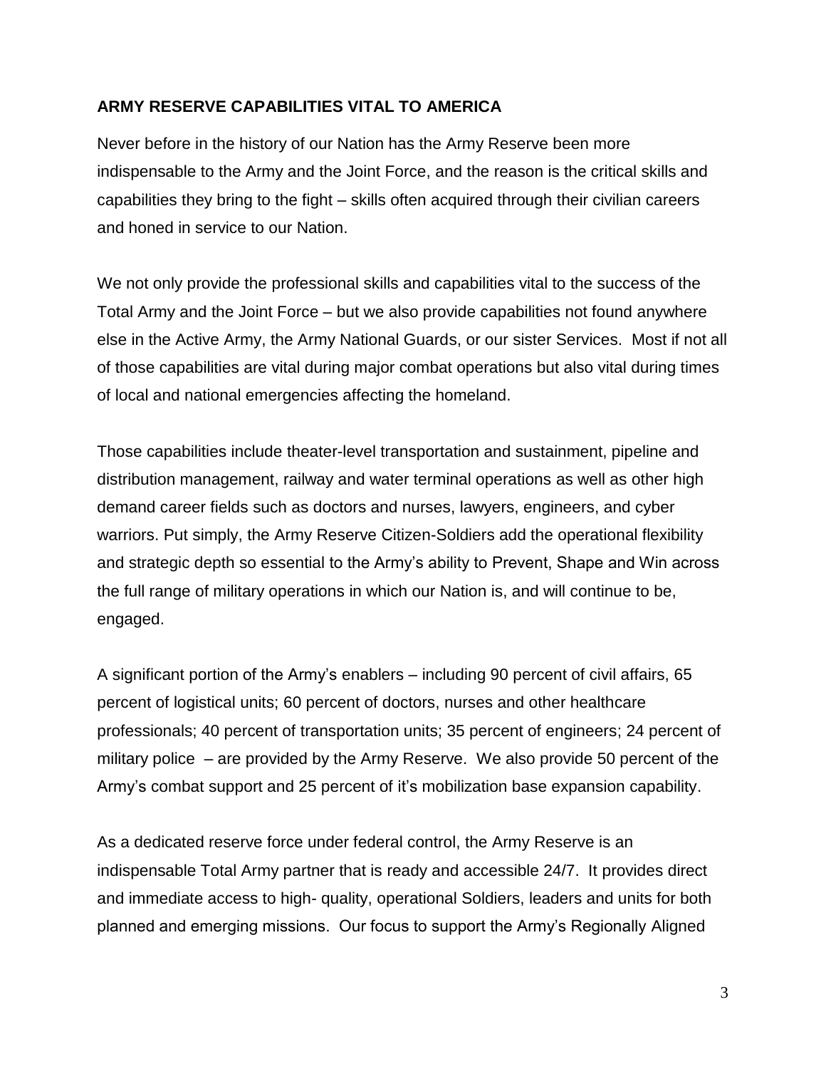## ARMY RESERVE CAPABILITIES VITAL TO AMERICA

Never before in the history of our Nation has the Army Reserve been more indispensable to the Army and the Joint Force, and the reason is the critical skills and capabilities they bring to the fight – skills often acquired through their civilian careers and honed in service to our Nation.

We not only provide the professional skills and capabilities vital to the success of the Total Army and the Joint Force – but we also provide capabilities not found anywhere else in the Active Army, the Army National Guards, or our sister Services. Most if not all of those capabilities are vital during major combat operations but also vital during times of local and national emergencies affecting the homeland.

Those capabilities include theater-level transportation and sustainment, pipeline and distribution management, railway and water terminal operations as well as other high demand career fields such as doctors and nurses, lawyers, engineers, and cyber warriors. Put simply, the Army Reserve Citizen-Soldiers add the operational flexibility and strategic depth so essential to the Army's ability to Prevent, Shape and Win across the full range of military operations in which our Nation is, and will continue to be, engaged.

A significant portion of the Army's enablers – including 90 percent of civil affairs, 65 percent of logistical units; 60 percent of doctors, nurses and other healthcare professionals; 40 percent of transportation units; 35 percent of engineers; 24 percent of military police – are provided by the Army Reserve. We also provide 50 percent of the Army's combat support and 25 percent of it's mobilization base expansion capability.

As a dedicated reserve force under federal control, the Army Reserve is an indispensable Total Army partner that is ready and accessible 24/7. It provides direct and immediate access to high- quality, operational Soldiers, leaders and units for both planned and emerging missions. Our focus to support the Army's Regionally Aligned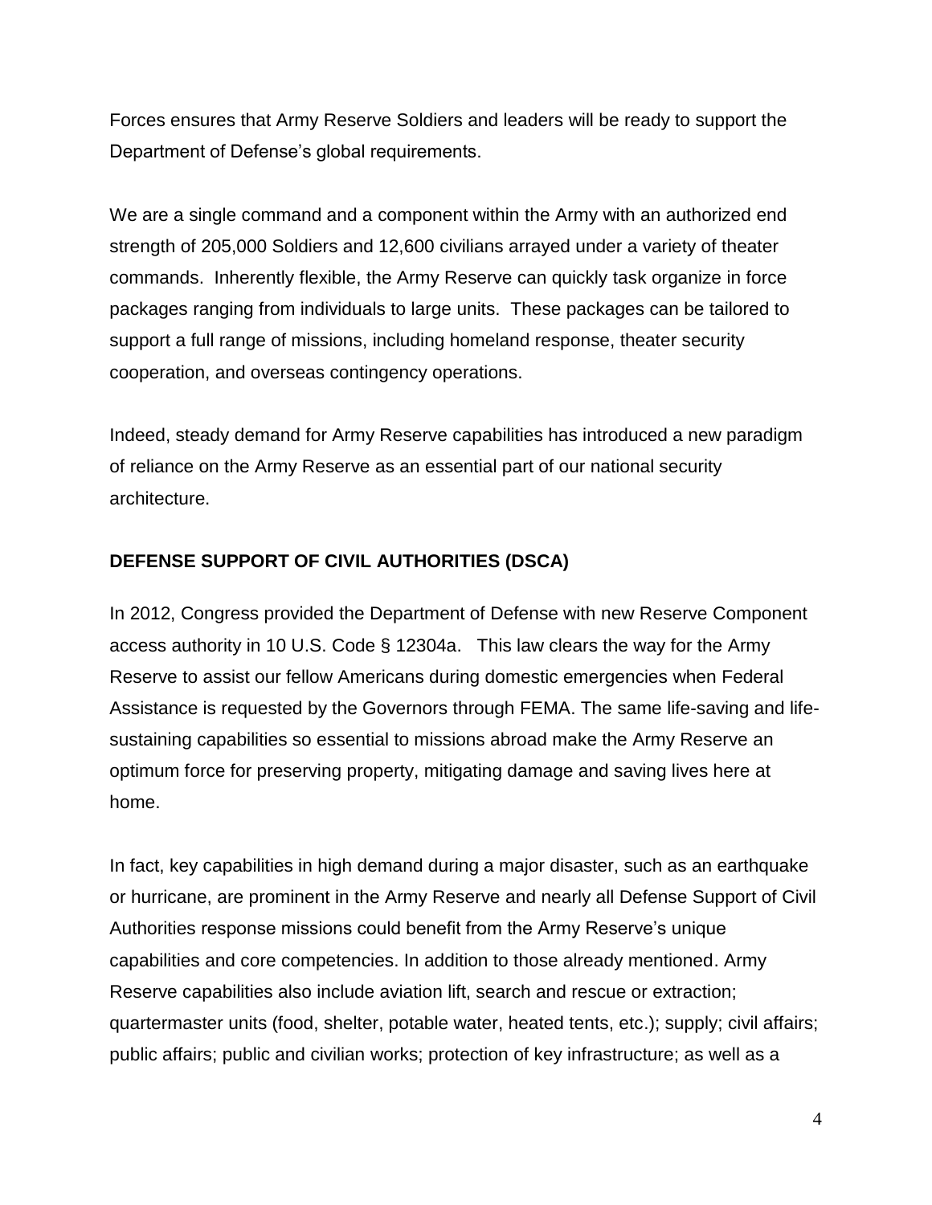Forces ensures that Army Reserve Soldiers and leaders will be ready to support the Department of Defense's global requirements.

We are a single command and a component within the Army with an authorized end strength of 205,000 Soldiers and 12,600 civilians arrayed under a variety of theater commands. Inherently flexible, the Army Reserve can quickly task organize in force packages ranging from individuals to large units. These packages can be tailored to support a full range of missions, including homeland response, theater security cooperation, and overseas contingency operations.

Indeed, steady demand for Army Reserve capabilities has introduced a new paradigm of reliance on the Army Reserve as an essential part of our national security architecture.

**DEFENSE SUPPORT OF CIVIL AUTHORITIES (DSCA)**

In 2012, Congress provided the Department of Defense with new Reserve Component access authority in 10 U.S. Code § 12304a. This law clears the way for the Army Reserve to assist our fellow Americans during domestic emergencies when Federal Assistance is requested by the Governors through FEMA. The same life-saving and life-sustaining capabilities so essential to missions abroad make the Army Reserve an optimum force for preserving property, mitigating damage and saving lives here at home.

In fact, key capabilities in high demand during a major disaster, such as an earthquake or hurricane, are prominent in the Army Reserve and nearly all Defense Support of Civil Authorities response missions could benefit from the Army Reserve's unique capabilities and core competencies. In addition to those already mentioned. Army Reserve capabilities also include aviation lift, search and rescue or extraction; quartermaster units (food, shelter, potable water, heated tents, etc.); supply; civil affairs; public affairs; public and civilian works; protection of key infrastructure; as well as a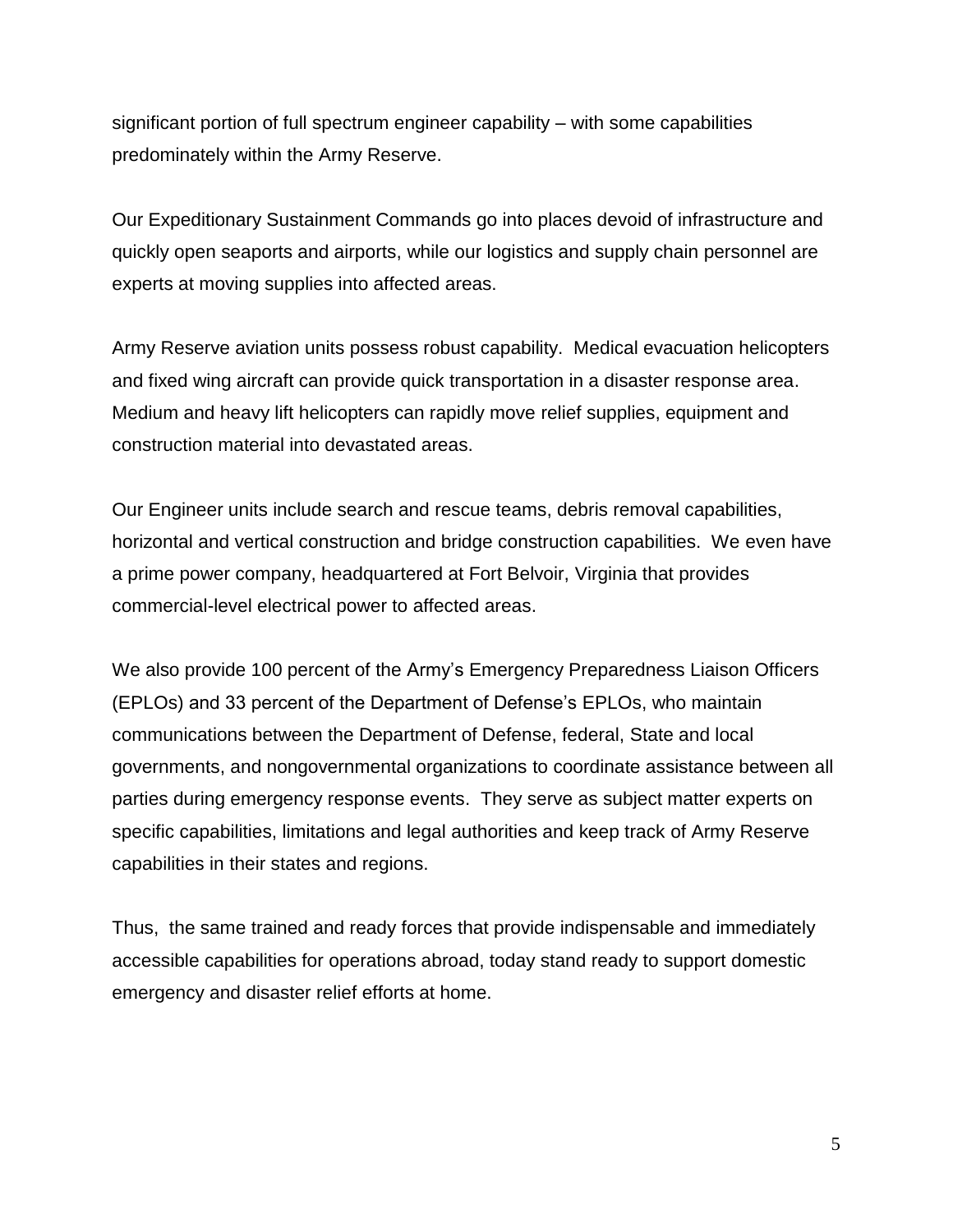significant portion of full spectrum engineer capability – with some capabilities predominately within the Army Reserve.

Our Expeditionary Sustainment Commands go into places devoid of infrastructure and quickly open seaports and airports, while our logistics and supply chain personnel are experts at moving supplies into affected areas.

Army Reserve aviation units possess robust capability. Medical evacuation helicopters and fixed wing aircraft can provide quick transportation in a disaster response area. Medium and heavy lift helicopters can rapidly move relief supplies, equipment and construction material into devastated areas.

Our Engineer units include search and rescue teams, debris removal capabilities, horizontal and vertical construction and bridge construction capabilities. We even have a prime power company, headquartered at Fort Belvoir, Virginia that provides commercial-level electrical power to affected areas.

We also provide 100 percent of the Army's Emergency Preparedness Liaison Officers (EPLOs) and 33 percent of the Department of Defense's EPLOs, who maintain communications between the Department of Defense, federal, State and local governments, and nongovernmental organizations to coordinate assistance between all parties during emergency response events. They serve as subject matter experts on specific capabilities, limitations and legal authorities and keep track of Army Reserve capabilities in their states and regions.

Thus, the same trained and ready forces that provide indispensable and immediately accessible capabilities for operations abroad, today stand ready to support domestic emergency and disaster relief efforts at home.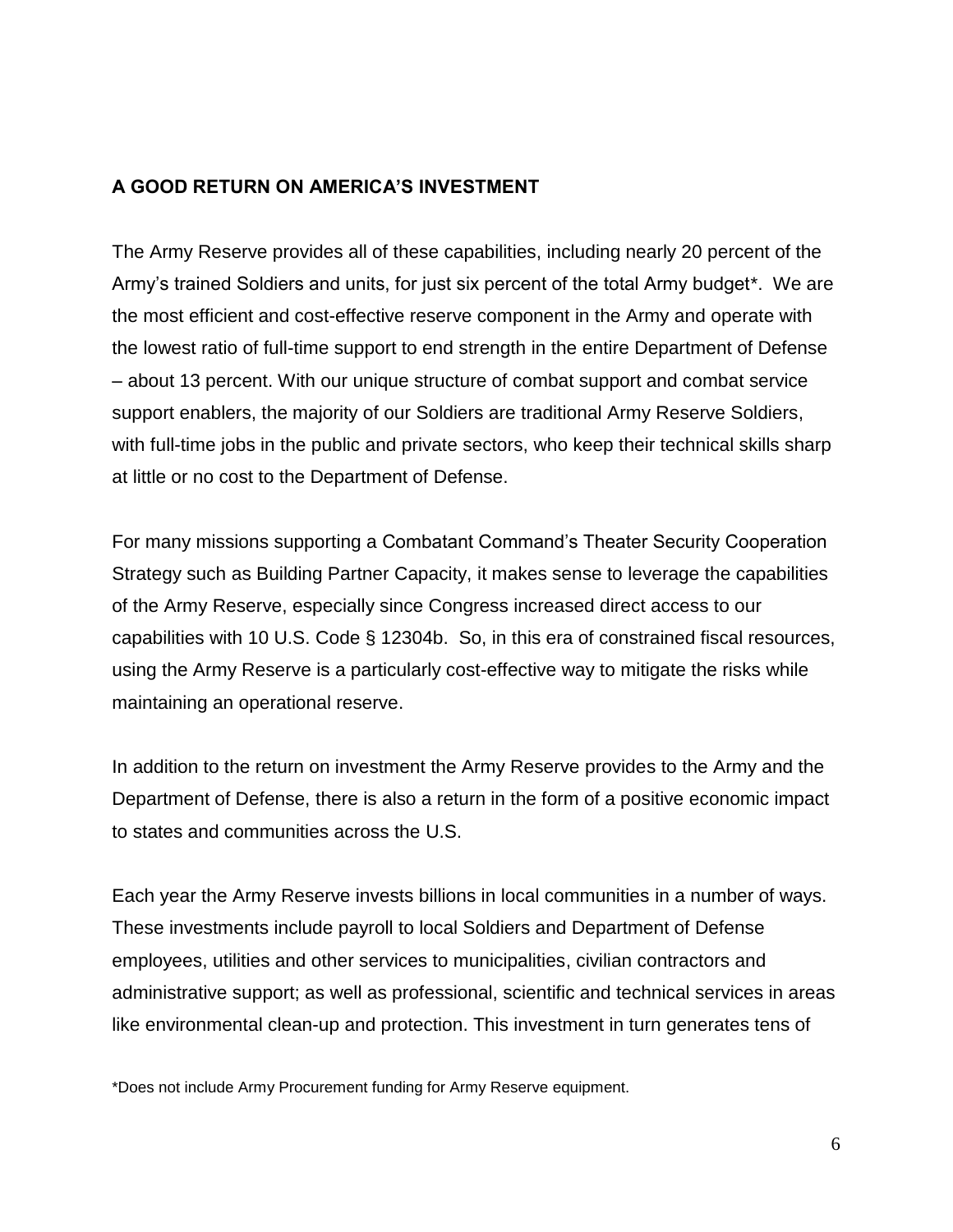## A GOOD RETURN ON AMERICA'S INVESTMENT

The Army Reserve provides all of these capabilities, including nearly 20 percent of the Army's trained Soldiers and units, for just six percent of the total Army budget*. We are the most efficient and cost-effective reserve component in the Army and operate with the lowest ratio of full-time support to end strength in the entire Department of Defense – about 13 percent. With our unique structure of combat support and combat service support enablers, the majority of our Soldiers are traditional Army Reserve Soldiers, with full-time jobs in the public and private sectors, who keep their technical skills sharp at little or no cost to the Department of Defense.

For many missions supporting a Combatant Command's Theater Security Cooperation Strategy such as Building Partner Capacity, it makes sense to leverage the capabilities of the Army Reserve, especially since Congress increased direct access to our capabilities with 10 U.S. Code § 12304b. So, in this era of constrained fiscal resources, using the Army Reserve is a particularly cost-effective way to mitigate the risks while maintaining an operational reserve.

In addition to the return on investment the Army Reserve provides to the Army and the Department of Defense, there is also a return in the form of a positive economic impact to states and communities across the U.S.

Each year the Army Reserve invests billions in local communities in a number of ways. These investments include payroll to local Soldiers and Department of Defense employees, utilities and other services to municipalities, civilian contractors and administrative support; as well as professional, scientific and technical services in areas like environmental clean-up and protection. This investment in turn generates tens of

*Does not include Army Procurement funding for Army Reserve equipment.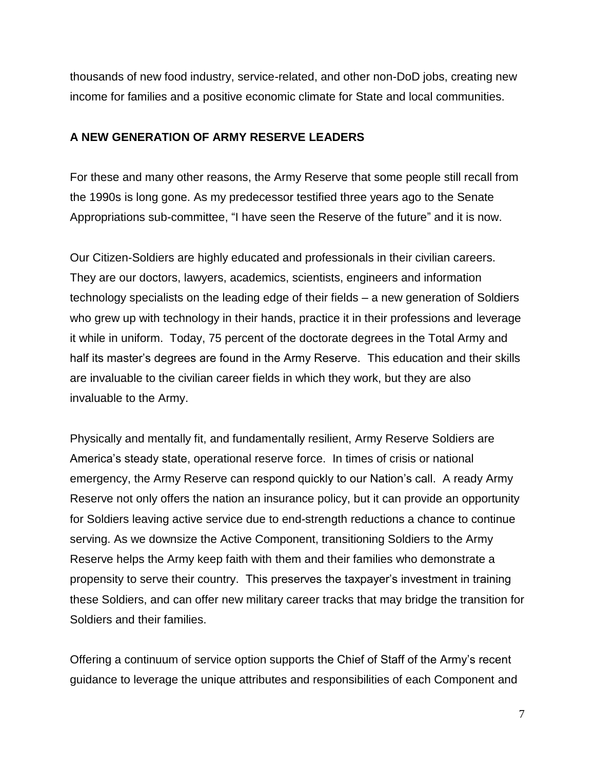thousands of new food industry, service-related, and other non-DoD jobs, creating new income for families and a positive economic climate for State and local communities.

## A NEW GENERATION OF ARMY RESERVE LEADERS

For these and many other reasons, the Army Reserve that some people still recall from the 1990s is long gone. As my predecessor testified three years ago to the Senate Appropriations sub-committee, "I have seen the Reserve of the future" and it is now.

Our Citizen-Soldiers are highly educated and professionals in their civilian careers. They are our doctors, lawyers, academics, scientists, engineers and information technology specialists on the leading edge of their fields – a new generation of Soldiers who grew up with technology in their hands, practice it in their professions and leverage it while in uniform. Today, 75 percent of the doctorate degrees in the Total Army and half its master's degrees are found in the Army Reserve. This education and their skills are invaluable to the civilian career fields in which they work, but they are also invaluable to the Army.

Physically and mentally fit, and fundamentally resilient, Army Reserve Soldiers are America's steady state, operational reserve force. In times of crisis or national emergency, the Army Reserve can respond quickly to our Nation's call. A ready Army Reserve not only offers the nation an insurance policy, but it can provide an opportunity for Soldiers leaving active service due to end-strength reductions a chance to continue serving. As we downsize the Active Component, transitioning Soldiers to the Army Reserve helps the Army keep faith with them and their families who demonstrate a propensity to serve their country. This preserves the taxpayer's investment in training these Soldiers, and can offer new military career tracks that may bridge the transition for Soldiers and their families.

Offering a continuum of service option supports the Chief of Staff of the Army's recent guidance to leverage the unique attributes and responsibilities of each Component and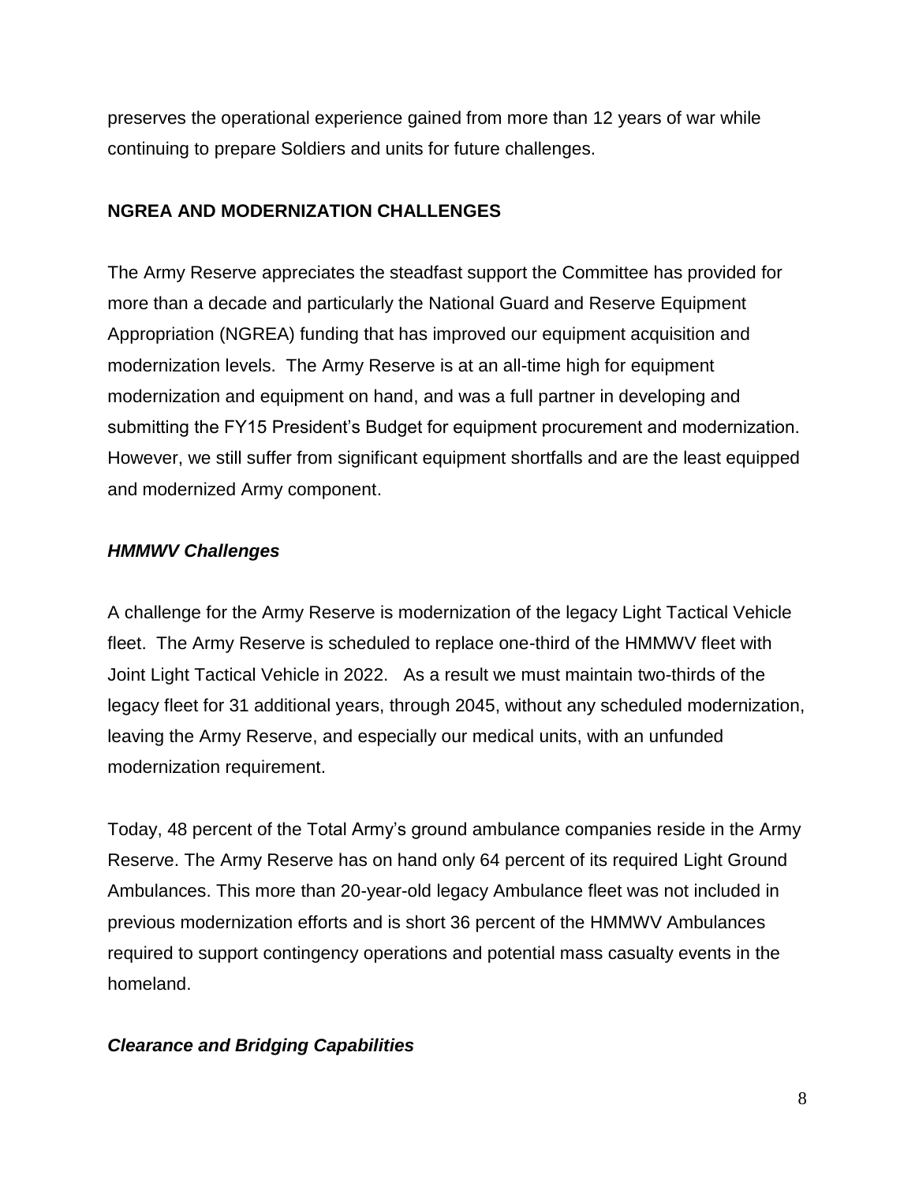preserves the operational experience gained from more than 12 years of war while continuing to prepare Soldiers and units for future challenges.

## NGREA AND MODERNIZATION CHALLENGES

The Army Reserve appreciates the steadfast support the Committee has provided for more than a decade and particularly the National Guard and Reserve Equipment Appropriation (NGREA) funding that has improved our equipment acquisition and modernization levels. The Army Reserve is at an all-time high for equipment modernization and equipment on hand, and was a full partner in developing and submitting the FY15 President's Budget for equipment procurement and modernization. However, we still suffer from significant equipment shortfalls and are the least equipped and modernized Army component.

### *HMMWV Challenges*

A challenge for the Army Reserve is modernization of the legacy Light Tactical Vehicle fleet. The Army Reserve is scheduled to replace one-third of the HMMWV fleet with Joint Light Tactical Vehicle in 2022. As a result we must maintain two-thirds of the legacy fleet for 31 additional years, through 2045, without any scheduled modernization, leaving the Army Reserve, and especially our medical units, with an unfunded modernization requirement.

Today, 48 percent of the Total Army's ground ambulance companies reside in the Army Reserve. The Army Reserve has on hand only 64 percent of its required Light Ground Ambulances. This more than 20-year-old legacy Ambulance fleet was not included in previous modernization efforts and is short 36 percent of the HMMWV Ambulances required to support contingency operations and potential mass casualty events in the homeland.

### *Clearance and Bridging Capabilities*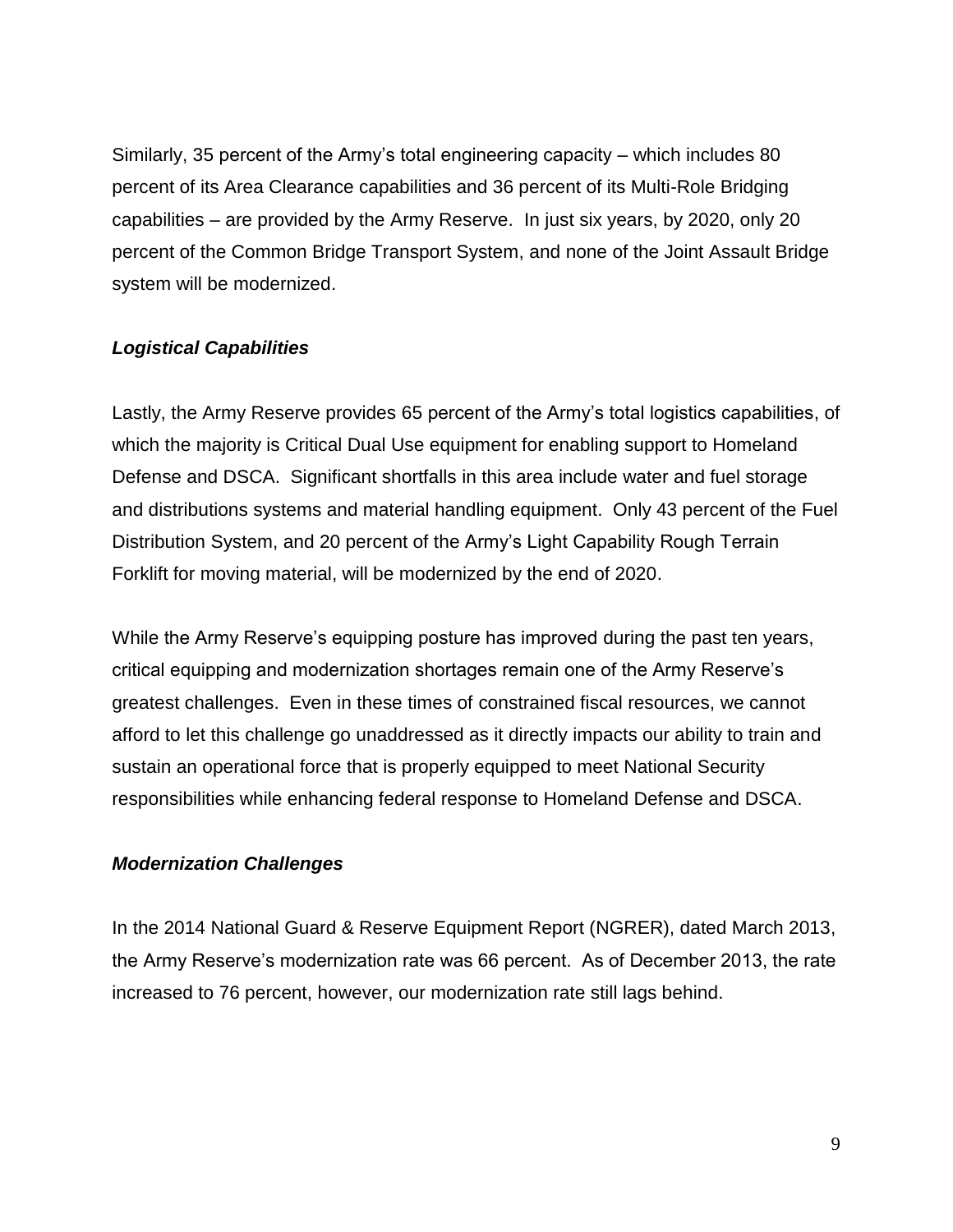Similarly, 35 percent of the Army's total engineering capacity – which includes 80 percent of its Area Clearance capabilities and 36 percent of its Multi-Role Bridging capabilities – are provided by the Army Reserve. In just six years, by 2020, only 20 percent of the Common Bridge Transport System, and none of the Joint Assault Bridge system will be modernized.

### *Logistical Capabilities*

Lastly, the Army Reserve provides 65 percent of the Army's total logistics capabilities, of which the majority is Critical Dual Use equipment for enabling support to Homeland Defense and DSCA. Significant shortfalls in this area include water and fuel storage and distributions systems and material handling equipment. Only 43 percent of the Fuel Distribution System, and 20 percent of the Army's Light Capability Rough Terrain Forklift for moving material, will be modernized by the end of 2020.

While the Army Reserve's equipping posture has improved during the past ten years, critical equipping and modernization shortages remain one of the Army Reserve's greatest challenges. Even in these times of constrained fiscal resources, we cannot afford to let this challenge go unaddressed as it directly impacts our ability to train and sustain an operational force that is properly equipped to meet National Security responsibilities while enhancing federal response to Homeland Defense and DSCA.

### *Modernization Challenges*

In the 2014 National Guard & Reserve Equipment Report (NGRER), dated March 2013, the Army Reserve's modernization rate was 66 percent. As of December 2013, the rate increased to 76 percent, however, our modernization rate still lags behind.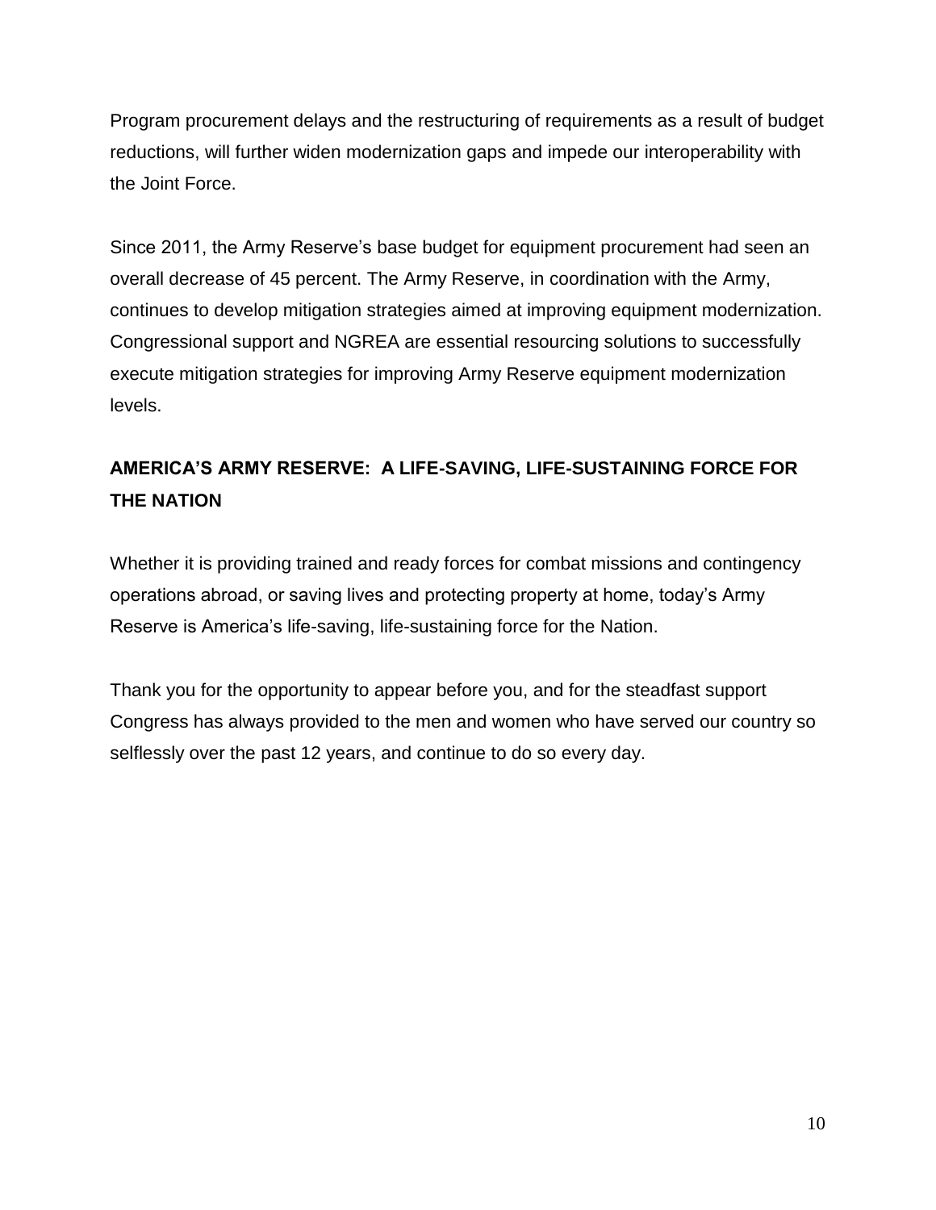Program procurement delays and the restructuring of requirements as a result of budget reductions, will further widen modernization gaps and impede our interoperability with the Joint Force.

Since 2011, the Army Reserve's base budget for equipment procurement had seen an overall decrease of 45 percent. The Army Reserve, in coordination with the Army, continues to develop mitigation strategies aimed at improving equipment modernization. Congressional support and NGREA are essential resourcing solutions to successfully execute mitigation strategies for improving Army Reserve equipment modernization levels.

## AMERICA'S ARMY RESERVE: A LIFE-SAVING, LIFE-SUSTAINING FORCE FOR THE NATION

Whether it is providing trained and ready forces for combat missions and contingency operations abroad, or saving lives and protecting property at home, today's Army Reserve is America's life-saving, life-sustaining force for the Nation.

Thank you for the opportunity to appear before you, and for the steadfast support Congress has always provided to the men and women who have served our country so selflessly over the past 12 years, and continue to do so every day.